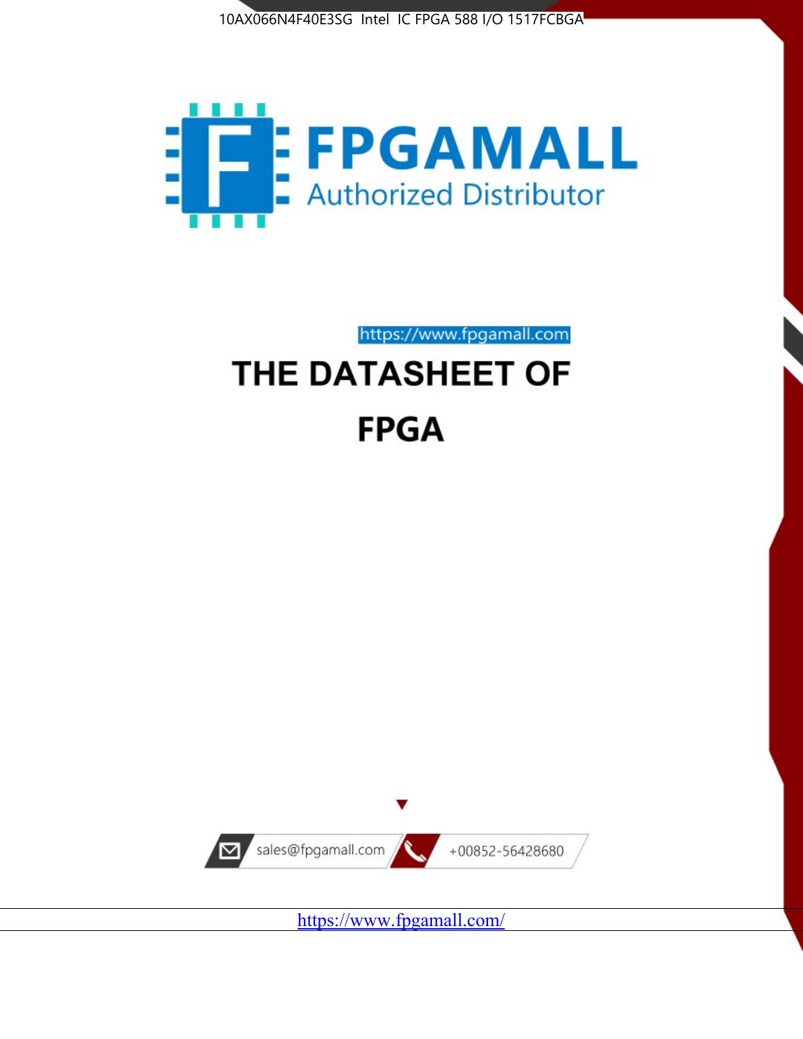10AX066N4F40E3SG Intel IC FPGA 588 I/O 1517FCBGA

FPGAMALL

Authorized Distributor

https://www.fpgamall.com

# THE DATASHEET OF

# FPGA

sales@fpgamall.com

+00852-56428680

https://www.fpgamall.com/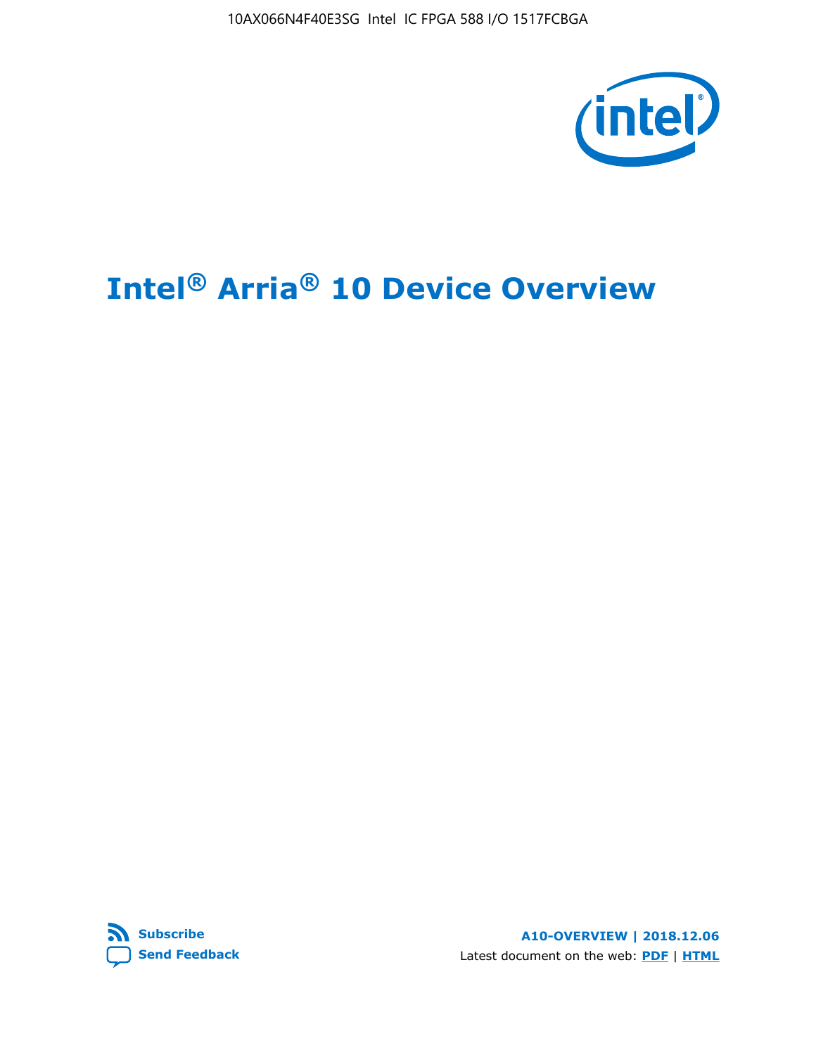# Intel® Arria® 10 Device Overview

Subscribe

Send Feedback

A10-OVERVIEW | 2018.12.06

Latest document on the web: PDF | HTML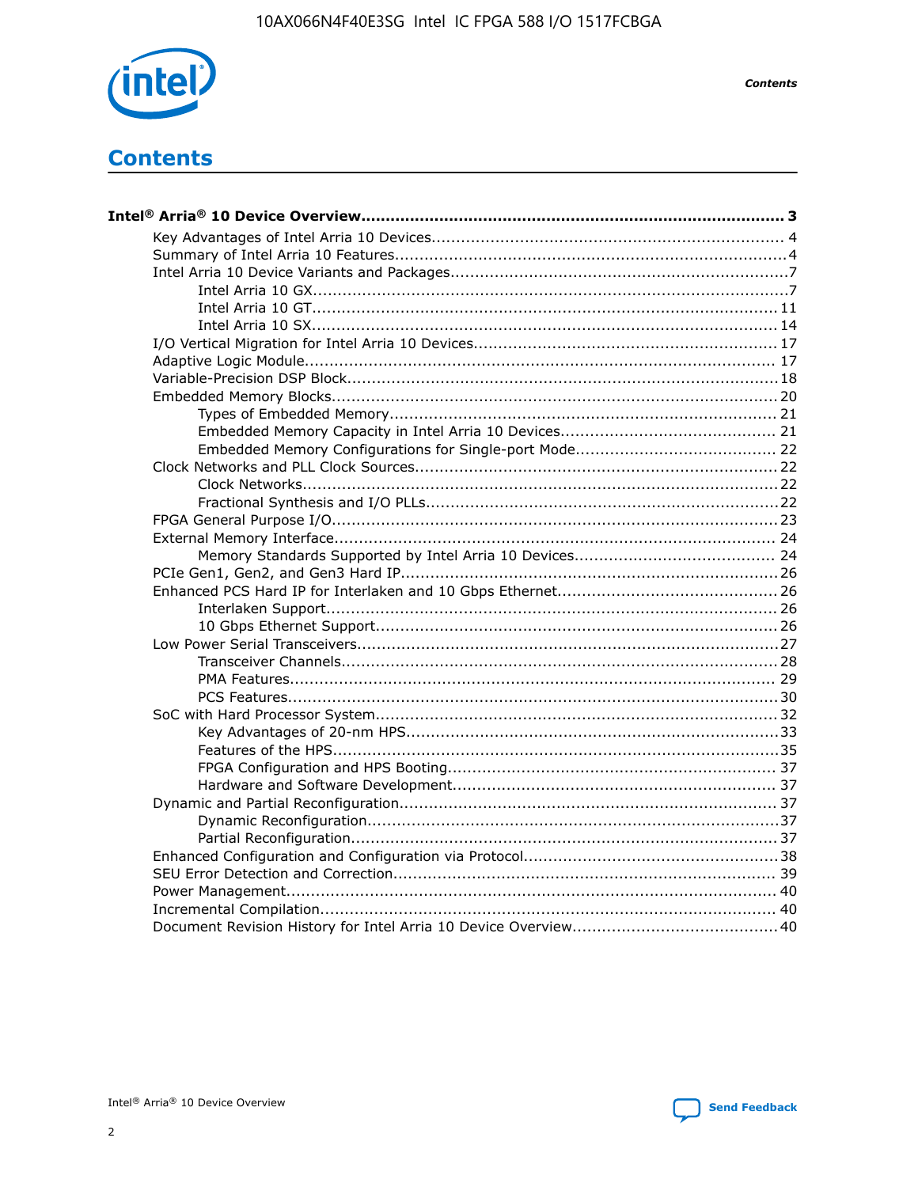# Contents

**Intel® Arria® 10 Device Overview....................................................................................... 3**

- Key Advantages of Intel Arria 10 Devices........................................................................ 4
- Summary of Intel Arria 10 Features................................................................................4
- Intel Arria 10 Device Variants and Packages.....................................................................7
  - Intel Arria 10 GX.................................................................................................7
  - Intel Arria 10 GT............................................................................................... 11
  - Intel Arria 10 SX............................................................................................... 14
- I/O Vertical Migration for Intel Arria 10 Devices.............................................................. 17
- Adaptive Logic Module................................................................................................ 17
- Variable-Precision DSP Block........................................................................................18
- Embedded Memory Blocks........................................................................................... 20
  - Types of Embedded Memory............................................................................... 21
  - Embedded Memory Capacity in Intel Arria 10 Devices............................................ 21
  - Embedded Memory Configurations for Single-port Mode......................................... 22
- Clock Networks and PLL Clock Sources.......................................................................... 22
  - Clock Networks.................................................................................................22
  - Fractional Synthesis and I/O PLLs........................................................................22
- FPGA General Purpose I/O.......................................................................................... 23
- External Memory Interface.......................................................................................... 24
  - Memory Standards Supported by Intel Arria 10 Devices......................................... 24
- PCIe Gen1, Gen2, and Gen3 Hard IP............................................................................. 26
- Enhanced PCS Hard IP for Interlaken and 10 Gbps Ethernet............................................. 26
  - Interlaken Support............................................................................................ 26
  - 10 Gbps Ethernet Support.................................................................................. 26
- Low Power Serial Transceivers..................................................................................... 27
  - Transceiver Channels......................................................................................... 28
  - PMA Features................................................................................................... 29
  - PCS Features....................................................................................................30
- SoC with Hard Processor System.................................................................................. 32
  - Key Advantages of 20-nm HPS............................................................................33
  - Features of the HPS...........................................................................................35
  - FPGA Configuration and HPS Booting................................................................... 37
  - Hardware and Software Development.................................................................. 37
- Dynamic and Partial Reconfiguration............................................................................. 37
  - Dynamic Reconfiguration....................................................................................37
  - Partial Reconfiguration.......................................................................................37
- Enhanced Configuration and Configuration via Protocol....................................................38
- SEU Error Detection and Correction.............................................................................. 39
- Power Management.................................................................................................... 40
- Incremental Compilation............................................................................................. 40
- Document Revision History for Intel Arria 10 Device Overview.......................................... 40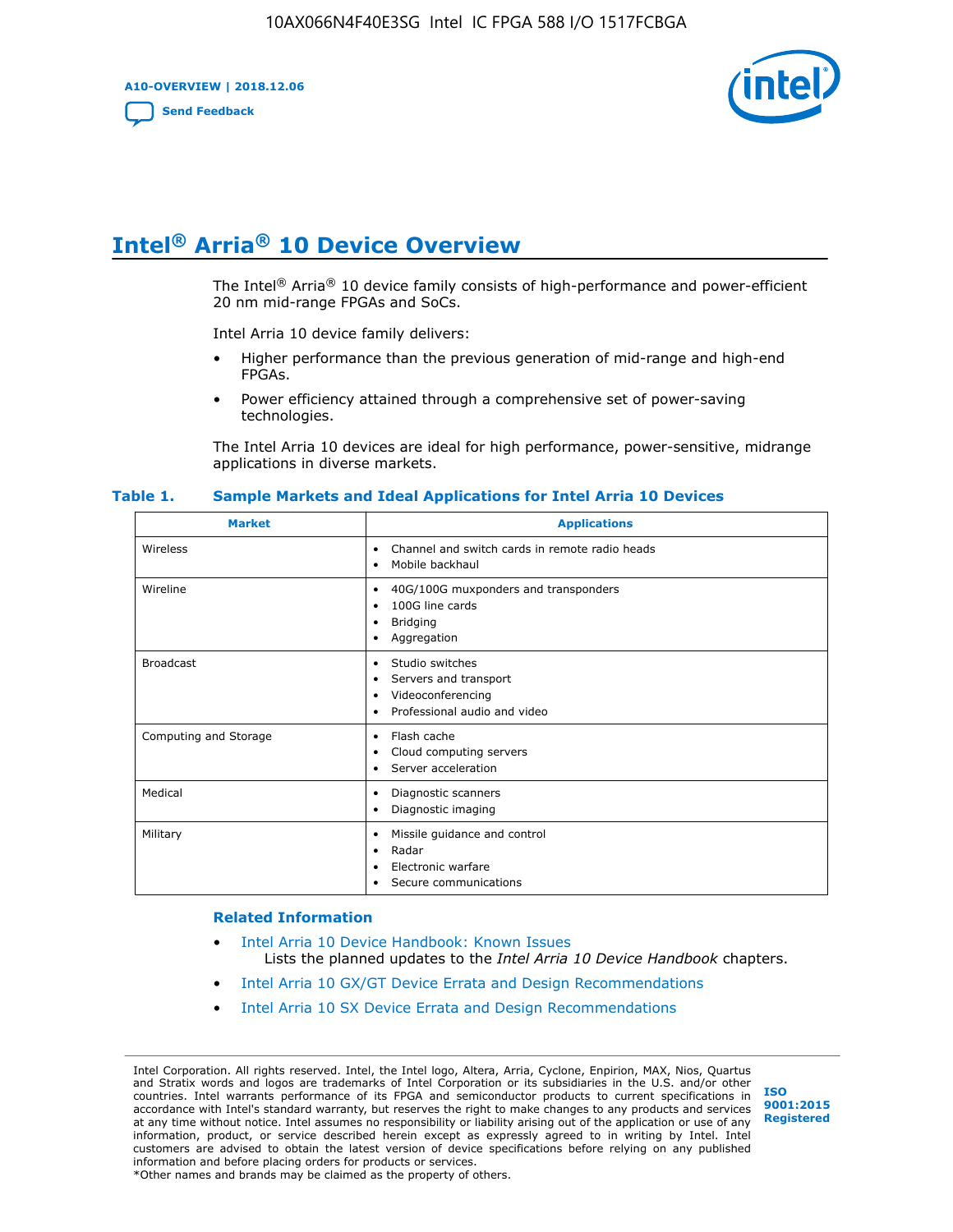# Intel® Arria® 10 Device Overview

The Intel® Arria® 10 device family consists of high-performance and power-efficient 20 nm mid-range FPGAs and SoCs.

Intel Arria 10 device family delivers:

- Higher performance than the previous generation of mid-range and high-end FPGAs.
- Power efficiency attained through a comprehensive set of power-saving technologies.

The Intel Arria 10 devices are ideal for high performance, power-sensitive, midrange applications in diverse markets.

**Table 1. Sample Markets and Ideal Applications for Intel Arria 10 Devices**

| Market | Applications |
|---|---|
| Wireless | • Channel and switch cards in remote radio heads<br>• Mobile backhaul |
| Wireline | • 40G/100G muxponders and transponders<br>• 100G line cards<br>• Bridging<br>• Aggregation |
| Broadcast | • Studio switches<br>• Servers and transport<br>• Videoconferencing<br>• Professional audio and video |
| Computing and Storage | • Flash cache<br>• Cloud computing servers<br>• Server acceleration |
| Medical | • Diagnostic scanners<br>• Diagnostic imaging |
| Military | • Missile guidance and control<br>• Radar<br>• Electronic warfare<br>• Secure communications |

### Related Information

- Intel Arria 10 Device Handbook: Known Issues
  Lists the planned updates to the *Intel Arria 10 Device Handbook* chapters.
- Intel Arria 10 GX/GT Device Errata and Design Recommendations
- Intel Arria 10 SX Device Errata and Design Recommendations

Intel Corporation. All rights reserved. Intel, the Intel logo, Altera, Arria, Cyclone, Enpirion, MAX, Nios, Quartus and Stratix words and logos are trademarks of Intel Corporation or its subsidiaries in the U.S. and/or other countries. Intel warrants performance of its FPGA and semiconductor products to current specifications in accordance with Intel's standard warranty, but reserves the right to make changes to any products and services at any time without notice. Intel assumes no responsibility or liability arising out of the application or use of any information, product, or service described herein except as expressly agreed to in writing by Intel. Intel customers are advised to obtain the latest version of device specifications before relying on any published information and before placing orders for products or services.
*Other names and brands may be claimed as the property of others.

ISO 9001:2015 Registered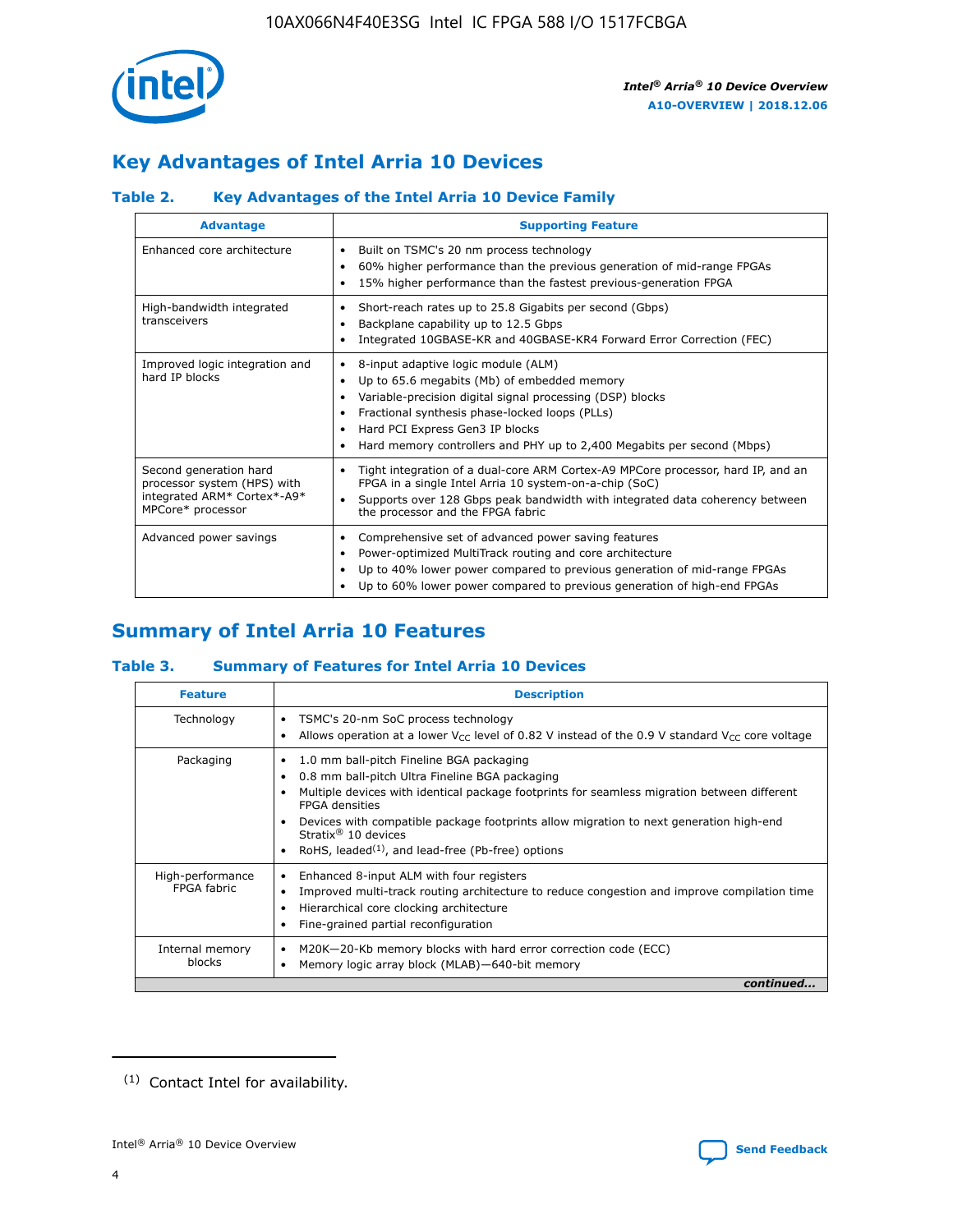## Key Advantages of Intel Arria 10 Devices

### Table 2. Key Advantages of the Intel Arria 10 Device Family

| Advantage | Supporting Feature |
| --- | --- |
| Enhanced core architecture | • Built on TSMC's 20 nm process technology<br>• 60% higher performance than the previous generation of mid-range FPGAs<br>• 15% higher performance than the fastest previous-generation FPGA |
| High-bandwidth integrated transceivers | • Short-reach rates up to 25.8 Gigabits per second (Gbps)<br>• Backplane capability up to 12.5 Gbps<br>• Integrated 10GBASE-KR and 40GBASE-KR4 Forward Error Correction (FEC) |
| Improved logic integration and hard IP blocks | • 8-input adaptive logic module (ALM)<br>• Up to 65.6 megabits (Mb) of embedded memory<br>• Variable-precision digital signal processing (DSP) blocks<br>• Fractional synthesis phase-locked loops (PLLs)<br>• Hard PCI Express Gen3 IP blocks<br>• Hard memory controllers and PHY up to 2,400 Megabits per second (Mbps) |
| Second generation hard processor system (HPS) with integrated ARM* Cortex*-A9* MPCore* processor | • Tight integration of a dual-core ARM Cortex-A9 MPCore processor, hard IP, and an FPGA in a single Intel Arria 10 system-on-a-chip (SoC)<br>• Supports over 128 Gbps peak bandwidth with integrated data coherency between the processor and the FPGA fabric |
| Advanced power savings | • Comprehensive set of advanced power saving features<br>• Power-optimized MultiTrack routing and core architecture<br>• Up to 40% lower power compared to previous generation of mid-range FPGAs<br>• Up to 60% lower power compared to previous generation of high-end FPGAs |

## Summary of Intel Arria 10 Features

### Table 3. Summary of Features for Intel Arria 10 Devices

| Feature | Description |
| --- | --- |
| Technology | • TSMC's 20-nm SoC process technology<br>• Allows operation at a lower $V_{CC}$ level of 0.82 V instead of the 0.9 V standard $V_{CC}$ core voltage |
| Packaging | • 1.0 mm ball-pitch Fineline BGA packaging<br>• 0.8 mm ball-pitch Ultra Fineline BGA packaging<br>• Multiple devices with identical package footprints for seamless migration between different FPGA densities<br>• Devices with compatible package footprints allow migration to next generation high-end Stratix® 10 devices<br>• RoHS, leaded[1], and lead-free (Pb-free) options |
| High-performance FPGA fabric | • Enhanced 8-input ALM with four registers<br>• Improved multi-track routing architecture to reduce congestion and improve compilation time<br>• Hierarchical core clocking architecture<br>• Fine-grained partial reconfiguration |
| Internal memory blocks | • M20K—20-Kb memory blocks with hard error correction code (ECC)<br>• Memory logic array block (MLAB)—640-bit memory |

*continued...*

(1) Contact Intel for availability.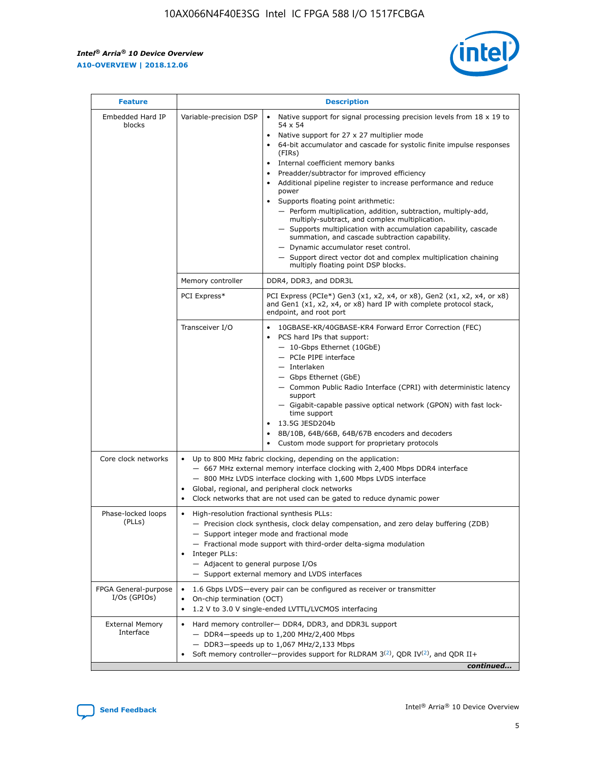| Feature | Description | |
|---|---|---|
| Embedded Hard IP blocks | Variable-precision DSP | • Native support for signal processing precision levels from 18 x 19 to 54 x 54<br>• Native support for 27 x 27 multiplier mode<br>• 64-bit accumulator and cascade for systolic finite impulse responses (FIRs)<br>• Internal coefficient memory banks<br>• Preadder/subtractor for improved efficiency<br>• Additional pipeline register to increase performance and reduce power<br>• Supports floating point arithmetic:<br>— Perform multiplication, addition, subtraction, multiply-add, multiply-subtract, and complex multiplication.<br>— Supports multiplication with accumulation capability, cascade summation, and cascade subtraction capability.<br>— Dynamic accumulator reset control.<br>— Support direct vector dot and complex multiplication chaining multiply floating point DSP blocks. |
| | Memory controller | DDR4, DDR3, and DDR3L |
| | PCI Express* | PCI Express (PCIe*) Gen3 (x1, x2, x4, or x8), Gen2 (x1, x2, x4, or x8) and Gen1 (x1, x2, x4, or x8) hard IP with complete protocol stack, endpoint, and root port |
| | Transceiver I/O | • 10GBASE-KR/40GBASE-KR4 Forward Error Correction (FEC)<br>• PCS hard IPs that support:<br>— 10-Gbps Ethernet (10GbE)<br>— PCIe PIPE interface<br>— Interlaken<br>— Gbps Ethernet (GbE)<br>— Common Public Radio Interface (CPRI) with deterministic latency support<br>— Gigabit-capable passive optical network (GPON) with fast lock-time support<br>• 13.5G JESD204b<br>• 8B/10B, 64B/66B, 64B/67B encoders and decoders<br>• Custom mode support for proprietary protocols |
| Core clock networks | • Up to 800 MHz fabric clocking, depending on the application:<br>— 667 MHz external memory interface clocking with 2,400 Mbps DDR4 interface<br>— 800 MHz LVDS interface clocking with 1,600 Mbps LVDS interface<br>• Global, regional, and peripheral clock networks<br>• Clock networks that are not used can be gated to reduce dynamic power | |
| Phase-locked loops (PLLs) | • High-resolution fractional synthesis PLLs:<br>— Precision clock synthesis, clock delay compensation, and zero delay buffering (ZDB)<br>— Support integer mode and fractional mode<br>— Fractional mode support with third-order delta-sigma modulation<br>• Integer PLLs:<br>— Adjacent to general purpose I/Os<br>— Support external memory and LVDS interfaces | |
| FPGA General-purpose I/Os (GPIOs) | • 1.6 Gbps LVDS—every pair can be configured as receiver or transmitter<br>• On-chip termination (OCT)<br>• 1.2 V to 3.0 V single-ended LVTTL/LVCMOS interfacing | |
| External Memory Interface | • Hard memory controller— DDR4, DDR3, and DDR3L support<br>— DDR4—speeds up to 1,200 MHz/2,400 Mbps<br>— DDR3—speeds up to 1,067 MHz/2,133 Mbps<br>• Soft memory controller—provides support for RLDRAM 3[(2)], QDR IV[(2)], and QDR II+ | |

*continued...*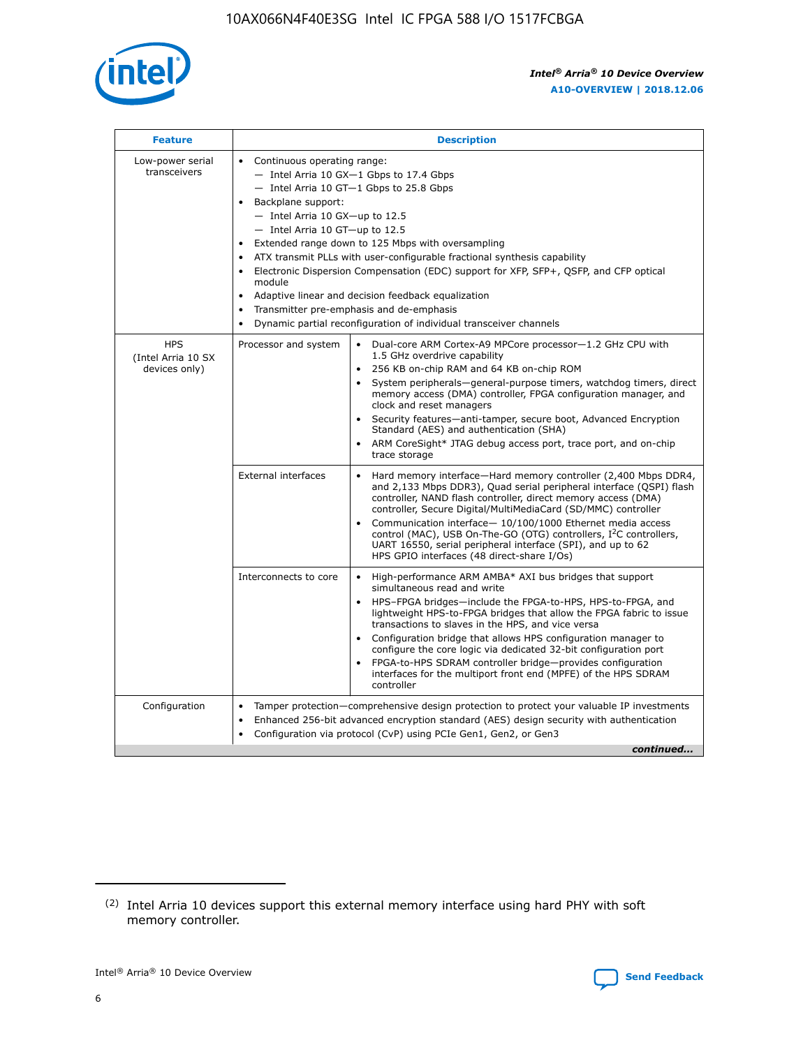| Feature | Description | |
|---|---|---|
| Low-power serial transceivers | • Continuous operating range:<br>— Intel Arria 10 GX—1 Gbps to 17.4 Gbps<br>— Intel Arria 10 GT—1 Gbps to 25.8 Gbps<br>• Backplane support:<br>— Intel Arria 10 GX—up to 12.5<br>— Intel Arria 10 GT—up to 12.5<br>• Extended range down to 125 Mbps with oversampling<br>• ATX transmit PLLs with user-configurable fractional synthesis capability<br>• Electronic Dispersion Compensation (EDC) support for XFP, SFP+, QSFP, and CFP optical module<br>• Adaptive linear and decision feedback equalization<br>• Transmitter pre-emphasis and de-emphasis<br>• Dynamic partial reconfiguration of individual transceiver channels | |
| HPS (Intel Arria 10 SX devices only) | Processor and system | • Dual-core ARM Cortex-A9 MPCore processor—1.2 GHz CPU with 1.5 GHz overdrive capability<br>• 256 KB on-chip RAM and 64 KB on-chip ROM<br>• System peripherals—general-purpose timers, watchdog timers, direct memory access (DMA) controller, FPGA configuration manager, and clock and reset managers<br>• Security features—anti-tamper, secure boot, Advanced Encryption Standard (AES) and authentication (SHA)<br>• ARM CoreSight* JTAG debug access port, trace port, and on-chip trace storage |
| | External interfaces | • Hard memory interface—Hard memory controller (2,400 Mbps DDR4, and 2,133 Mbps DDR3), Quad serial peripheral interface (QSPI) flash controller, NAND flash controller, direct memory access (DMA) controller, Secure Digital/MultiMediaCard (SD/MMC) controller<br>• Communication interface— 10/100/1000 Ethernet media access control (MAC), USB On-The-GO (OTG) controllers, I$^2$C controllers, UART 16550, serial peripheral interface (SPI), and up to 62 HPS GPIO interfaces (48 direct-share I/Os) |
| | Interconnects to core | • High-performance ARM AMBA* AXI bus bridges that support simultaneous read and write<br>• HPS–FPGA bridges—include the FPGA-to-HPS, HPS-to-FPGA, and lightweight HPS-to-FPGA bridges that allow the FPGA fabric to issue transactions to slaves in the HPS, and vice versa<br>• Configuration bridge that allows HPS configuration manager to configure the core logic via dedicated 32-bit configuration port<br>• FPGA-to-HPS SDRAM controller bridge—provides configuration interfaces for the multiport front end (MPFE) of the HPS SDRAM controller |
| Configuration | • Tamper protection—comprehensive design protection to protect your valuable IP investments<br>• Enhanced 256-bit advanced encryption standard (AES) design security with authentication<br>• Configuration via protocol (CvP) using PCIe Gen1, Gen2, or Gen3 | |

*continued...*

(2) Intel Arria 10 devices support this external memory interface using hard PHY with soft memory controller.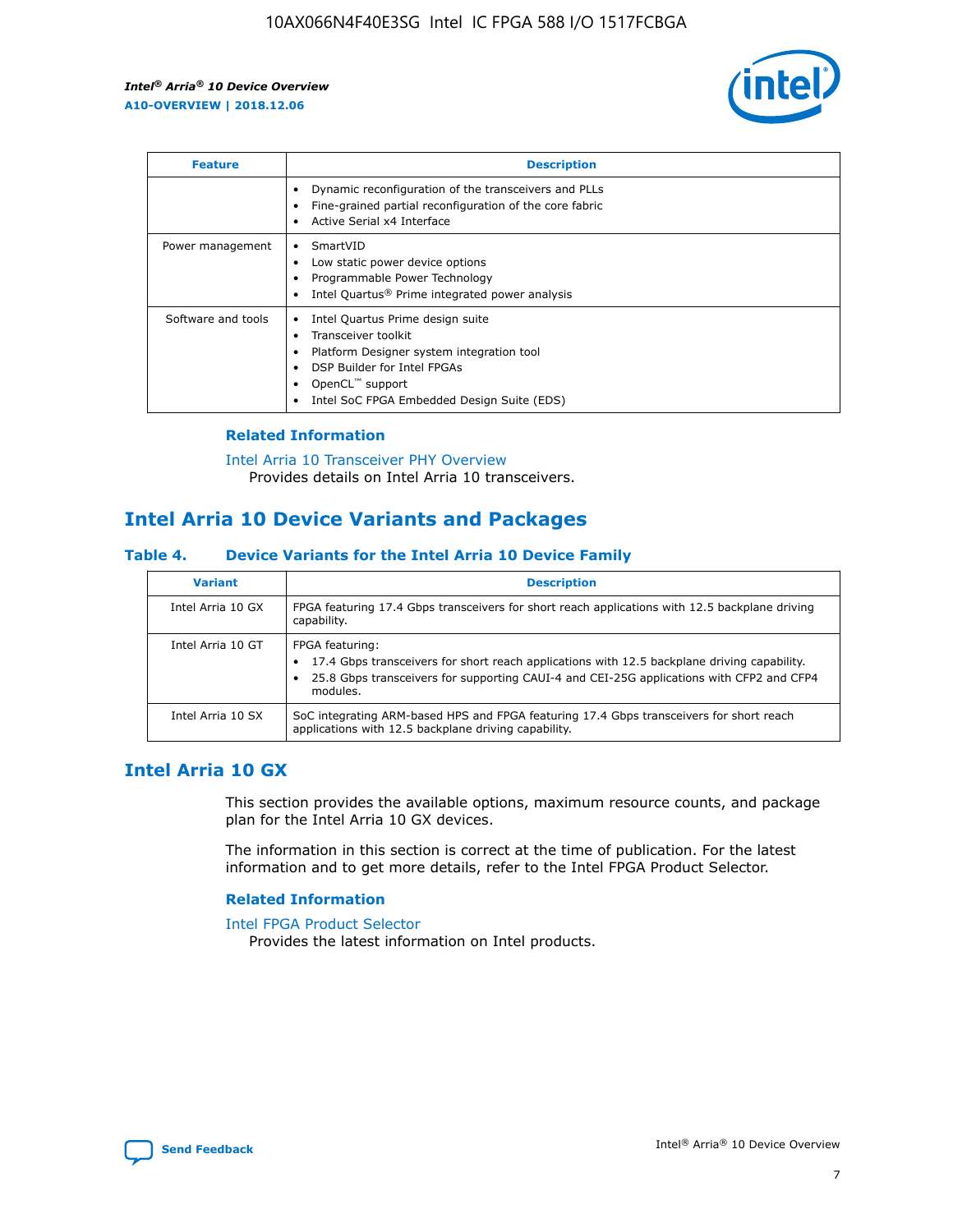| Feature | Description |
| --- | --- |
| | • Dynamic reconfiguration of the transceivers and PLLs<br>• Fine-grained partial reconfiguration of the core fabric<br>• Active Serial x4 Interface |
| Power management | • SmartVID<br>• Low static power device options<br>• Programmable Power Technology<br>• Intel Quartus® Prime integrated power analysis |
| Software and tools | • Intel Quartus Prime design suite<br>• Transceiver toolkit<br>• Platform Designer system integration tool<br>• DSP Builder for Intel FPGAs<br>• OpenCL™ support<br>• Intel SoC FPGA Embedded Design Suite (EDS) |

### Related Information

Intel Arria 10 Transceiver PHY Overview
Provides details on Intel Arria 10 transceivers.

## Intel Arria 10 Device Variants and Packages

### Table 4. Device Variants for the Intel Arria 10 Device Family

| Variant | Description |
| --- | --- |
| Intel Arria 10 GX | FPGA featuring 17.4 Gbps transceivers for short reach applications with 12.5 backplane driving capability. |
| Intel Arria 10 GT | FPGA featuring:<br>• 17.4 Gbps transceivers for short reach applications with 12.5 backplane driving capability.<br>• 25.8 Gbps transceivers for supporting CAUI-4 and CEI-25G applications with CFP2 and CFP4 modules. |
| Intel Arria 10 SX | SoC integrating ARM-based HPS and FPGA featuring 17.4 Gbps transceivers for short reach applications with 12.5 backplane driving capability. |

## Intel Arria 10 GX

This section provides the available options, maximum resource counts, and package plan for the Intel Arria 10 GX devices.

The information in this section is correct at the time of publication. For the latest information and to get more details, refer to the Intel FPGA Product Selector.

### Related Information

Intel FPGA Product Selector
Provides the latest information on Intel products.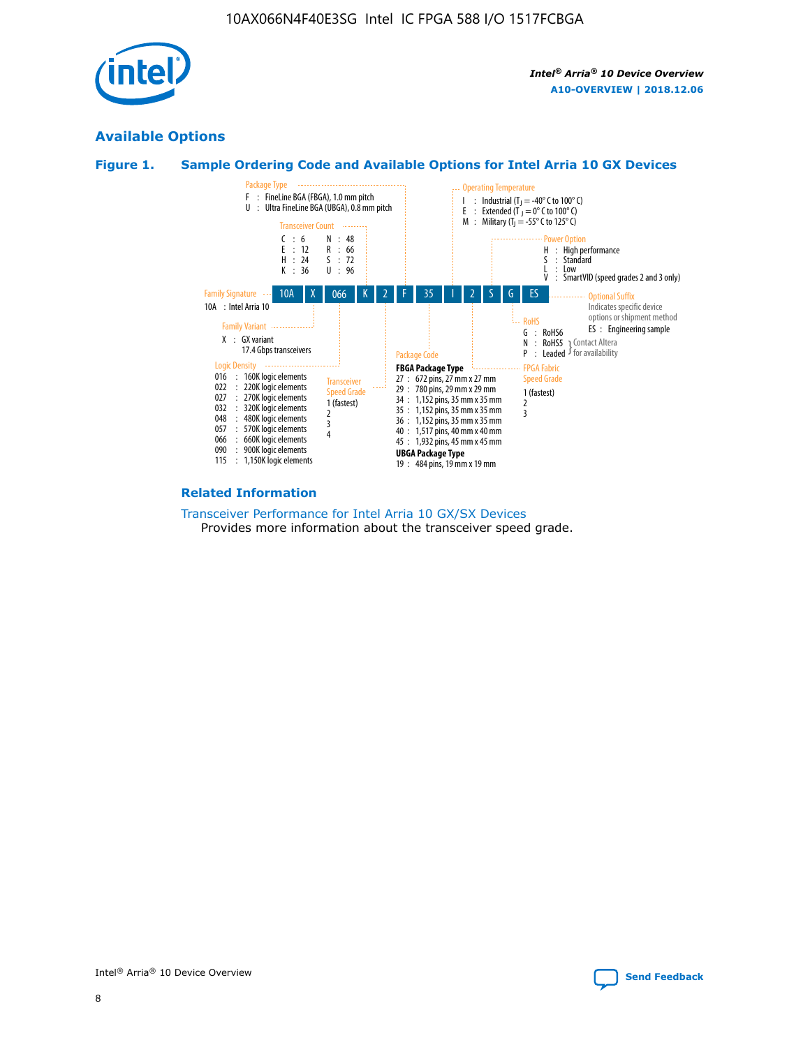## Available Options

### Figure 1. Sample Ordering Code and Available Options for Intel Arria 10 GX Devices

| 10A | X | 066 | K | 2 | F | 35 | I | 2 | S | G | ES |
|---|---|---|---|---|---|---|---|---|---|---|---|

**Family Signature**
- 10A : Intel Arria 10

**Family Variant**
- X : GX variant
  17.4 Gbps transceivers

**Logic Density**
- 016 : 160K logic elements
- 022 : 220K logic elements
- 027 : 270K logic elements
- 032 : 320K logic elements
- 048 : 480K logic elements
- 057 : 570K logic elements
- 066 : 660K logic elements
- 090 : 900K logic elements
- 115 : 1,150K logic elements

**Transceiver Count**
- C : 6
- E : 12
- H : 24
- K : 36
- N : 48
- R : 66
- S : 72
- U : 96

**Transceiver Speed Grade**
- 1 (fastest)
- 2
- 3
- 4

**Package Type**
- F : FineLine BGA (FBGA), 1.0 mm pitch
- U : Ultra FineLine BGA (UBGA), 0.8 mm pitch

**Package Code**

FBGA Package Type
- 27 : 672 pins, 27 mm x 27 mm
- 29 : 780 pins, 29 mm x 29 mm
- 34 : 1,152 pins, 35 mm x 35 mm
- 35 : 1,152 pins, 35 mm x 35 mm
- 36 : 1,152 pins, 35 mm x 35 mm
- 40 : 1,517 pins, 40 mm x 40 mm
- 45 : 1,932 pins, 45 mm x 45 mm

UBGA Package Type
- 19 : 484 pins, 19 mm x 19 mm

**Operating Temperature**
- I : Industrial ($T_J$ = -40° C to 100° C)
- E : Extended ($T_J$ = 0° C to 100° C)
- M : Military ($T_J$ = -55° C to 125° C)

**FPGA Fabric Speed Grade**
- 1 (fastest)
- 2
- 3

**Power Option**
- H : High performance
- S : Standard
- L : Low
- V : SmartVID (speed grades 2 and 3 only)

**RoHS**
- G : RoHS6
- N : RoHS5 (Contact Altera for availability)
- P : Leaded (Contact Altera for availability)

**Optional Suffix**

Indicates specific device options or shipment method
- ES : Engineering sample

### Related Information

Transceiver Performance for Intel Arria 10 GX/SX Devices
: Provides more information about the transceiver speed grade.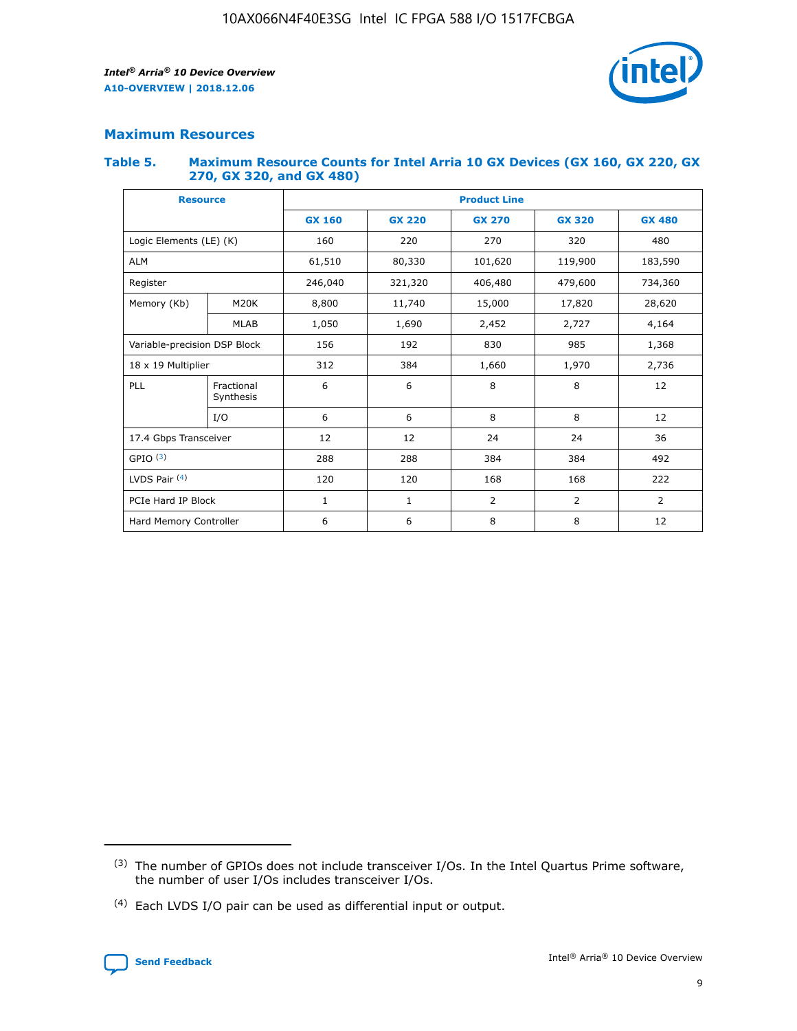## Maximum Resources

### Table 5. Maximum Resource Counts for Intel Arria 10 GX Devices (GX 160, GX 220, GX 270, GX 320, and GX 480)

| Resource | | Product Line | | | | |
|---|---|---|---|---|---|---|
| | | GX 160 | GX 220 | GX 270 | GX 320 | GX 480 |
| Logic Elements (LE) (K) | | 160 | 220 | 270 | 320 | 480 |
| ALM | | 61,510 | 80,330 | 101,620 | 119,900 | 183,590 |
| Register | | 246,040 | 321,320 | 406,480 | 479,600 | 734,360 |
| Memory (Kb) | M20K | 8,800 | 11,740 | 15,000 | 17,820 | 28,620 |
| | MLAB | 1,050 | 1,690 | 2,452 | 2,727 | 4,164 |
| Variable-precision DSP Block | | 156 | 192 | 830 | 985 | 1,368 |
| 18 x 19 Multiplier | | 312 | 384 | 1,660 | 1,970 | 2,736 |
| PLL | Fractional Synthesis | 6 | 6 | 8 | 8 | 12 |
| | I/O | 6 | 6 | 8 | 8 | 12 |
| 17.4 Gbps Transceiver | | 12 | 12 | 24 | 24 | 36 |
| GPIO [(3)] | | 288 | 288 | 384 | 384 | 492 |
| LVDS Pair [(4)] | | 120 | 120 | 168 | 168 | 222 |
| PCIe Hard IP Block | | 1 | 1 | 2 | 2 | 2 |
| Hard Memory Controller | | 6 | 6 | 8 | 8 | 12 |

[(3)] The number of GPIOs does not include transceiver I/Os. In the Intel Quartus Prime software, the number of user I/Os includes transceiver I/Os.

[(4)] Each LVDS I/O pair can be used as differential input or output.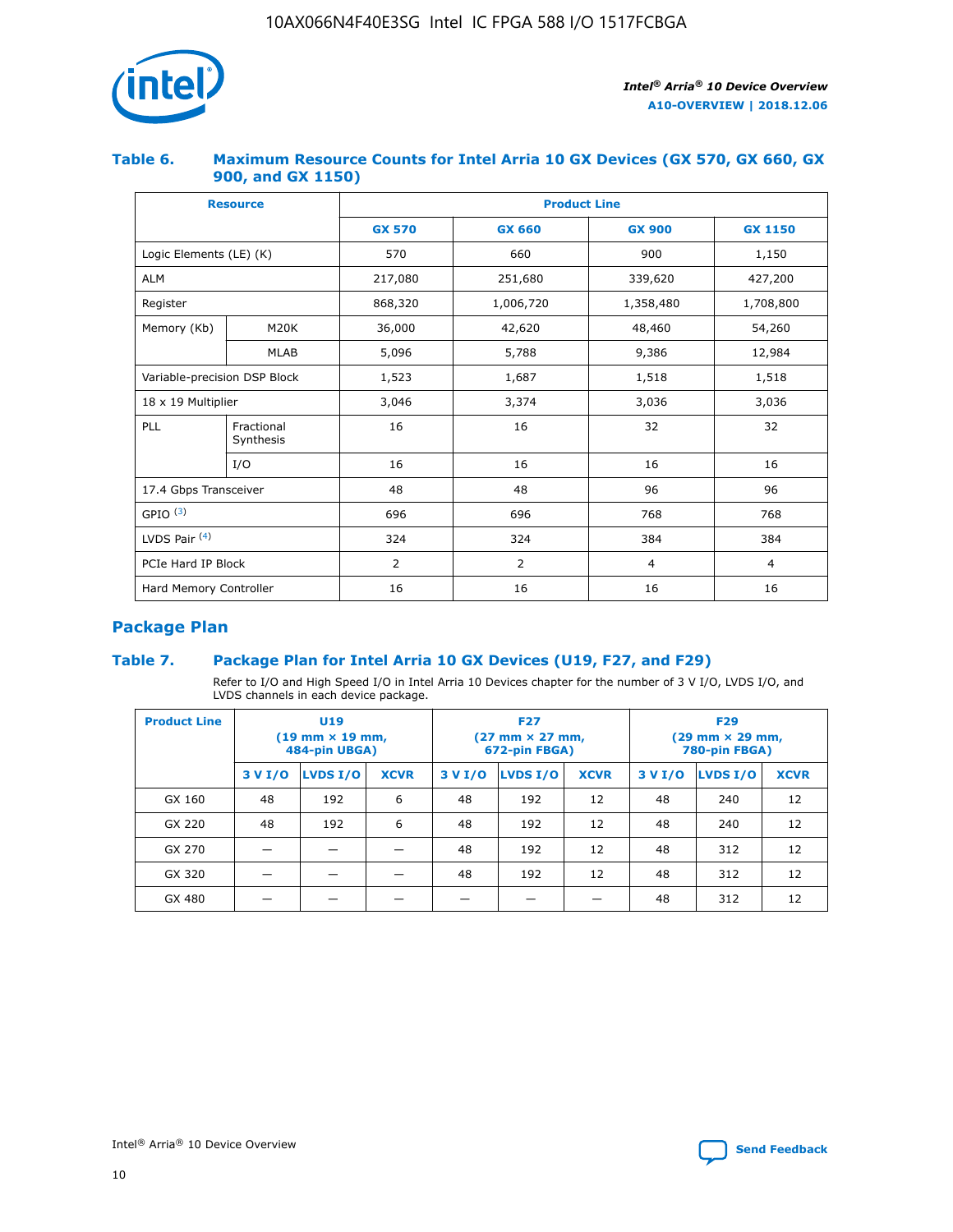### Table 6. Maximum Resource Counts for Intel Arria 10 GX Devices (GX 570, GX 660, GX 900, and GX 1150)

| Resource | | Product Line | | | |
|---|---|---|---|---|---|
| | | GX 570 | GX 660 | GX 900 | GX 1150 |
| Logic Elements (LE) (K) | | 570 | 660 | 900 | 1,150 |
| ALM | | 217,080 | 251,680 | 339,620 | 427,200 |
| Register | | 868,320 | 1,006,720 | 1,358,480 | 1,708,800 |
| Memory (Kb) | M20K | 36,000 | 42,620 | 48,460 | 54,260 |
| | MLAB | 5,096 | 5,788 | 9,386 | 12,984 |
| Variable-precision DSP Block | | 1,523 | 1,687 | 1,518 | 1,518 |
| 18 x 19 Multiplier | | 3,046 | 3,374 | 3,036 | 3,036 |
| PLL | Fractional Synthesis | 16 | 16 | 32 | 32 |
| | I/O | 16 | 16 | 16 | 16 |
| 17.4 Gbps Transceiver | | 48 | 48 | 96 | 96 |
| GPIO [(3)] | | 696 | 696 | 768 | 768 |
| LVDS Pair [(4)] | | 324 | 324 | 384 | 384 |
| PCIe Hard IP Block | | 2 | 2 | 4 | 4 |
| Hard Memory Controller | | 16 | 16 | 16 | 16 |

## Package Plan

### Table 7. Package Plan for Intel Arria 10 GX Devices (U19, F27, and F29)

Refer to I/O and High Speed I/O in Intel Arria 10 Devices chapter for the number of 3 V I/O, LVDS I/O, and LVDS channels in each device package.

| Product Line | U19 (19 mm × 19 mm, 484-pin UBGA) | | | F27 (27 mm × 27 mm, 672-pin FBGA) | | | F29 (29 mm × 29 mm, 780-pin FBGA) | | |
|---|---|---|---|---|---|---|---|---|---|
| | 3 V I/O | LVDS I/O | XCVR | 3 V I/O | LVDS I/O | XCVR | 3 V I/O | LVDS I/O | XCVR |
| GX 160 | 48 | 192 | 6 | 48 | 192 | 12 | 48 | 240 | 12 |
| GX 220 | 48 | 192 | 6 | 48 | 192 | 12 | 48 | 240 | 12 |
| GX 270 | — | — | — | 48 | 192 | 12 | 48 | 312 | 12 |
| GX 320 | — | — | — | 48 | 192 | 12 | 48 | 312 | 12 |
| GX 480 | — | — | — | — | — | — | 48 | 312 | 12 |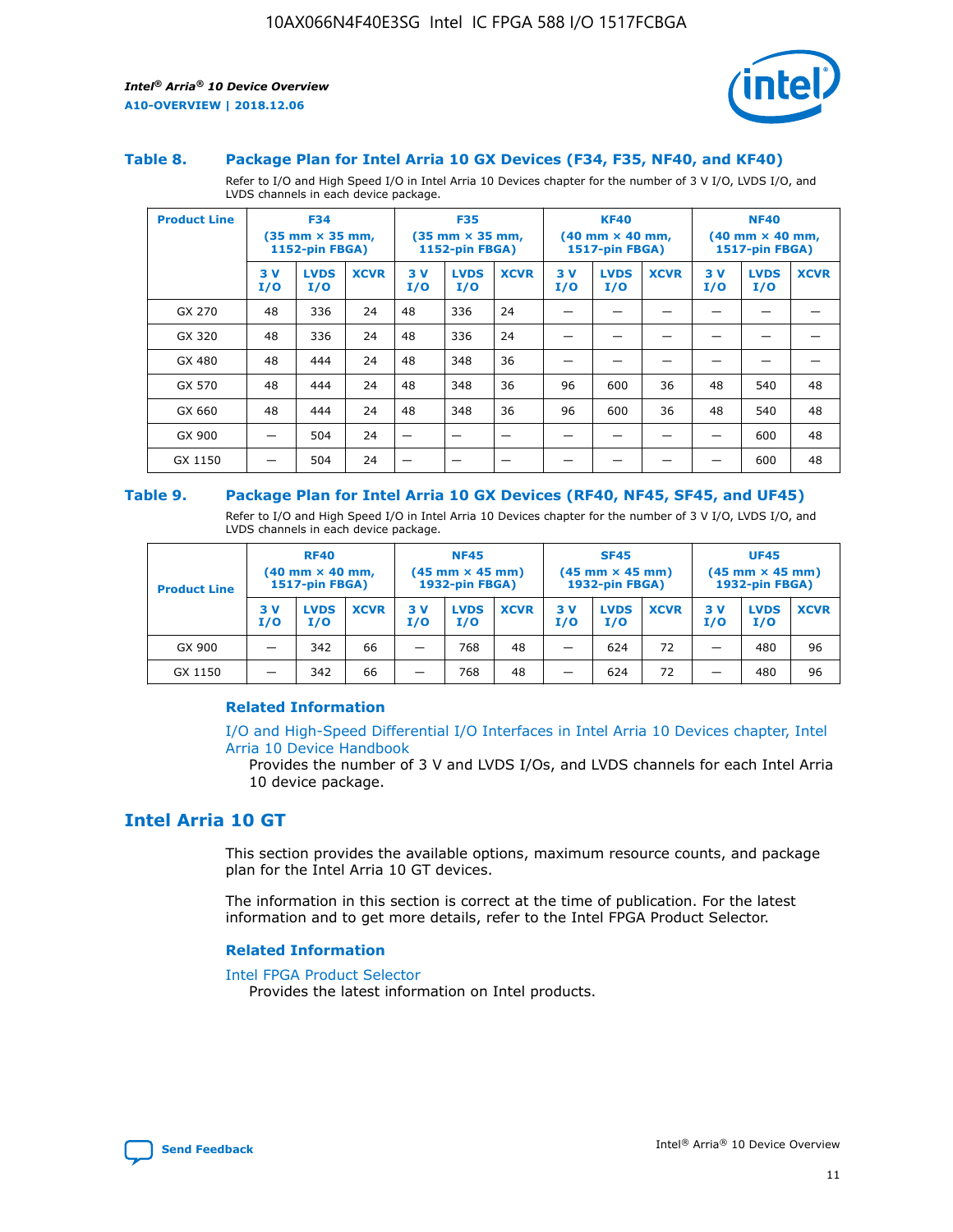### Table 8. Package Plan for Intel Arria 10 GX Devices (F34, F35, NF40, and KF40)

Refer to I/O and High Speed I/O in Intel Arria 10 Devices chapter for the number of 3 V I/O, LVDS I/O, and LVDS channels in each device package.

| Product Line | F34 (35 mm × 35 mm, 1152-pin FBGA) | | | F35 (35 mm × 35 mm, 1152-pin FBGA) | | | KF40 (40 mm × 40 mm, 1517-pin FBGA) | | | NF40 (40 mm × 40 mm, 1517-pin FBGA) | | |
|---|---|---|---|---|---|---|---|---|---|---|---|---|
| | 3 V I/O | LVDS I/O | XCVR | 3 V I/O | LVDS I/O | XCVR | 3 V I/O | LVDS I/O | XCVR | 3 V I/O | LVDS I/O | XCVR |
| GX 270 | 48 | 336 | 24 | 48 | 336 | 24 | — | — | — | — | — | — |
| GX 320 | 48 | 336 | 24 | 48 | 336 | 24 | — | — | — | — | — | — |
| GX 480 | 48 | 444 | 24 | 48 | 348 | 36 | — | — | — | — | — | — |
| GX 570 | 48 | 444 | 24 | 48 | 348 | 36 | 96 | 600 | 36 | 48 | 540 | 48 |
| GX 660 | 48 | 444 | 24 | 48 | 348 | 36 | 96 | 600 | 36 | 48 | 540 | 48 |
| GX 900 | — | 504 | 24 | — | — | — | — | — | — | — | 600 | 48 |
| GX 1150 | — | 504 | 24 | — | — | — | — | — | — | — | 600 | 48 |

### Table 9. Package Plan for Intel Arria 10 GX Devices (RF40, NF45, SF45, and UF45)

Refer to I/O and High Speed I/O in Intel Arria 10 Devices chapter for the number of 3 V I/O, LVDS I/O, and LVDS channels in each device package.

| Product Line | RF40 (40 mm × 40 mm, 1517-pin FBGA) | | | NF45 (45 mm × 45 mm) 1932-pin FBGA) | | | SF45 (45 mm × 45 mm) 1932-pin FBGA) | | | UF45 (45 mm × 45 mm) 1932-pin FBGA) | | |
|---|---|---|---|---|---|---|---|---|---|---|---|---|
| | 3 V I/O | LVDS I/O | XCVR | 3 V I/O | LVDS I/O | XCVR | 3 V I/O | LVDS I/O | XCVR | 3 V I/O | LVDS I/O | XCVR |
| GX 900 | — | 342 | 66 | — | 768 | 48 | — | 624 | 72 | — | 480 | 96 |
| GX 1150 | — | 342 | 66 | — | 768 | 48 | — | 624 | 72 | — | 480 | 96 |

#### Related Information

I/O and High-Speed Differential I/O Interfaces in Intel Arria 10 Devices chapter, Intel Arria 10 Device Handbook

Provides the number of 3 V and LVDS I/Os, and LVDS channels for each Intel Arria 10 device package.

## Intel Arria 10 GT

This section provides the available options, maximum resource counts, and package plan for the Intel Arria 10 GT devices.

The information in this section is correct at the time of publication. For the latest information and to get more details, refer to the Intel FPGA Product Selector.

#### Related Information

Intel FPGA Product Selector

Provides the latest information on Intel products.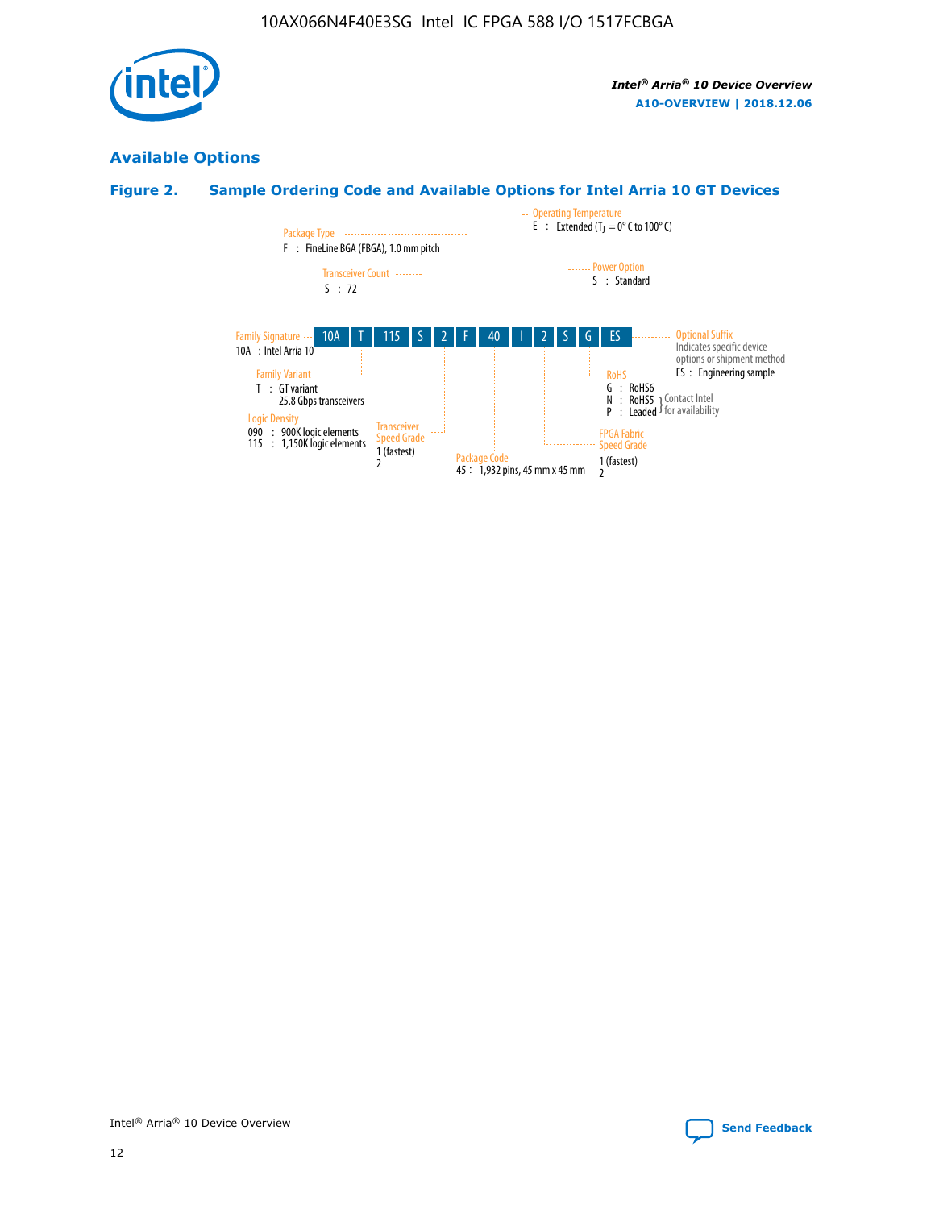## Available Options

### Figure 2. Sample Ordering Code and Available Options for Intel Arria 10 GT Devices

10A | T | 115 | S | 2 | F | 40 | I | 2 | S | G | ES

**Family Signature**
10A : Intel Arria 10

**Family Variant**
T : GT variant
25.8 Gbps transceivers

**Logic Density**
090 : 900K logic elements
115 : 1,150K logic elements

**Transceiver Count**
S : 72

**Transceiver Speed Grade**
1 (fastest)
2

**Package Type**
F : FineLine BGA (FBGA), 1.0 mm pitch

**Package Code**
45 : 1,932 pins, 45 mm x 45 mm

**Operating Temperature**
E : Extended ($T_J$ = 0° C to 100° C)

**FPGA Fabric Speed Grade**
1 (fastest)
2

**Power Option**
S : Standard

**RoHS**
G : RoHS6
N : RoHS5 } Contact Intel for availability
P : Leaded } Contact Intel for availability

**Optional Suffix**
Indicates specific device options or shipment method
ES : Engineering sample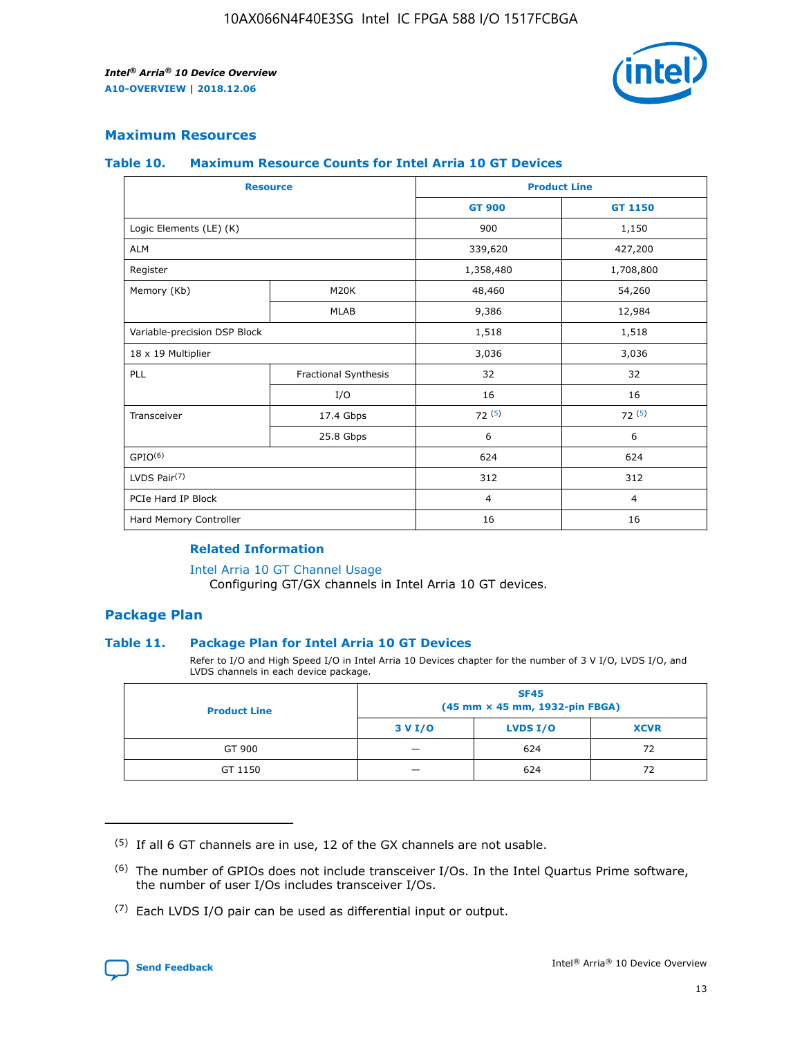## Maximum Resources

### Table 10. Maximum Resource Counts for Intel Arria 10 GT Devices

| Resource | | Product Line | |
|---|---|---|---|
| | | GT 900 | GT 1150 |
| Logic Elements (LE) (K) | | 900 | 1,150 |
| ALM | | 339,620 | 427,200 |
| Register | | 1,358,480 | 1,708,800 |
| Memory (Kb) | M20K | 48,460 | 54,260 |
| | MLAB | 9,386 | 12,984 |
| Variable-precision DSP Block | | 1,518 | 1,518 |
| 18 x 19 Multiplier | | 3,036 | 3,036 |
| PLL | Fractional Synthesis | 32 | 32 |
| | I/O | 16 | 16 |
| Transceiver | 17.4 Gbps | 72 (5) | 72 (5) |
| | 25.8 Gbps | 6 | 6 |
| GPIO(6) | | 624 | 624 |
| LVDS Pair(7) | | 312 | 312 |
| PCIe Hard IP Block | | 4 | 4 |
| Hard Memory Controller | | 16 | 16 |

#### Related Information

Intel Arria 10 GT Channel Usage
Configuring GT/GX channels in Intel Arria 10 GT devices.

## Package Plan

### Table 11. Package Plan for Intel Arria 10 GT Devices

Refer to I/O and High Speed I/O in Intel Arria 10 Devices chapter for the number of 3 V I/O, LVDS I/O, and LVDS channels in each device package.

| Product Line | SF45 (45 mm × 45 mm, 1932-pin FBGA) | | |
|---|---|---|---|
| | 3 V I/O | LVDS I/O | XCVR |
| GT 900 | — | 624 | 72 |
| GT 1150 | — | 624 | 72 |

(5) If all 6 GT channels are in use, 12 of the GX channels are not usable.

(6) The number of GPIOs does not include transceiver I/Os. In the Intel Quartus Prime software, the number of user I/Os includes transceiver I/Os.

(7) Each LVDS I/O pair can be used as differential input or output.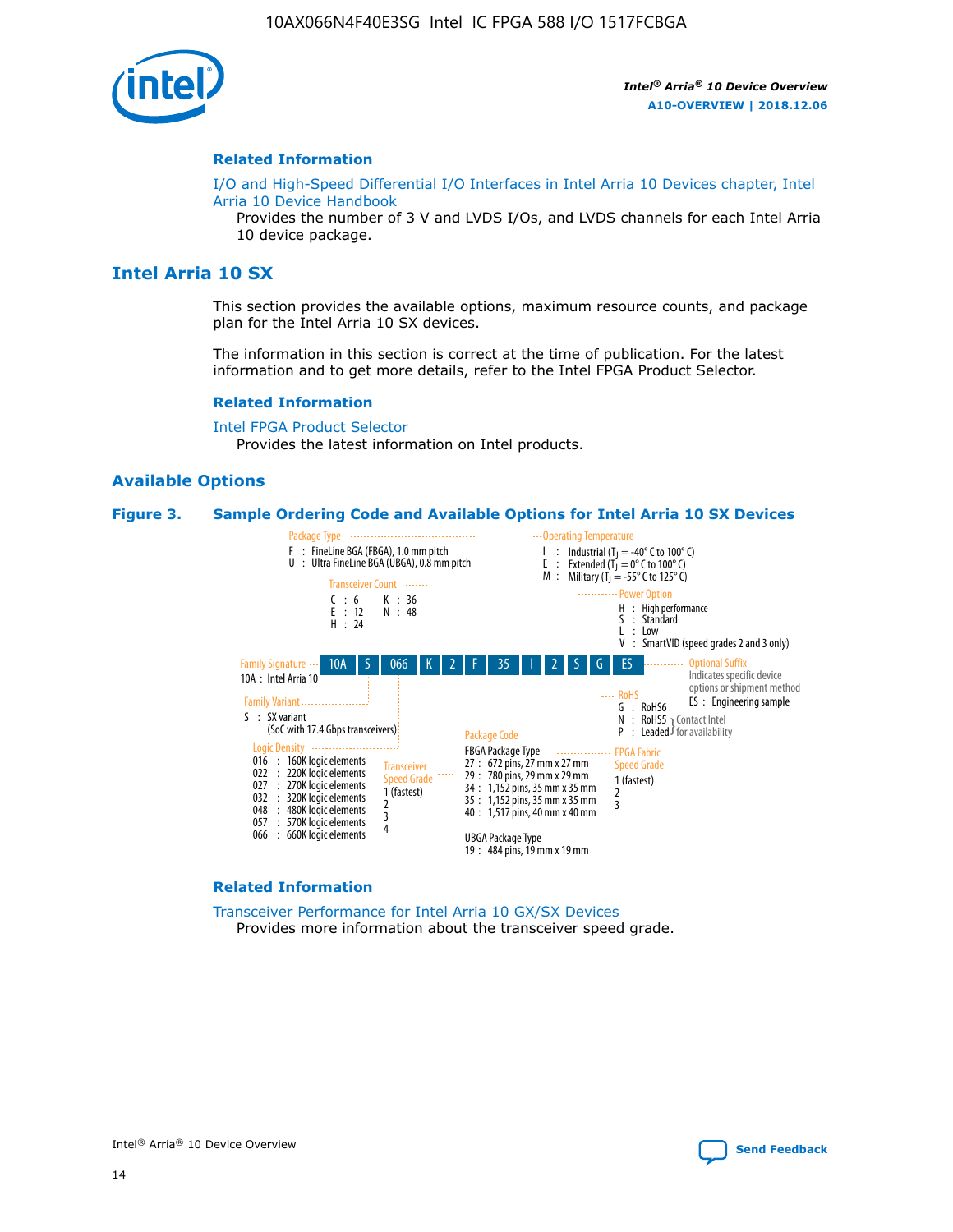## Related Information

I/O and High-Speed Differential I/O Interfaces in Intel Arria 10 Devices chapter, Intel Arria 10 Device Handbook

Provides the number of 3 V and LVDS I/Os, and LVDS channels for each Intel Arria 10 device package.

# Intel Arria 10 SX

This section provides the available options, maximum resource counts, and package plan for the Intel Arria 10 SX devices.

The information in this section is correct at the time of publication. For the latest information and to get more details, refer to the Intel FPGA Product Selector.

## Related Information

Intel FPGA Product Selector

Provides the latest information on Intel products.

## Available Options

**Figure 3. Sample Ordering Code and Available Options for Intel Arria 10 SX Devices**

Sample ordering code: 10A S 066 K 2 F 35 I 2 S G ES

- **Family Signature**
  - 10A : Intel Arria 10
- **Family Variant**
  - S : SX variant (SoC with 17.4 Gbps transceivers)
- **Logic Density**
  - 016 : 160K logic elements
  - 022 : 220K logic elements
  - 027 : 270K logic elements
  - 032 : 320K logic elements
  - 048 : 480K logic elements
  - 057 : 570K logic elements
  - 066 : 660K logic elements
- **Transceiver Count**
  - C : 6
  - E : 12
  - H : 24
  - K : 36
  - N : 48
- **Transceiver Speed Grade**
  - 1 (fastest)
  - 2
  - 3
  - 4
- **Package Type**
  - F : FineLine BGA (FBGA), 1.0 mm pitch
  - U : Ultra FineLine BGA (UBGA), 0.8 mm pitch
- **Package Code**
  - FBGA Package Type
    - 27 : 672 pins, 27 mm x 27 mm
    - 29 : 780 pins, 29 mm x 29 mm
    - 34 : 1,152 pins, 35 mm x 35 mm
    - 35 : 1,152 pins, 35 mm x 35 mm
    - 40 : 1,517 pins, 40 mm x 40 mm
  - UBGA Package Type
    - 19 : 484 pins, 19 mm x 19 mm
- **Operating Temperature**
  - I : Industrial ($T_J$ = -40° C to 100° C)
  - E : Extended ($T_J$ = 0° C to 100° C)
  - M : Military ($T_J$ = -55° C to 125° C)
- **FPGA Fabric Speed Grade**
  - 1 (fastest)
  - 2
  - 3
- **Power Option**
  - H : High performance
  - S : Standard
  - L : Low
  - V : SmartVID (speed grades 2 and 3 only)
- **RoHS**
  - G : RoHS6
  - N : RoHS5 (Contact Intel for availability)
  - P : Leaded (Contact Intel for availability)
- **Optional Suffix**
  - Indicates specific device options or shipment method
  - ES : Engineering sample

## Related Information

Transceiver Performance for Intel Arria 10 GX/SX Devices

Provides more information about the transceiver speed grade.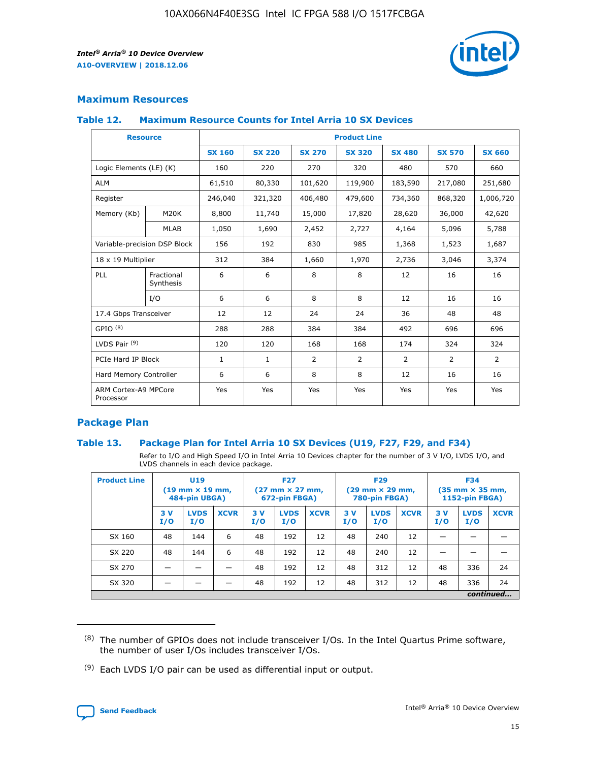## Maximum Resources

### Table 12. Maximum Resource Counts for Intel Arria 10 SX Devices

| Resource | | Product Line | | | | | | |
|---|---|---|---|---|---|---|---|---|
| | | SX 160 | SX 220 | SX 270 | SX 320 | SX 480 | SX 570 | SX 660 |
| Logic Elements (LE) (K) | | 160 | 220 | 270 | 320 | 480 | 570 | 660 |
| ALM | | 61,510 | 80,330 | 101,620 | 119,900 | 183,590 | 217,080 | 251,680 |
| Register | | 246,040 | 321,320 | 406,480 | 479,600 | 734,360 | 868,320 | 1,006,720 |
| Memory (Kb) | M20K | 8,800 | 11,740 | 15,000 | 17,820 | 28,620 | 36,000 | 42,620 |
| | MLAB | 1,050 | 1,690 | 2,452 | 2,727 | 4,164 | 5,096 | 5,788 |
| Variable-precision DSP Block | | 156 | 192 | 830 | 985 | 1,368 | 1,523 | 1,687 |
| 18 x 19 Multiplier | | 312 | 384 | 1,660 | 1,970 | 2,736 | 3,046 | 3,374 |
| PLL | Fractional Synthesis | 6 | 6 | 8 | 8 | 12 | 16 | 16 |
| | I/O | 6 | 6 | 8 | 8 | 12 | 16 | 16 |
| 17.4 Gbps Transceiver | | 12 | 12 | 24 | 24 | 36 | 48 | 48 |
| GPIO [8] | | 288 | 288 | 384 | 384 | 492 | 696 | 696 |
| LVDS Pair [9] | | 120 | 120 | 168 | 168 | 174 | 324 | 324 |
| PCIe Hard IP Block | | 1 | 1 | 2 | 2 | 2 | 2 | 2 |
| Hard Memory Controller | | 6 | 6 | 8 | 8 | 12 | 16 | 16 |
| ARM Cortex-A9 MPCore Processor | | Yes | Yes | Yes | Yes | Yes | Yes | Yes |

## Package Plan

### Table 13. Package Plan for Intel Arria 10 SX Devices (U19, F27, F29, and F34)

Refer to I/O and High Speed I/O in Intel Arria 10 Devices chapter for the number of 3 V I/O, LVDS I/O, and LVDS channels in each device package.

| Product Line | U19 (19 mm × 19 mm, 484-pin UBGA) | | | F27 (27 mm × 27 mm, 672-pin FBGA) | | | F29 (29 mm × 29 mm, 780-pin FBGA) | | | F34 (35 mm × 35 mm, 1152-pin FBGA) | | |
|---|---|---|---|---|---|---|---|---|---|---|---|---|
| | 3 V I/O | LVDS I/O | XCVR | 3 V I/O | LVDS I/O | XCVR | 3 V I/O | LVDS I/O | XCVR | 3 V I/O | LVDS I/O | XCVR |
| SX 160 | 48 | 144 | 6 | 48 | 192 | 12 | 48 | 240 | 12 | — | — | — |
| SX 220 | 48 | 144 | 6 | 48 | 192 | 12 | 48 | 240 | 12 | — | — | — |
| SX 270 | — | — | — | 48 | 192 | 12 | 48 | 312 | 12 | 48 | 336 | 24 |
| SX 320 | — | — | — | 48 | 192 | 12 | 48 | 312 | 12 | 48 | 336 | 24 |

*continued...*

(8) The number of GPIOs does not include transceiver I/Os. In the Intel Quartus Prime software, the number of user I/Os includes transceiver I/Os.

(9) Each LVDS I/O pair can be used as differential input or output.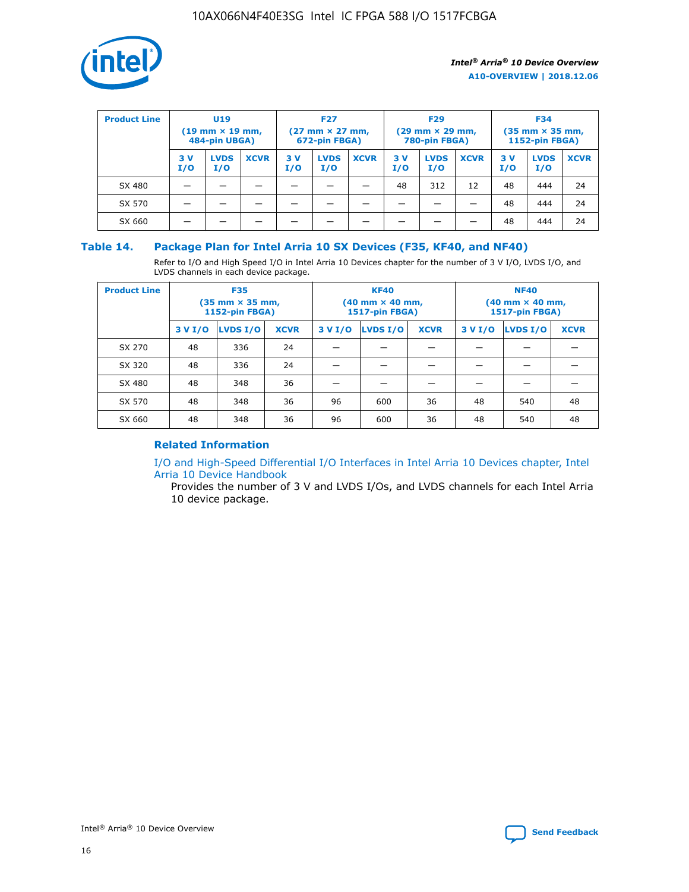| Product Line | U19 (19 mm × 19 mm, 484-pin UBGA) | | | F27 (27 mm × 27 mm, 672-pin FBGA) | | | F29 (29 mm × 29 mm, 780-pin FBGA) | | | F34 (35 mm × 35 mm, 1152-pin FBGA) | | |
|---|---|---|---|---|---|---|---|---|---|---|---|---|
| | 3 V I/O | LVDS I/O | XCVR | 3 V I/O | LVDS I/O | XCVR | 3 V I/O | LVDS I/O | XCVR | 3 V I/O | LVDS I/O | XCVR |
| SX 480 | — | — | — | — | — | — | 48 | 312 | 12 | 48 | 444 | 24 |
| SX 570 | — | — | — | — | — | — | — | — | — | 48 | 444 | 24 |
| SX 660 | — | — | — | — | — | — | — | — | — | 48 | 444 | 24 |

## Table 14. Package Plan for Intel Arria 10 SX Devices (F35, KF40, and NF40)

Refer to I/O and High Speed I/O in Intel Arria 10 Devices chapter for the number of 3 V I/O, LVDS I/O, and LVDS channels in each device package.

| Product Line | F35 (35 mm × 35 mm, 1152-pin FBGA) | | | KF40 (40 mm × 40 mm, 1517-pin FBGA) | | | NF40 (40 mm × 40 mm, 1517-pin FBGA) | | |
|---|---|---|---|---|---|---|---|---|---|
| | 3 V I/O | LVDS I/O | XCVR | 3 V I/O | LVDS I/O | XCVR | 3 V I/O | LVDS I/O | XCVR |
| SX 270 | 48 | 336 | 24 | — | — | — | — | — | — |
| SX 320 | 48 | 336 | 24 | — | — | — | — | — | — |
| SX 480 | 48 | 348 | 36 | — | — | — | — | — | — |
| SX 570 | 48 | 348 | 36 | 96 | 600 | 36 | 48 | 540 | 48 |
| SX 660 | 48 | 348 | 36 | 96 | 600 | 36 | 48 | 540 | 48 |

### Related Information

I/O and High-Speed Differential I/O Interfaces in Intel Arria 10 Devices chapter, Intel Arria 10 Device Handbook

Provides the number of 3 V and LVDS I/Os, and LVDS channels for each Intel Arria 10 device package.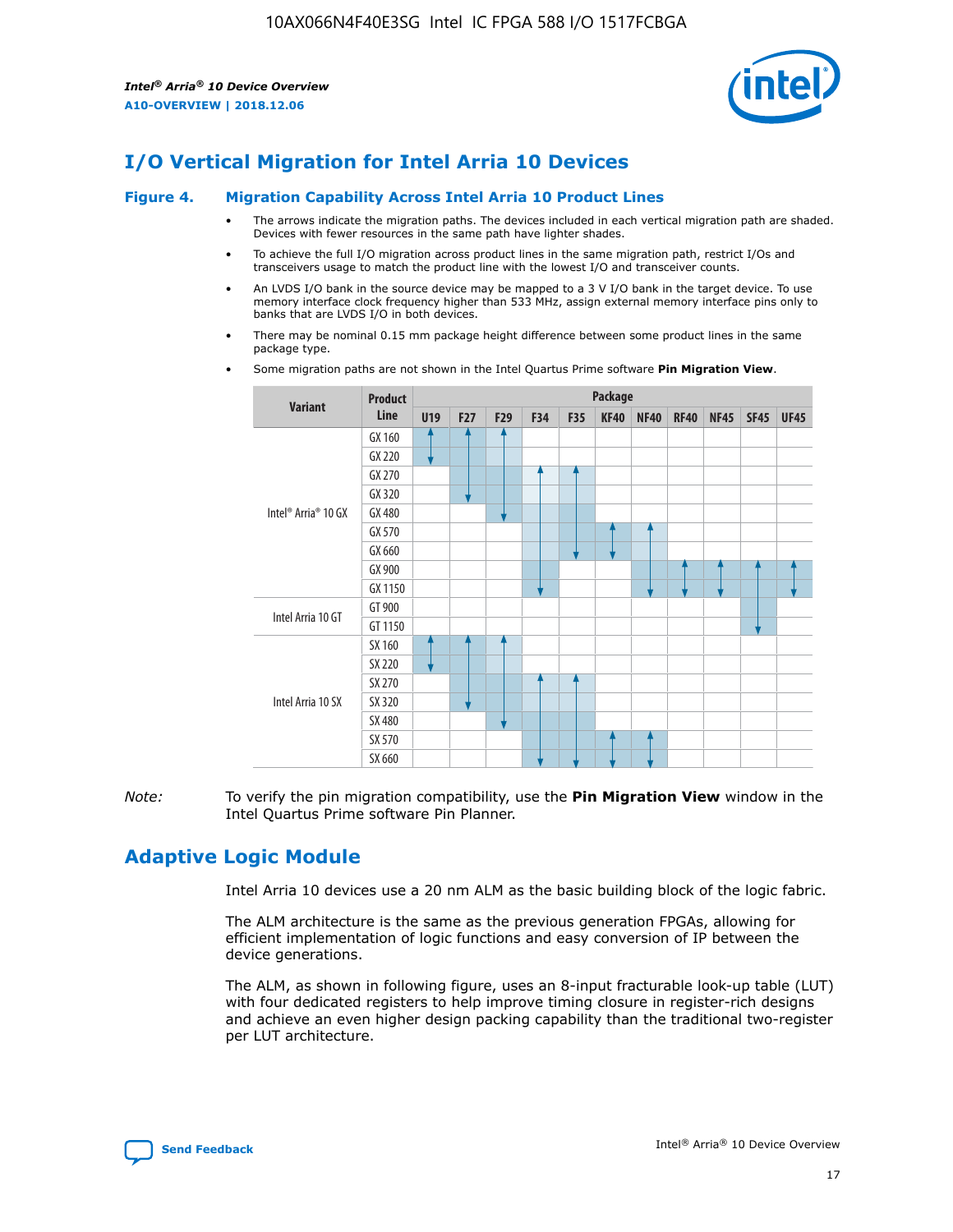# I/O Vertical Migration for Intel Arria 10 Devices

**Figure 4. Migration Capability Across Intel Arria 10 Product Lines**

- The arrows indicate the migration paths. The devices included in each vertical migration path are shaded. Devices with fewer resources in the same path have lighter shades.
- To achieve the full I/O migration across product lines in the same migration path, restrict I/Os and transceivers usage to match the product line with the lowest I/O and transceiver counts.
- An LVDS I/O bank in the source device may be mapped to a 3 V I/O bank in the target device. To use memory interface clock frequency higher than 533 MHz, assign external memory interface pins only to banks that are LVDS I/O in both devices.
- There may be nominal 0.15 mm package height difference between some product lines in the same package type.
- Some migration paths are not shown in the Intel Quartus Prime software **Pin Migration View**.

| Variant | Product Line | Package | | | | | | | | | | |
|---|---|---|---|---|---|---|---|---|---|---|---|---|
| | | U19 | F27 | F29 | F34 | F35 | KF40 | NF40 | RF40 | NF45 | SF45 | UF45 |
| Intel® Arria® 10 GX | GX 160 | | | | | | | | | | | |
| | GX 220 | | | | | | | | | | | |
| | GX 270 | | | | | | | | | | | |
| | GX 320 | | | | | | | | | | | |
| | GX 480 | | | | | | | | | | | |
| | GX 570 | | | | | | | | | | | |
| | GX 660 | | | | | | | | | | | |
| | GX 900 | | | | | | | | | | | |
| | GX 1150 | | | | | | | | | | | |
| Intel Arria 10 GT | GT 900 | | | | | | | | | | | |
| | GT 1150 | | | | | | | | | | | |
| Intel Arria 10 SX | SX 160 | | | | | | | | | | | |
| | SX 220 | | | | | | | | | | | |
| | SX 270 | | | | | | | | | | | |
| | SX 320 | | | | | | | | | | | |
| | SX 480 | | | | | | | | | | | |
| | SX 570 | | | | | | | | | | | |
| | SX 660 | | | | | | | | | | | |

*Note:* To verify the pin migration compatibility, use the **Pin Migration View** window in the Intel Quartus Prime software Pin Planner.

# Adaptive Logic Module

Intel Arria 10 devices use a 20 nm ALM as the basic building block of the logic fabric.

The ALM architecture is the same as the previous generation FPGAs, allowing for efficient implementation of logic functions and easy conversion of IP between the device generations.

The ALM, as shown in following figure, uses an 8-input fracturable look-up table (LUT) with four dedicated registers to help improve timing closure in register-rich designs and achieve an even higher design packing capability than the traditional two-register per LUT architecture.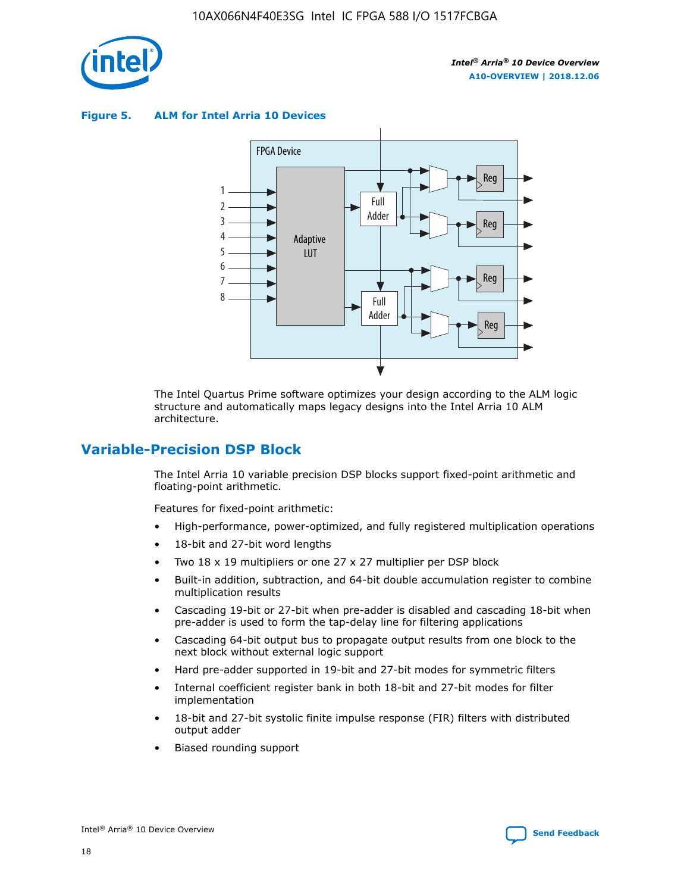**Figure 5. ALM for Intel Arria 10 Devices**

The Intel Quartus Prime software optimizes your design according to the ALM logic structure and automatically maps legacy designs into the Intel Arria 10 ALM architecture.

## Variable-Precision DSP Block

The Intel Arria 10 variable precision DSP blocks support fixed-point arithmetic and floating-point arithmetic.

Features for fixed-point arithmetic:

- High-performance, power-optimized, and fully registered multiplication operations
- 18-bit and 27-bit word lengths
- Two 18 x 19 multipliers or one 27 x 27 multiplier per DSP block
- Built-in addition, subtraction, and 64-bit double accumulation register to combine multiplication results
- Cascading 19-bit or 27-bit when pre-adder is disabled and cascading 18-bit when pre-adder is used to form the tap-delay line for filtering applications
- Cascading 64-bit output bus to propagate output results from one block to the next block without external logic support
- Hard pre-adder supported in 19-bit and 27-bit modes for symmetric filters
- Internal coefficient register bank in both 18-bit and 27-bit modes for filter implementation
- 18-bit and 27-bit systolic finite impulse response (FIR) filters with distributed output adder
- Biased rounding support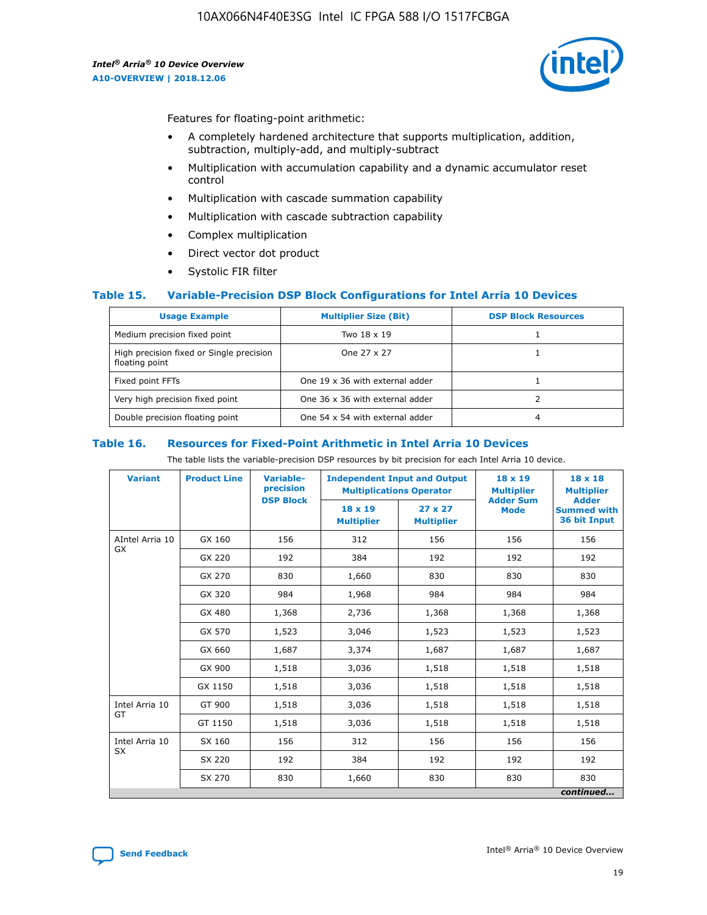Features for floating-point arithmetic:

- A completely hardened architecture that supports multiplication, addition, subtraction, multiply-add, and multiply-subtract
- Multiplication with accumulation capability and a dynamic accumulator reset control
- Multiplication with cascade summation capability
- Multiplication with cascade subtraction capability
- Complex multiplication
- Direct vector dot product
- Systolic FIR filter

### Table 15. Variable-Precision DSP Block Configurations for Intel Arria 10 Devices

| Usage Example | Multiplier Size (Bit) | DSP Block Resources |
|---|---|---|
| Medium precision fixed point | Two 18 x 19 | 1 |
| High precision fixed or Single precision floating point | One 27 x 27 | 1 |
| Fixed point FFTs | One 19 x 36 with external adder | 1 |
| Very high precision fixed point | One 36 x 36 with external adder | 2 |
| Double precision floating point | One 54 x 54 with external adder | 4 |

### Table 16. Resources for Fixed-Point Arithmetic in Intel Arria 10 Devices

The table lists the variable-precision DSP resources by bit precision for each Intel Arria 10 device.

| Variant | Product Line | Variable-precision DSP Block | Independent Input and Output Multiplications Operator | | 18 x 19 Multiplier Adder Sum Mode | 18 x 18 Multiplier Adder Summed with 36 bit Input |
|---|---|---|---|---|---|---|
| | | | 18 x 19 Multiplier | 27 x 27 Multiplier | | |
| AIntel Arria 10 GX | GX 160 | 156 | 312 | 156 | 156 | 156 |
| | GX 220 | 192 | 384 | 192 | 192 | 192 |
| | GX 270 | 830 | 1,660 | 830 | 830 | 830 |
| | GX 320 | 984 | 1,968 | 984 | 984 | 984 |
| | GX 480 | 1,368 | 2,736 | 1,368 | 1,368 | 1,368 |
| | GX 570 | 1,523 | 3,046 | 1,523 | 1,523 | 1,523 |
| | GX 660 | 1,687 | 3,374 | 1,687 | 1,687 | 1,687 |
| | GX 900 | 1,518 | 3,036 | 1,518 | 1,518 | 1,518 |
| | GX 1150 | 1,518 | 3,036 | 1,518 | 1,518 | 1,518 |
| Intel Arria 10 GT | GT 900 | 1,518 | 3,036 | 1,518 | 1,518 | 1,518 |
| | GT 1150 | 1,518 | 3,036 | 1,518 | 1,518 | 1,518 |
| Intel Arria 10 SX | SX 160 | 156 | 312 | 156 | 156 | 156 |
| | SX 220 | 192 | 384 | 192 | 192 | 192 |
| | SX 270 | 830 | 1,660 | 830 | 830 | 830 |

*continued...*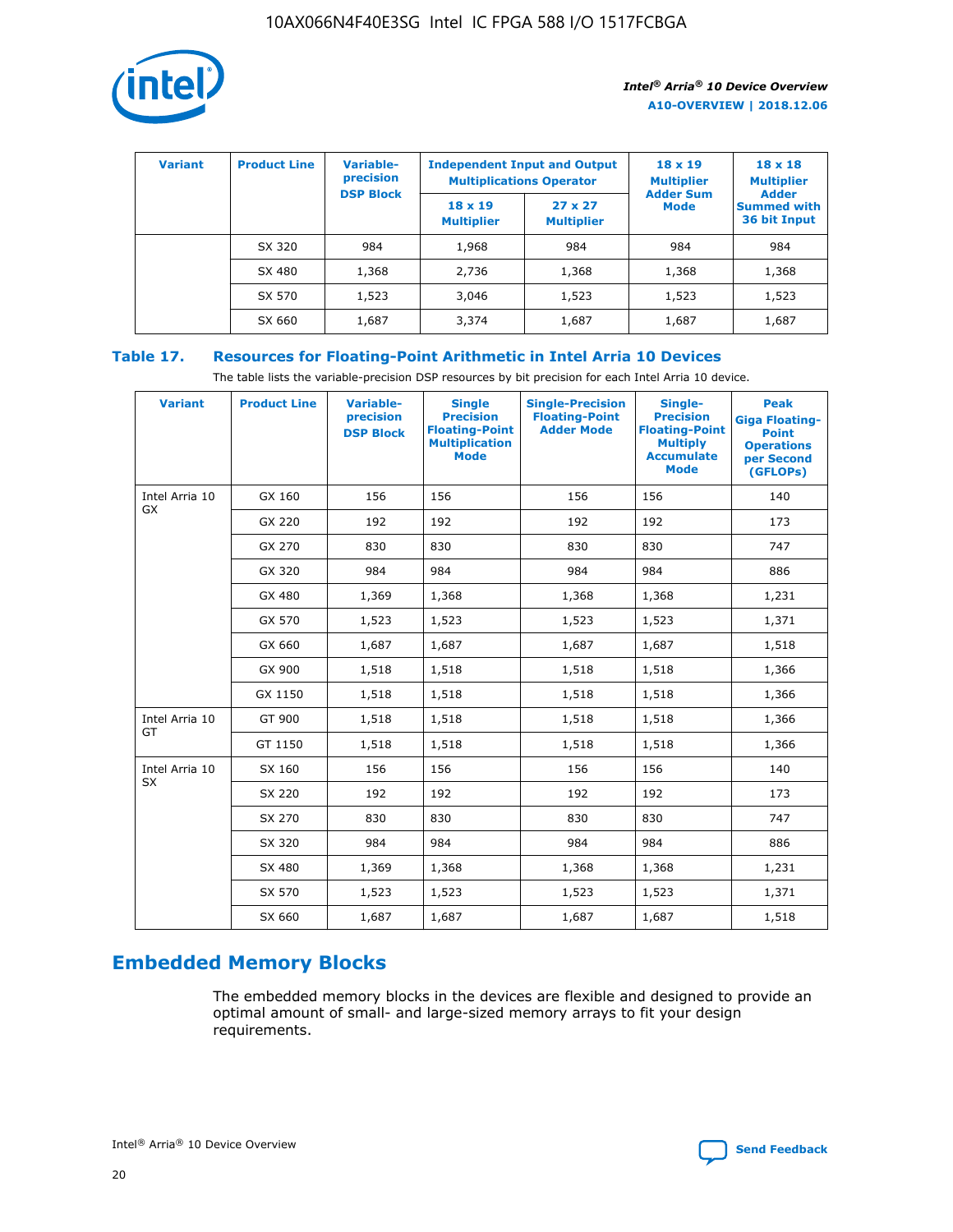| Variant | Product Line | Variable-precision DSP Block | Independent Input and Output Multiplications Operator | | 18 x 19 Multiplier Adder Sum Mode | 18 x 18 Multiplier Adder Summed with 36 bit Input |
|---|---|---|---|---|---|---|
| | | | 18 x 19 Multiplier | 27 x 27 Multiplier | | |
| | SX 320 | 984 | 1,968 | 984 | 984 | 984 |
| | SX 480 | 1,368 | 2,736 | 1,368 | 1,368 | 1,368 |
| | SX 570 | 1,523 | 3,046 | 1,523 | 1,523 | 1,523 |
| | SX 660 | 1,687 | 3,374 | 1,687 | 1,687 | 1,687 |

## Table 17. Resources for Floating-Point Arithmetic in Intel Arria 10 Devices

The table lists the variable-precision DSP resources by bit precision for each Intel Arria 10 device.

| Variant | Product Line | Variable-precision DSP Block | Single Precision Floating-Point Multiplication Mode | Single-Precision Floating-Point Adder Mode | Single-Precision Floating-Point Multiply Accumulate Mode | Peak Giga Floating-Point Operations per Second (GFLOPs) |
|---|---|---|---|---|---|---|
| Intel Arria 10 GX | GX 160 | 156 | 156 | 156 | 156 | 140 |
| | GX 220 | 192 | 192 | 192 | 192 | 173 |
| | GX 270 | 830 | 830 | 830 | 830 | 747 |
| | GX 320 | 984 | 984 | 984 | 984 | 886 |
| | GX 480 | 1,369 | 1,368 | 1,368 | 1,368 | 1,231 |
| | GX 570 | 1,523 | 1,523 | 1,523 | 1,523 | 1,371 |
| | GX 660 | 1,687 | 1,687 | 1,687 | 1,687 | 1,518 |
| | GX 900 | 1,518 | 1,518 | 1,518 | 1,518 | 1,366 |
| | GX 1150 | 1,518 | 1,518 | 1,518 | 1,518 | 1,366 |
| Intel Arria 10 GT | GT 900 | 1,518 | 1,518 | 1,518 | 1,518 | 1,366 |
| | GT 1150 | 1,518 | 1,518 | 1,518 | 1,518 | 1,366 |
| Intel Arria 10 SX | SX 160 | 156 | 156 | 156 | 156 | 140 |
| | SX 220 | 192 | 192 | 192 | 192 | 173 |
| | SX 270 | 830 | 830 | 830 | 830 | 747 |
| | SX 320 | 984 | 984 | 984 | 984 | 886 |
| | SX 480 | 1,369 | 1,368 | 1,368 | 1,368 | 1,231 |
| | SX 570 | 1,523 | 1,523 | 1,523 | 1,523 | 1,371 |
| | SX 660 | 1,687 | 1,687 | 1,687 | 1,687 | 1,518 |

# Embedded Memory Blocks

The embedded memory blocks in the devices are flexible and designed to provide an optimal amount of small- and large-sized memory arrays to fit your design requirements.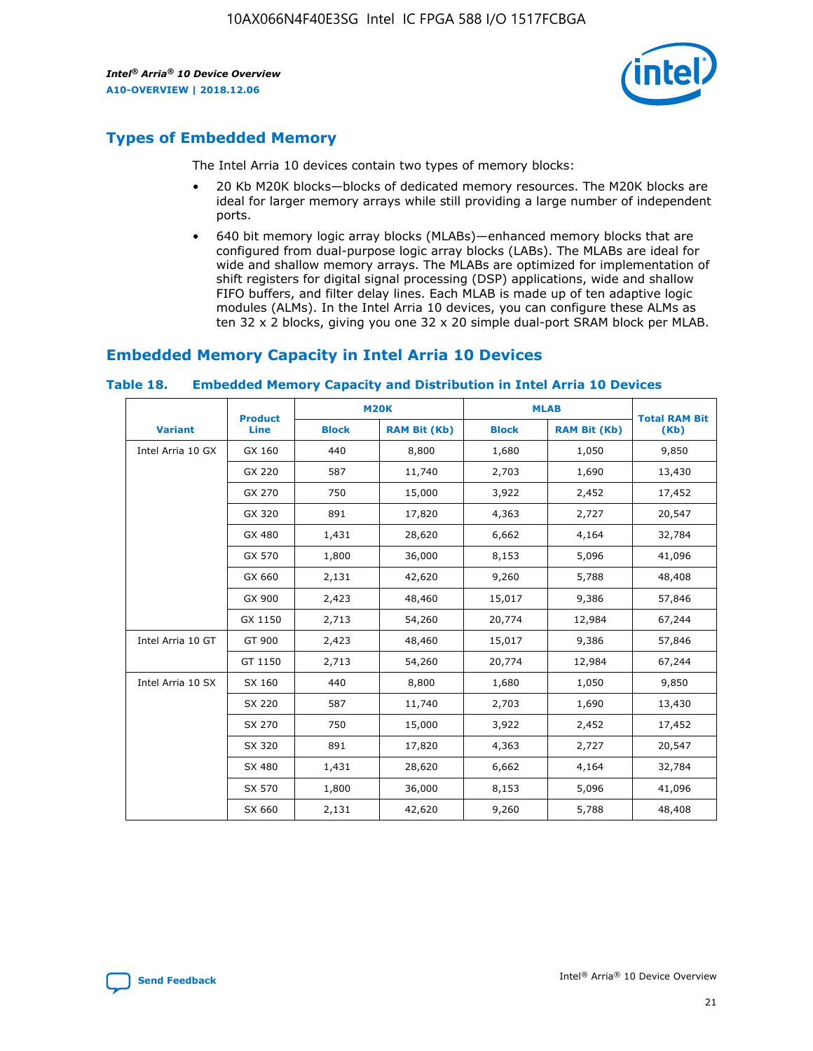## Types of Embedded Memory

The Intel Arria 10 devices contain two types of memory blocks:

- 20 Kb M20K blocks—blocks of dedicated memory resources. The M20K blocks are ideal for larger memory arrays while still providing a large number of independent ports.
- 640 bit memory logic array blocks (MLABs)—enhanced memory blocks that are configured from dual-purpose logic array blocks (LABs). The MLABs are ideal for wide and shallow memory arrays. The MLABs are optimized for implementation of shift registers for digital signal processing (DSP) applications, wide and shallow FIFO buffers, and filter delay lines. Each MLAB is made up of ten adaptive logic modules (ALMs). In the Intel Arria 10 devices, you can configure these ALMs as ten 32 x 2 blocks, giving you one 32 x 20 simple dual-port SRAM block per MLAB.

## Embedded Memory Capacity in Intel Arria 10 Devices

**Table 18. Embedded Memory Capacity and Distribution in Intel Arria 10 Devices**

| Variant | Product Line | M20K | | MLAB | | Total RAM Bit (Kb) |
|---|---|---|---|---|---|---|
| | | Block | RAM Bit (Kb) | Block | RAM Bit (Kb) | |
| Intel Arria 10 GX | GX 160 | 440 | 8,800 | 1,680 | 1,050 | 9,850 |
| | GX 220 | 587 | 11,740 | 2,703 | 1,690 | 13,430 |
| | GX 270 | 750 | 15,000 | 3,922 | 2,452 | 17,452 |
| | GX 320 | 891 | 17,820 | 4,363 | 2,727 | 20,547 |
| | GX 480 | 1,431 | 28,620 | 6,662 | 4,164 | 32,784 |
| | GX 570 | 1,800 | 36,000 | 8,153 | 5,096 | 41,096 |
| | GX 660 | 2,131 | 42,620 | 9,260 | 5,788 | 48,408 |
| | GX 900 | 2,423 | 48,460 | 15,017 | 9,386 | 57,846 |
| | GX 1150 | 2,713 | 54,260 | 20,774 | 12,984 | 67,244 |
| Intel Arria 10 GT | GT 900 | 2,423 | 48,460 | 15,017 | 9,386 | 57,846 |
| | GT 1150 | 2,713 | 54,260 | 20,774 | 12,984 | 67,244 |
| Intel Arria 10 SX | SX 160 | 440 | 8,800 | 1,680 | 1,050 | 9,850 |
| | SX 220 | 587 | 11,740 | 2,703 | 1,690 | 13,430 |
| | SX 270 | 750 | 15,000 | 3,922 | 2,452 | 17,452 |
| | SX 320 | 891 | 17,820 | 4,363 | 2,727 | 20,547 |
| | SX 480 | 1,431 | 28,620 | 6,662 | 4,164 | 32,784 |
| | SX 570 | 1,800 | 36,000 | 8,153 | 5,096 | 41,096 |
| | SX 660 | 2,131 | 42,620 | 9,260 | 5,788 | 48,408 |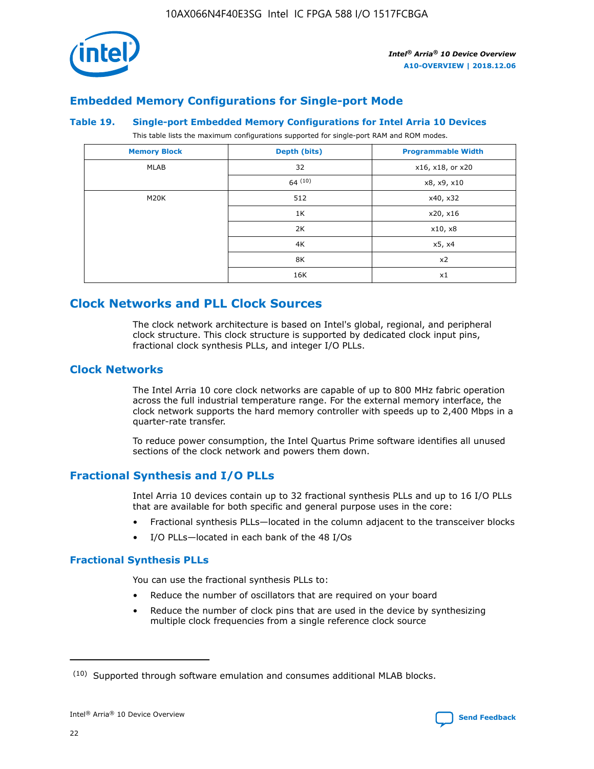## Embedded Memory Configurations for Single-port Mode

**Table 19. Single-port Embedded Memory Configurations for Intel Arria 10 Devices**

This table lists the maximum configurations supported for single-port RAM and ROM modes.

| Memory Block | Depth (bits) | Programmable Width |
|---|---|---|
| MLAB | 32 | x16, x18, or x20 |
| | 64 (10) | x8, x9, x10 |
| M20K | 512 | x40, x32 |
| | 1K | x20, x16 |
| | 2K | x10, x8 |
| | 4K | x5, x4 |
| | 8K | x2 |
| | 16K | x1 |

## Clock Networks and PLL Clock Sources

The clock network architecture is based on Intel's global, regional, and peripheral clock structure. This clock structure is supported by dedicated clock input pins, fractional clock synthesis PLLs, and integer I/O PLLs.

## Clock Networks

The Intel Arria 10 core clock networks are capable of up to 800 MHz fabric operation across the full industrial temperature range. For the external memory interface, the clock network supports the hard memory controller with speeds up to 2,400 Mbps in a quarter-rate transfer.

To reduce power consumption, the Intel Quartus Prime software identifies all unused sections of the clock network and powers them down.

## Fractional Synthesis and I/O PLLs

Intel Arria 10 devices contain up to 32 fractional synthesis PLLs and up to 16 I/O PLLs that are available for both specific and general purpose uses in the core:

- Fractional synthesis PLLs—located in the column adjacent to the transceiver blocks
- I/O PLLs—located in each bank of the 48 I/Os

### Fractional Synthesis PLLs

You can use the fractional synthesis PLLs to:

- Reduce the number of oscillators that are required on your board
- Reduce the number of clock pins that are used in the device by synthesizing multiple clock frequencies from a single reference clock source

(10) Supported through software emulation and consumes additional MLAB blocks.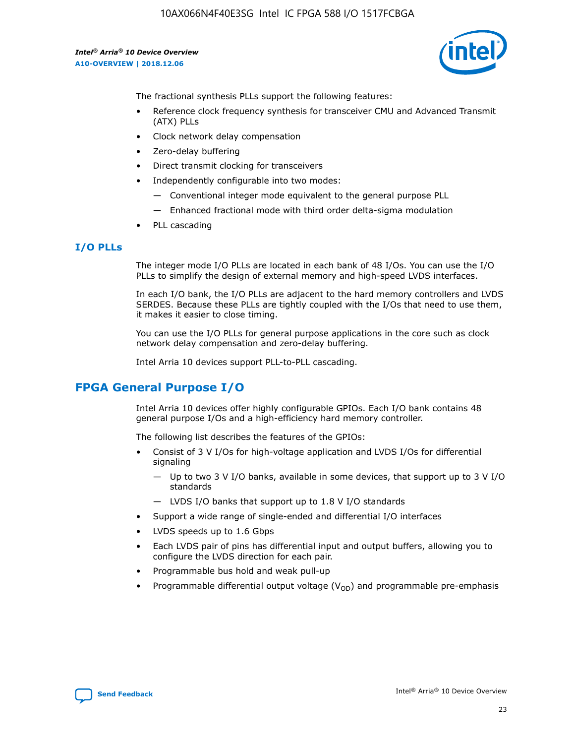The fractional synthesis PLLs support the following features:

- Reference clock frequency synthesis for transceiver CMU and Advanced Transmit (ATX) PLLs
- Clock network delay compensation
- Zero-delay buffering
- Direct transmit clocking for transceivers
- Independently configurable into two modes:
  - Conventional integer mode equivalent to the general purpose PLL
  - Enhanced fractional mode with third order delta-sigma modulation
- PLL cascading

### I/O PLLs

The integer mode I/O PLLs are located in each bank of 48 I/Os. You can use the I/O PLLs to simplify the design of external memory and high-speed LVDS interfaces.

In each I/O bank, the I/O PLLs are adjacent to the hard memory controllers and LVDS SERDES. Because these PLLs are tightly coupled with the I/Os that need to use them, it makes it easier to close timing.

You can use the I/O PLLs for general purpose applications in the core such as clock network delay compensation and zero-delay buffering.

Intel Arria 10 devices support PLL-to-PLL cascading.

## FPGA General Purpose I/O

Intel Arria 10 devices offer highly configurable GPIOs. Each I/O bank contains 48 general purpose I/Os and a high-efficiency hard memory controller.

The following list describes the features of the GPIOs:

- Consist of 3 V I/Os for high-voltage application and LVDS I/Os for differential signaling
  - Up to two 3 V I/O banks, available in some devices, that support up to 3 V I/O standards
  - LVDS I/O banks that support up to 1.8 V I/O standards
- Support a wide range of single-ended and differential I/O interfaces
- LVDS speeds up to 1.6 Gbps
- Each LVDS pair of pins has differential input and output buffers, allowing you to configure the LVDS direction for each pair.
- Programmable bus hold and weak pull-up
- Programmable differential output voltage ($V_{OD}$) and programmable pre-emphasis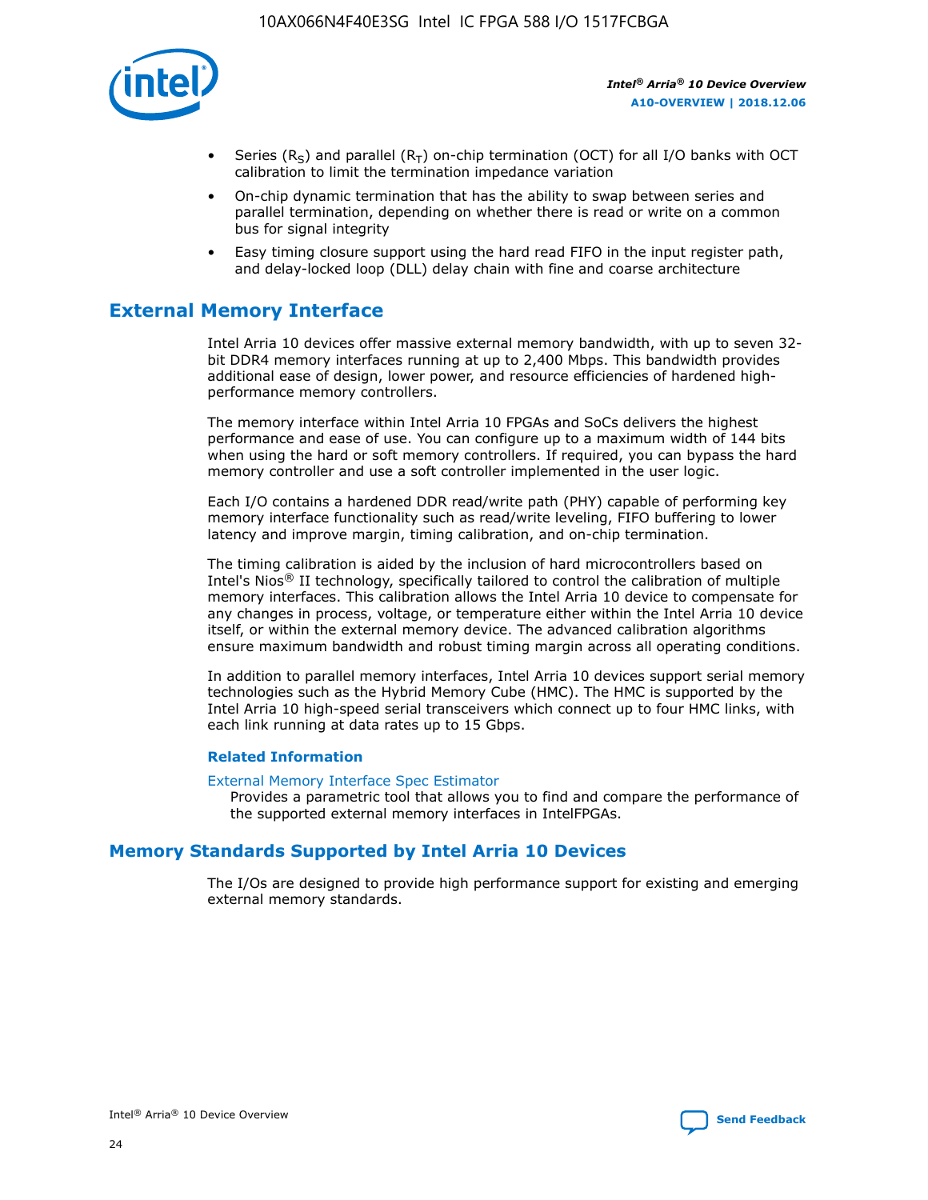- Series ($R_S$) and parallel ($R_T$) on-chip termination (OCT) for all I/O banks with OCT calibration to limit the termination impedance variation
- On-chip dynamic termination that has the ability to swap between series and parallel termination, depending on whether there is read or write on a common bus for signal integrity
- Easy timing closure support using the hard read FIFO in the input register path, and delay-locked loop (DLL) delay chain with fine and coarse architecture

## External Memory Interface

Intel Arria 10 devices offer massive external memory bandwidth, with up to seven 32-bit DDR4 memory interfaces running at up to 2,400 Mbps. This bandwidth provides additional ease of design, lower power, and resource efficiencies of hardened high-performance memory controllers.

The memory interface within Intel Arria 10 FPGAs and SoCs delivers the highest performance and ease of use. You can configure up to a maximum width of 144 bits when using the hard or soft memory controllers. If required, you can bypass the hard memory controller and use a soft controller implemented in the user logic.

Each I/O contains a hardened DDR read/write path (PHY) capable of performing key memory interface functionality such as read/write leveling, FIFO buffering to lower latency and improve margin, timing calibration, and on-chip termination.

The timing calibration is aided by the inclusion of hard microcontrollers based on Intel's Nios® II technology, specifically tailored to control the calibration of multiple memory interfaces. This calibration allows the Intel Arria 10 device to compensate for any changes in process, voltage, or temperature either within the Intel Arria 10 device itself, or within the external memory device. The advanced calibration algorithms ensure maximum bandwidth and robust timing margin across all operating conditions.

In addition to parallel memory interfaces, Intel Arria 10 devices support serial memory technologies such as the Hybrid Memory Cube (HMC). The HMC is supported by the Intel Arria 10 high-speed serial transceivers which connect up to four HMC links, with each link running at data rates up to 15 Gbps.

### Related Information

External Memory Interface Spec Estimator
Provides a parametric tool that allows you to find and compare the performance of the supported external memory interfaces in IntelFPGAs.

## Memory Standards Supported by Intel Arria 10 Devices

The I/Os are designed to provide high performance support for existing and emerging external memory standards.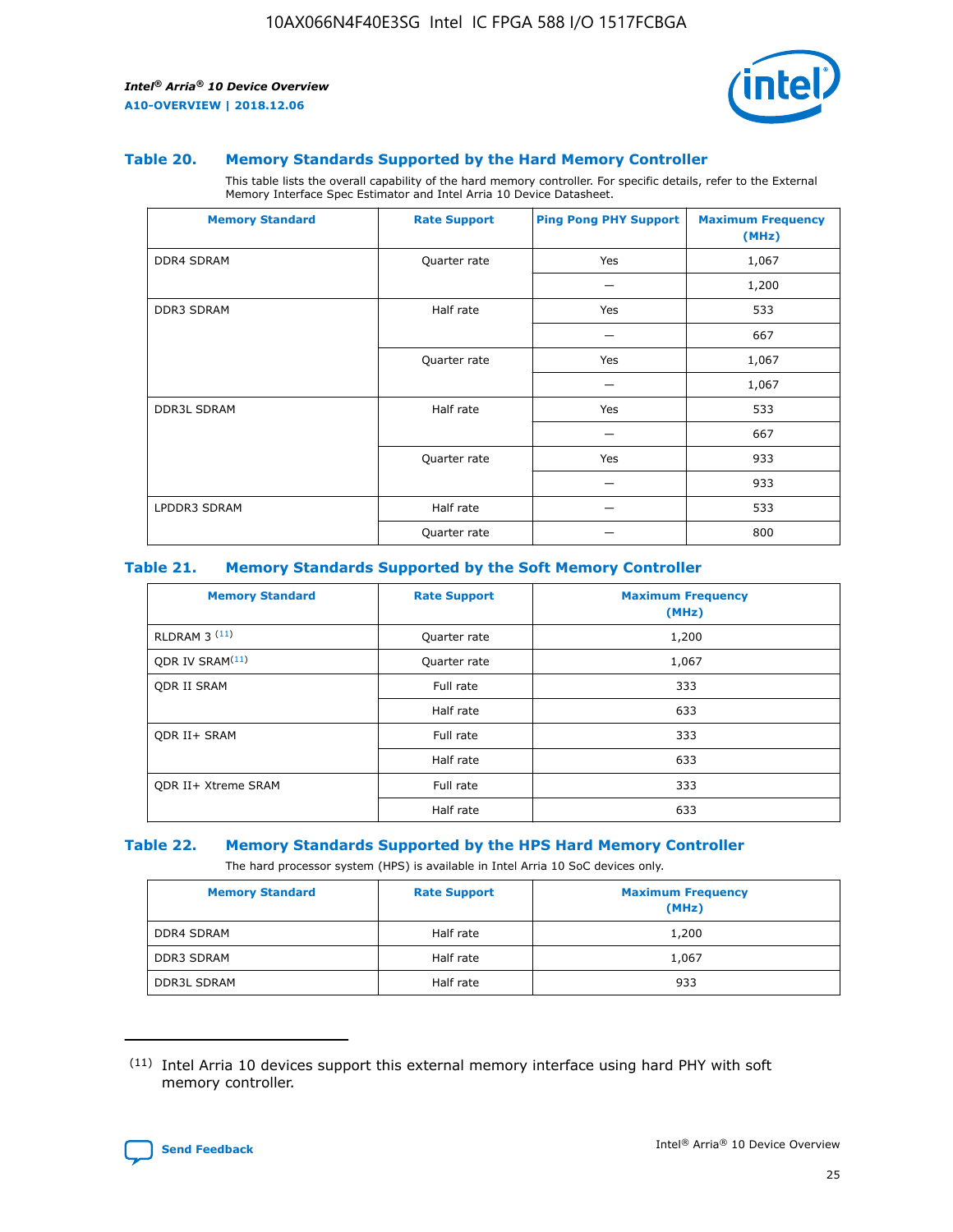### Table 20. Memory Standards Supported by the Hard Memory Controller

This table lists the overall capability of the hard memory controller. For specific details, refer to the External Memory Interface Spec Estimator and Intel Arria 10 Device Datasheet.

| Memory Standard | Rate Support | Ping Pong PHY Support | Maximum Frequency (MHz) |
|---|---|---|---|
| DDR4 SDRAM | Quarter rate | Yes | 1,067 |
| | | — | 1,200 |
| DDR3 SDRAM | Half rate | Yes | 533 |
| | | — | 667 |
| | Quarter rate | Yes | 1,067 |
| | | — | 1,067 |
| DDR3L SDRAM | Half rate | Yes | 533 |
| | | — | 667 |
| | Quarter rate | Yes | 933 |
| | | — | 933 |
| LPDDR3 SDRAM | Half rate | — | 533 |
| | Quarter rate | — | 800 |

### Table 21. Memory Standards Supported by the Soft Memory Controller

| Memory Standard | Rate Support | Maximum Frequency (MHz) |
|---|---|---|
| RLDRAM 3 (11) | Quarter rate | 1,200 |
| QDR IV SRAM(11) | Quarter rate | 1,067 |
| QDR II SRAM | Full rate | 333 |
| | Half rate | 633 |
| QDR II+ SRAM | Full rate | 333 |
| | Half rate | 633 |
| QDR II+ Xtreme SRAM | Full rate | 333 |
| | Half rate | 633 |

### Table 22. Memory Standards Supported by the HPS Hard Memory Controller

The hard processor system (HPS) is available in Intel Arria 10 SoC devices only.

| Memory Standard | Rate Support | Maximum Frequency (MHz) |
|---|---|---|
| DDR4 SDRAM | Half rate | 1,200 |
| DDR3 SDRAM | Half rate | 1,067 |
| DDR3L SDRAM | Half rate | 933 |

(11) Intel Arria 10 devices support this external memory interface using hard PHY with soft memory controller.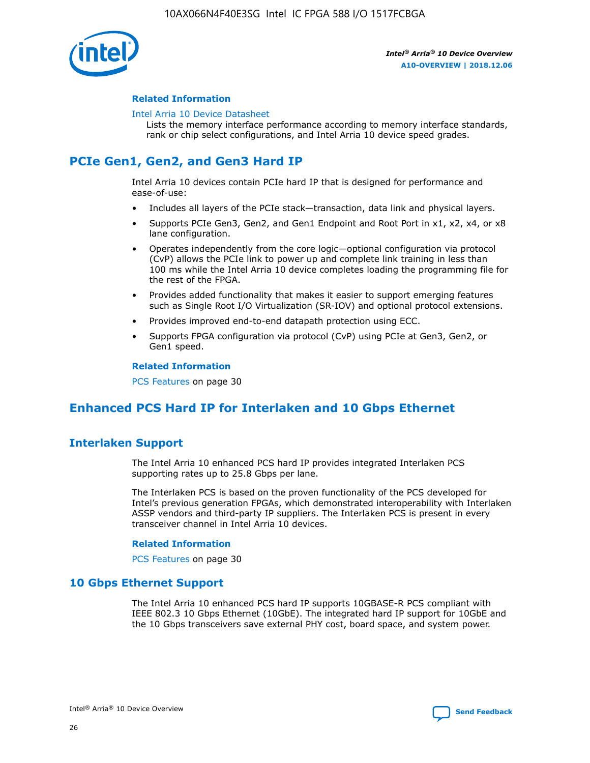#### Related Information

Intel Arria 10 Device Datasheet
Lists the memory interface performance according to memory interface standards, rank or chip select configurations, and Intel Arria 10 device speed grades.

## PCIe Gen1, Gen2, and Gen3 Hard IP

Intel Arria 10 devices contain PCIe hard IP that is designed for performance and ease-of-use:

- Includes all layers of the PCIe stack—transaction, data link and physical layers.
- Supports PCIe Gen3, Gen2, and Gen1 Endpoint and Root Port in x1, x2, x4, or x8 lane configuration.
- Operates independently from the core logic—optional configuration via protocol (CvP) allows the PCIe link to power up and complete link training in less than 100 ms while the Intel Arria 10 device completes loading the programming file for the rest of the FPGA.
- Provides added functionality that makes it easier to support emerging features such as Single Root I/O Virtualization (SR-IOV) and optional protocol extensions.
- Provides improved end-to-end datapath protection using ECC.
- Supports FPGA configuration via protocol (CvP) using PCIe at Gen3, Gen2, or Gen1 speed.

#### Related Information

PCS Features on page 30

## Enhanced PCS Hard IP for Interlaken and 10 Gbps Ethernet

### Interlaken Support

The Intel Arria 10 enhanced PCS hard IP provides integrated Interlaken PCS supporting rates up to 25.8 Gbps per lane.

The Interlaken PCS is based on the proven functionality of the PCS developed for Intel's previous generation FPGAs, which demonstrated interoperability with Interlaken ASSP vendors and third-party IP suppliers. The Interlaken PCS is present in every transceiver channel in Intel Arria 10 devices.

#### Related Information

PCS Features on page 30

### 10 Gbps Ethernet Support

The Intel Arria 10 enhanced PCS hard IP supports 10GBASE-R PCS compliant with IEEE 802.3 10 Gbps Ethernet (10GbE). The integrated hard IP support for 10GbE and the 10 Gbps transceivers save external PHY cost, board space, and system power.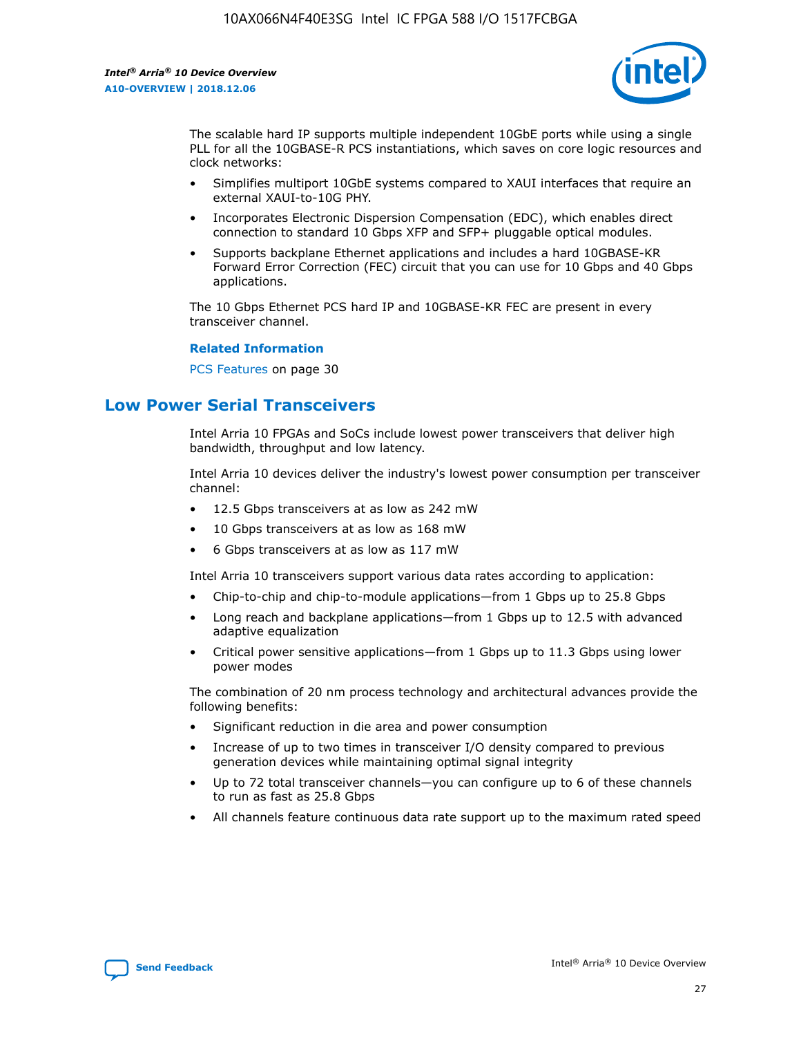The scalable hard IP supports multiple independent 10GbE ports while using a single PLL for all the 10GBASE-R PCS instantiations, which saves on core logic resources and clock networks:

- Simplifies multiport 10GbE systems compared to XAUI interfaces that require an external XAUI-to-10G PHY.
- Incorporates Electronic Dispersion Compensation (EDC), which enables direct connection to standard 10 Gbps XFP and SFP+ pluggable optical modules.
- Supports backplane Ethernet applications and includes a hard 10GBASE-KR Forward Error Correction (FEC) circuit that you can use for 10 Gbps and 40 Gbps applications.

The 10 Gbps Ethernet PCS hard IP and 10GBASE-KR FEC are present in every transceiver channel.

**Related Information**

PCS Features on page 30

## Low Power Serial Transceivers

Intel Arria 10 FPGAs and SoCs include lowest power transceivers that deliver high bandwidth, throughput and low latency.

Intel Arria 10 devices deliver the industry's lowest power consumption per transceiver channel:

- 12.5 Gbps transceivers at as low as 242 mW
- 10 Gbps transceivers at as low as 168 mW
- 6 Gbps transceivers at as low as 117 mW

Intel Arria 10 transceivers support various data rates according to application:

- Chip-to-chip and chip-to-module applications—from 1 Gbps up to 25.8 Gbps
- Long reach and backplane applications—from 1 Gbps up to 12.5 with advanced adaptive equalization
- Critical power sensitive applications—from 1 Gbps up to 11.3 Gbps using lower power modes

The combination of 20 nm process technology and architectural advances provide the following benefits:

- Significant reduction in die area and power consumption
- Increase of up to two times in transceiver I/O density compared to previous generation devices while maintaining optimal signal integrity
- Up to 72 total transceiver channels—you can configure up to 6 of these channels to run as fast as 25.8 Gbps
- All channels feature continuous data rate support up to the maximum rated speed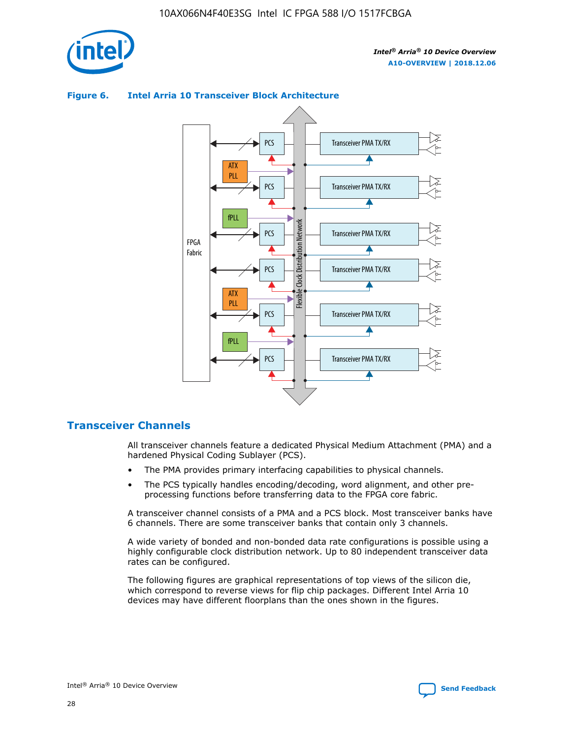**Figure 6. Intel Arria 10 Transceiver Block Architecture**

## Transceiver Channels

All transceiver channels feature a dedicated Physical Medium Attachment (PMA) and a hardened Physical Coding Sublayer (PCS).

- The PMA provides primary interfacing capabilities to physical channels.
- The PCS typically handles encoding/decoding, word alignment, and other pre-processing functions before transferring data to the FPGA core fabric.

A transceiver channel consists of a PMA and a PCS block. Most transceiver banks have 6 channels. There are some transceiver banks that contain only 3 channels.

A wide variety of bonded and non-bonded data rate configurations is possible using a highly configurable clock distribution network. Up to 80 independent transceiver data rates can be configured.

The following figures are graphical representations of top views of the silicon die, which correspond to reverse views for flip chip packages. Different Intel Arria 10 devices may have different floorplans than the ones shown in the figures.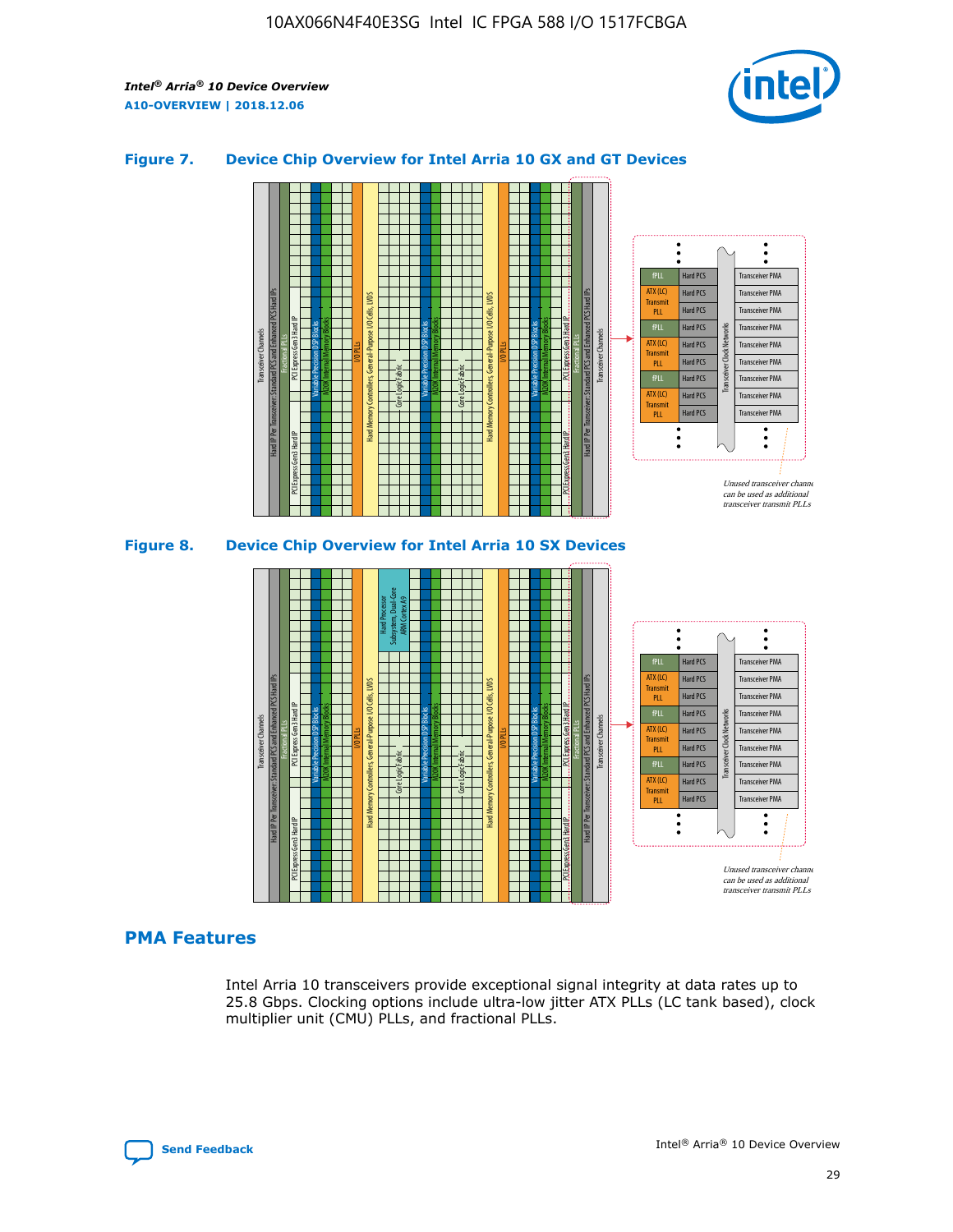## Figure 7. Device Chip Overview for Intel Arria 10 GX and GT Devices

## Figure 8. Device Chip Overview for Intel Arria 10 SX Devices

## PMA Features

Intel Arria 10 transceivers provide exceptional signal integrity at data rates up to 25.8 Gbps. Clocking options include ultra-low jitter ATX PLLs (LC tank based), clock multiplier unit (CMU) PLLs, and fractional PLLs.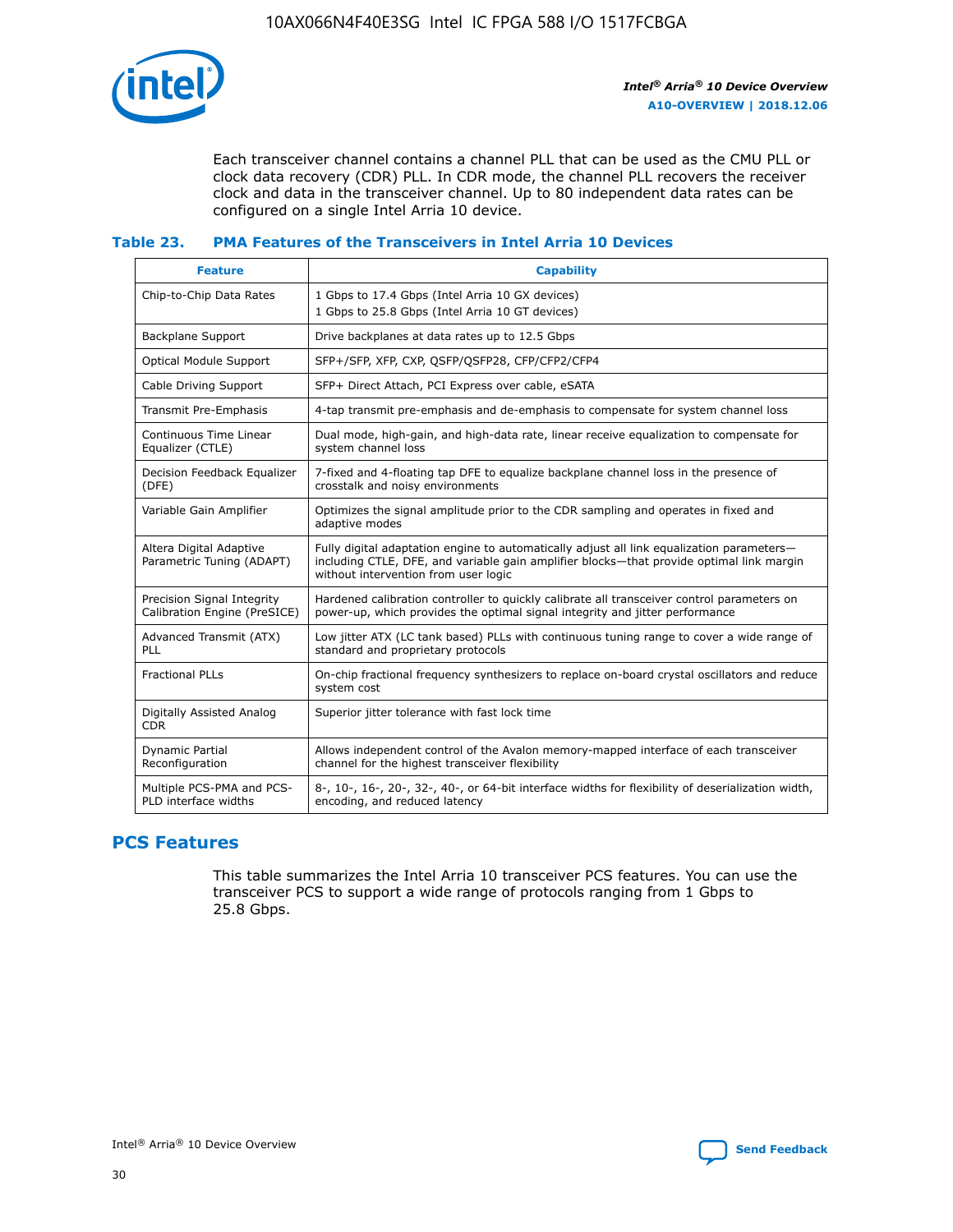Each transceiver channel contains a channel PLL that can be used as the CMU PLL or clock data recovery (CDR) PLL. In CDR mode, the channel PLL recovers the receiver clock and data in the transceiver channel. Up to 80 independent data rates can be configured on a single Intel Arria 10 device.

### Table 23. PMA Features of the Transceivers in Intel Arria 10 Devices

| Feature | Capability |
| --- | --- |
| Chip-to-Chip Data Rates | 1 Gbps to 17.4 Gbps (Intel Arria 10 GX devices)<br>1 Gbps to 25.8 Gbps (Intel Arria 10 GT devices) |
| Backplane Support | Drive backplanes at data rates up to 12.5 Gbps |
| Optical Module Support | SFP+/SFP, XFP, CXP, QSFP/QSFP28, CFP/CFP2/CFP4 |
| Cable Driving Support | SFP+ Direct Attach, PCI Express over cable, eSATA |
| Transmit Pre-Emphasis | 4-tap transmit pre-emphasis and de-emphasis to compensate for system channel loss |
| Continuous Time Linear Equalizer (CTLE) | Dual mode, high-gain, and high-data rate, linear receive equalization to compensate for system channel loss |
| Decision Feedback Equalizer (DFE) | 7-fixed and 4-floating tap DFE to equalize backplane channel loss in the presence of crosstalk and noisy environments |
| Variable Gain Amplifier | Optimizes the signal amplitude prior to the CDR sampling and operates in fixed and adaptive modes |
| Altera Digital Adaptive Parametric Tuning (ADAPT) | Fully digital adaptation engine to automatically adjust all link equalization parameters—including CTLE, DFE, and variable gain amplifier blocks—that provide optimal link margin without intervention from user logic |
| Precision Signal Integrity Calibration Engine (PreSICE) | Hardened calibration controller to quickly calibrate all transceiver control parameters on power-up, which provides the optimal signal integrity and jitter performance |
| Advanced Transmit (ATX) PLL | Low jitter ATX (LC tank based) PLLs with continuous tuning range to cover a wide range of standard and proprietary protocols |
| Fractional PLLs | On-chip fractional frequency synthesizers to replace on-board crystal oscillators and reduce system cost |
| Digitally Assisted Analog CDR | Superior jitter tolerance with fast lock time |
| Dynamic Partial Reconfiguration | Allows independent control of the Avalon memory-mapped interface of each transceiver channel for the highest transceiver flexibility |
| Multiple PCS-PMA and PCS-PLD interface widths | 8-, 10-, 16-, 20-, 32-, 40-, or 64-bit interface widths for flexibility of deserialization width, encoding, and reduced latency |

## PCS Features

This table summarizes the Intel Arria 10 transceiver PCS features. You can use the transceiver PCS to support a wide range of protocols ranging from 1 Gbps to 25.8 Gbps.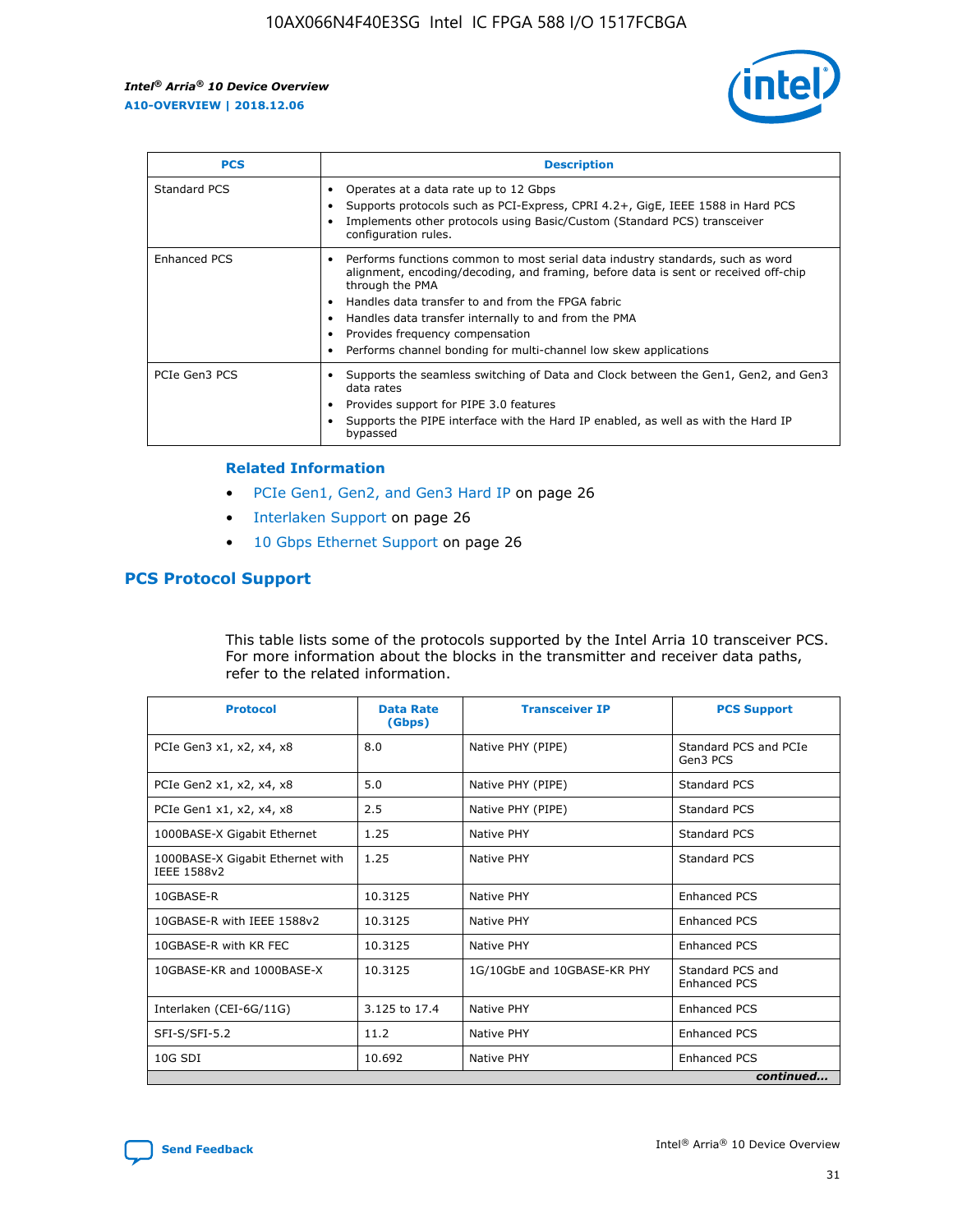| PCS | Description |
| --- | --- |
| Standard PCS | • Operates at a data rate up to 12 Gbps<br>• Supports protocols such as PCI-Express, CPRI 4.2+, GigE, IEEE 1588 in Hard PCS<br>• Implements other protocols using Basic/Custom (Standard PCS) transceiver configuration rules. |
| Enhanced PCS | • Performs functions common to most serial data industry standards, such as word alignment, encoding/decoding, and framing, before data is sent or received off-chip through the PMA<br>• Handles data transfer to and from the FPGA fabric<br>• Handles data transfer internally to and from the PMA<br>• Provides frequency compensation<br>• Performs channel bonding for multi-channel low skew applications |
| PCIe Gen3 PCS | • Supports the seamless switching of Data and Clock between the Gen1, Gen2, and Gen3 data rates<br>• Provides support for PIPE 3.0 features<br>• Supports the PIPE interface with the Hard IP enabled, as well as with the Hard IP bypassed |

**Related Information**

- PCIe Gen1, Gen2, and Gen3 Hard IP on page 26
- Interlaken Support on page 26
- 10 Gbps Ethernet Support on page 26

## PCS Protocol Support

This table lists some of the protocols supported by the Intel Arria 10 transceiver PCS. For more information about the blocks in the transmitter and receiver data paths, refer to the related information.

| Protocol | Data Rate (Gbps) | Transceiver IP | PCS Support |
| --- | --- | --- | --- |
| PCIe Gen3 x1, x2, x4, x8 | 8.0 | Native PHY (PIPE) | Standard PCS and PCIe Gen3 PCS |
| PCIe Gen2 x1, x2, x4, x8 | 5.0 | Native PHY (PIPE) | Standard PCS |
| PCIe Gen1 x1, x2, x4, x8 | 2.5 | Native PHY (PIPE) | Standard PCS |
| 1000BASE-X Gigabit Ethernet | 1.25 | Native PHY | Standard PCS |
| 1000BASE-X Gigabit Ethernet with IEEE 1588v2 | 1.25 | Native PHY | Standard PCS |
| 10GBASE-R | 10.3125 | Native PHY | Enhanced PCS |
| 10GBASE-R with IEEE 1588v2 | 10.3125 | Native PHY | Enhanced PCS |
| 10GBASE-R with KR FEC | 10.3125 | Native PHY | Enhanced PCS |
| 10GBASE-KR and 1000BASE-X | 10.3125 | 1G/10GbE and 10GBASE-KR PHY | Standard PCS and Enhanced PCS |
| Interlaken (CEI-6G/11G) | 3.125 to 17.4 | Native PHY | Enhanced PCS |
| SFI-S/SFI-5.2 | 11.2 | Native PHY | Enhanced PCS |
| 10G SDI | 10.692 | Native PHY | Enhanced PCS |

*continued...*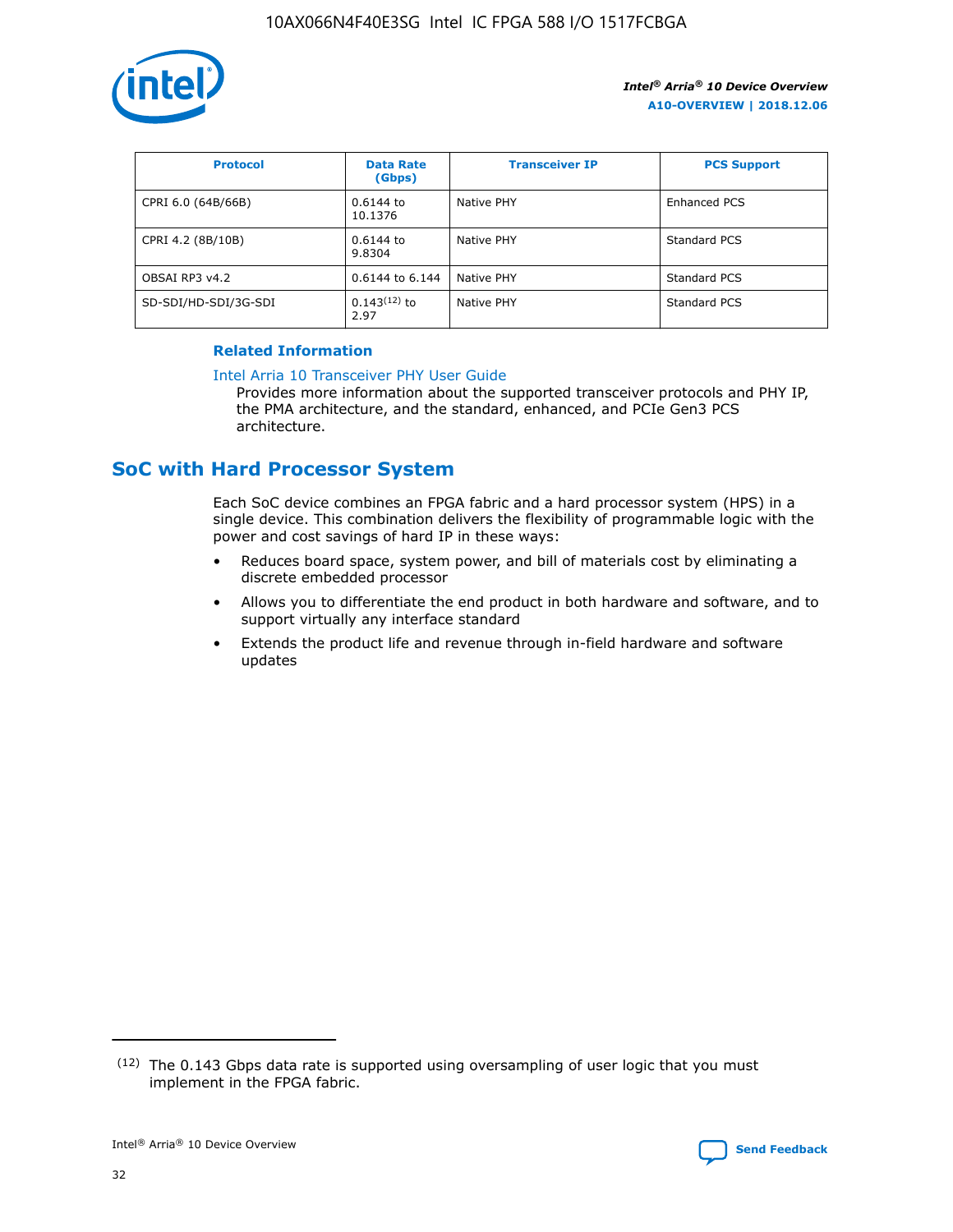| Protocol | Data Rate (Gbps) | Transceiver IP | PCS Support |
| --- | --- | --- | --- |
| CPRI 6.0 (64B/66B) | 0.6144 to 10.1376 | Native PHY | Enhanced PCS |
| CPRI 4.2 (8B/10B) | 0.6144 to 9.8304 | Native PHY | Standard PCS |
| OBSAI RP3 v4.2 | 0.6144 to 6.144 | Native PHY | Standard PCS |
| SD-SDI/HD-SDI/3G-SDI | 0.143[12] to 2.97 | Native PHY | Standard PCS |

**Related Information**

Intel Arria 10 Transceiver PHY User Guide

Provides more information about the supported transceiver protocols and PHY IP, the PMA architecture, and the standard, enhanced, and PCIe Gen3 PCS architecture.

## SoC with Hard Processor System

Each SoC device combines an FPGA fabric and a hard processor system (HPS) in a single device. This combination delivers the flexibility of programmable logic with the power and cost savings of hard IP in these ways:

- Reduces board space, system power, and bill of materials cost by eliminating a discrete embedded processor
- Allows you to differentiate the end product in both hardware and software, and to support virtually any interface standard
- Extends the product life and revenue through in-field hardware and software updates

[12] The 0.143 Gbps data rate is supported using oversampling of user logic that you must implement in the FPGA fabric.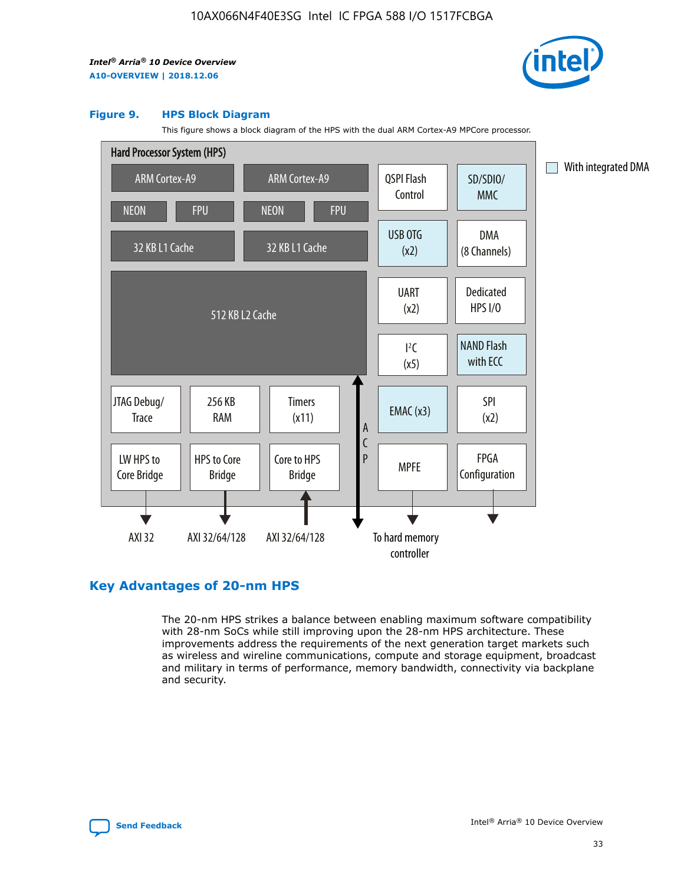#### Figure 9. HPS Block Diagram

This figure shows a block diagram of the HPS with the dual ARM Cortex-A9 MPCore processor.

Hard Processor System (HPS)

ARM Cortex-A9 | ARM Cortex-A9 | QSPI Flash Control | SD/SDIO/MMC

NEON | FPU | NEON | FPU

32 KB L1 Cache | 32 KB L1 Cache | USB OTG (x2) | DMA (8 Channels)

512 KB L2 Cache | UART (x2) | Dedicated HPS I/O | I²C (x5) | NAND Flash with ECC

JTAG Debug/Trace | 256 KB RAM | Timers (x11) | ACP | EMAC (x3) | SPI (x2)

LW HPS to Core Bridge | HPS to Core Bridge | Core to HPS Bridge | MPFE | FPGA Configuration

AXI 32 | AXI 32/64/128 | AXI 32/64/128 | To hard memory controller

With integrated DMA

## Key Advantages of 20-nm HPS

The 20-nm HPS strikes a balance between enabling maximum software compatibility with 28-nm SoCs while still improving upon the 28-nm HPS architecture. These improvements address the requirements of the next generation target markets such as wireless and wireline communications, compute and storage equipment, broadcast and military in terms of performance, memory bandwidth, connectivity via backplane and security.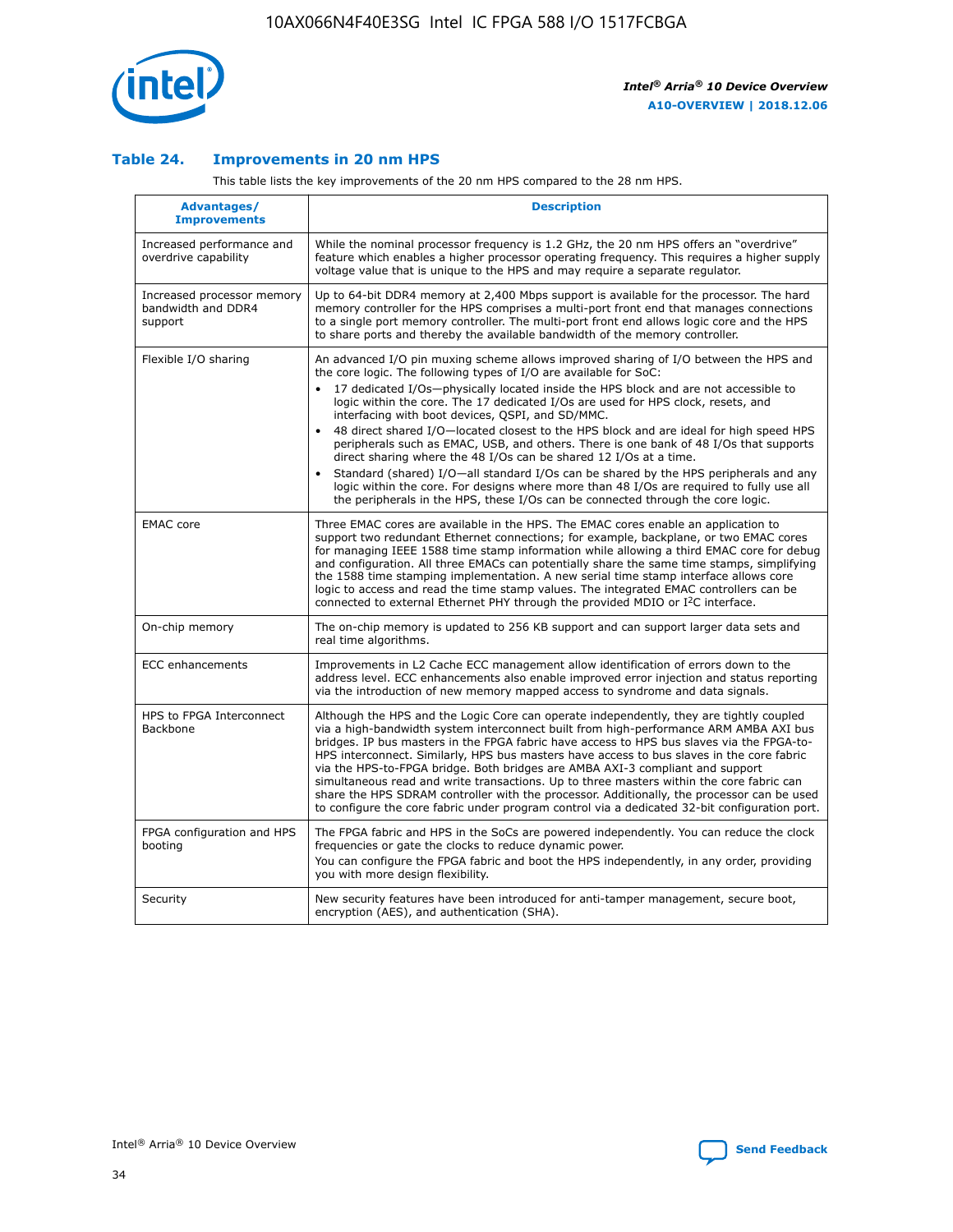## Table 24. Improvements in 20 nm HPS

This table lists the key improvements of the 20 nm HPS compared to the 28 nm HPS.

| Advantages/ Improvements | Description |
|---|---|
| Increased performance and overdrive capability | While the nominal processor frequency is 1.2 GHz, the 20 nm HPS offers an "overdrive" feature which enables a higher processor operating frequency. This requires a higher supply voltage value that is unique to the HPS and may require a separate regulator. |
| Increased processor memory bandwidth and DDR4 support | Up to 64-bit DDR4 memory at 2,400 Mbps support is available for the processor. The hard memory controller for the HPS comprises a multi-port front end that manages connections to a single port memory controller. The multi-port front end allows logic core and the HPS to share ports and thereby the available bandwidth of the memory controller. |
| Flexible I/O sharing | An advanced I/O pin muxing scheme allows improved sharing of I/O between the HPS and the core logic. The following types of I/O are available for SoC: <br>• 17 dedicated I/Os—physically located inside the HPS block and are not accessible to logic within the core. The 17 dedicated I/Os are used for HPS clock, resets, and interfacing with boot devices, QSPI, and SD/MMC. <br>• 48 direct shared I/O—located closest to the HPS block and are ideal for high speed HPS peripherals such as EMAC, USB, and others. There is one bank of 48 I/Os that supports direct sharing where the 48 I/Os can be shared 12 I/Os at a time. <br>• Standard (shared) I/O—all standard I/Os can be shared by the HPS peripherals and any logic within the core. For designs where more than 48 I/Os are required to fully use all the peripherals in the HPS, these I/Os can be connected through the core logic. |
| EMAC core | Three EMAC cores are available in the HPS. The EMAC cores enable an application to support two redundant Ethernet connections; for example, backplane, or two EMAC cores for managing IEEE 1588 time stamp information while allowing a third EMAC core for debug and configuration. All three EMACs can potentially share the same time stamps, simplifying the 1588 time stamping implementation. A new serial time stamp interface allows core logic to access and read the time stamp values. The integrated EMAC controllers can be connected to external Ethernet PHY through the provided MDIO or I²C interface. |
| On-chip memory | The on-chip memory is updated to 256 KB support and can support larger data sets and real time algorithms. |
| ECC enhancements | Improvements in L2 Cache ECC management allow identification of errors down to the address level. ECC enhancements also enable improved error injection and status reporting via the introduction of new memory mapped access to syndrome and data signals. |
| HPS to FPGA Interconnect Backbone | Although the HPS and the Logic Core can operate independently, they are tightly coupled via a high-bandwidth system interconnect built from high-performance ARM AMBA AXI bus bridges. IP bus masters in the FPGA fabric have access to HPS bus slaves via the FPGA-to-HPS interconnect. Similarly, HPS bus masters have access to bus slaves in the core fabric via the HPS-to-FPGA bridge. Both bridges are AMBA AXI-3 compliant and support simultaneous read and write transactions. Up to three masters within the core fabric can share the HPS SDRAM controller with the processor. Additionally, the processor can be used to configure the core fabric under program control via a dedicated 32-bit configuration port. |
| FPGA configuration and HPS booting | The FPGA fabric and HPS in the SoCs are powered independently. You can reduce the clock frequencies or gate the clocks to reduce dynamic power. <br>You can configure the FPGA fabric and boot the HPS independently, in any order, providing you with more design flexibility. |
| Security | New security features have been introduced for anti-tamper management, secure boot, encryption (AES), and authentication (SHA). |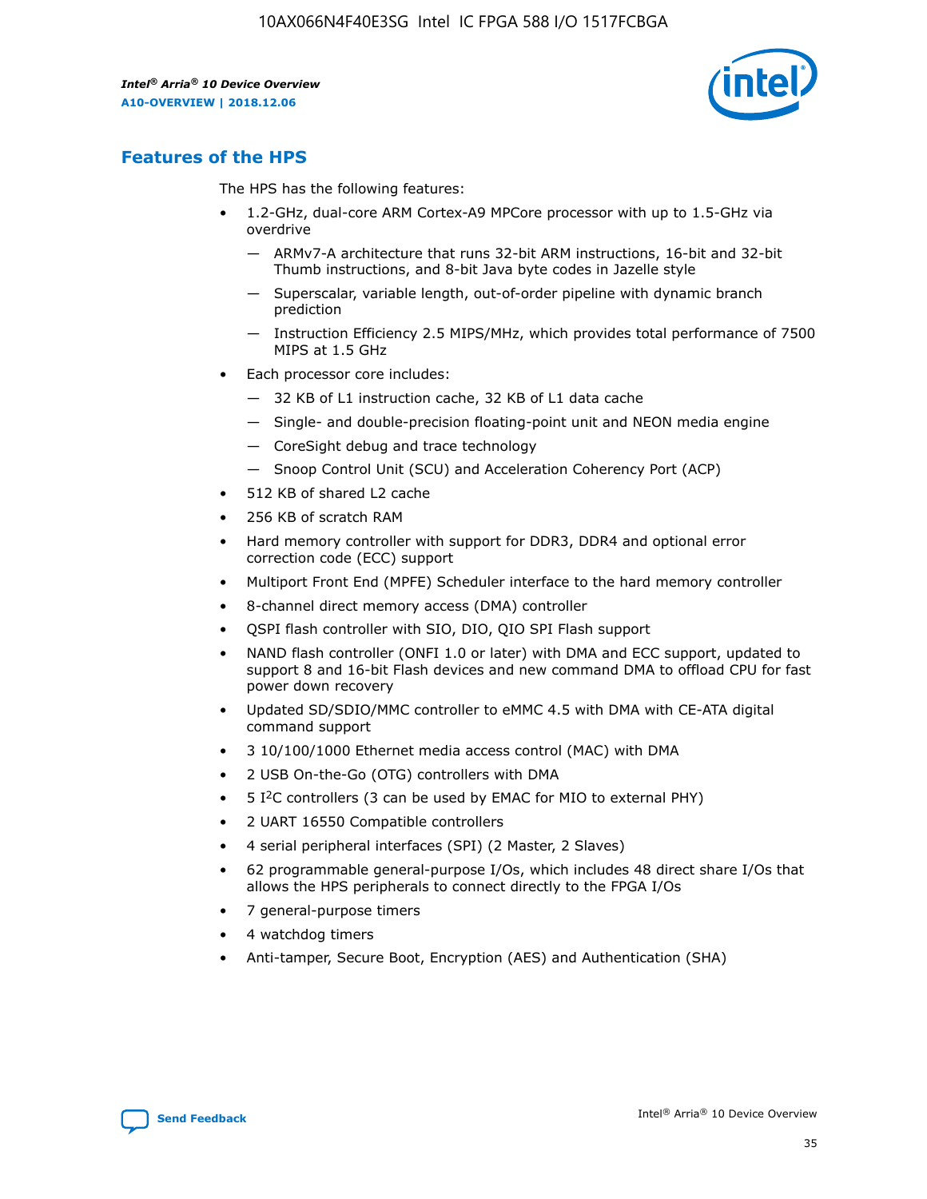## Features of the HPS

The HPS has the following features:

- 1.2-GHz, dual-core ARM Cortex-A9 MPCore processor with up to 1.5-GHz via overdrive
  - — ARMv7-A architecture that runs 32-bit ARM instructions, 16-bit and 32-bit Thumb instructions, and 8-bit Java byte codes in Jazelle style
  - — Superscalar, variable length, out-of-order pipeline with dynamic branch prediction
  - — Instruction Efficiency 2.5 MIPS/MHz, which provides total performance of 7500 MIPS at 1.5 GHz
- Each processor core includes:
  - — 32 KB of L1 instruction cache, 32 KB of L1 data cache
  - — Single- and double-precision floating-point unit and NEON media engine
  - — CoreSight debug and trace technology
  - — Snoop Control Unit (SCU) and Acceleration Coherency Port (ACP)
- 512 KB of shared L2 cache
- 256 KB of scratch RAM
- Hard memory controller with support for DDR3, DDR4 and optional error correction code (ECC) support
- Multiport Front End (MPFE) Scheduler interface to the hard memory controller
- 8-channel direct memory access (DMA) controller
- QSPI flash controller with SIO, DIO, QIO SPI Flash support
- NAND flash controller (ONFI 1.0 or later) with DMA and ECC support, updated to support 8 and 16-bit Flash devices and new command DMA to offload CPU for fast power down recovery
- Updated SD/SDIO/MMC controller to eMMC 4.5 with DMA with CE-ATA digital command support
- 3 10/100/1000 Ethernet media access control (MAC) with DMA
- 2 USB On-the-Go (OTG) controllers with DMA
- 5 I²C controllers (3 can be used by EMAC for MIO to external PHY)
- 2 UART 16550 Compatible controllers
- 4 serial peripheral interfaces (SPI) (2 Master, 2 Slaves)
- 62 programmable general-purpose I/Os, which includes 48 direct share I/Os that allows the HPS peripherals to connect directly to the FPGA I/Os
- 7 general-purpose timers
- 4 watchdog timers
- Anti-tamper, Secure Boot, Encryption (AES) and Authentication (SHA)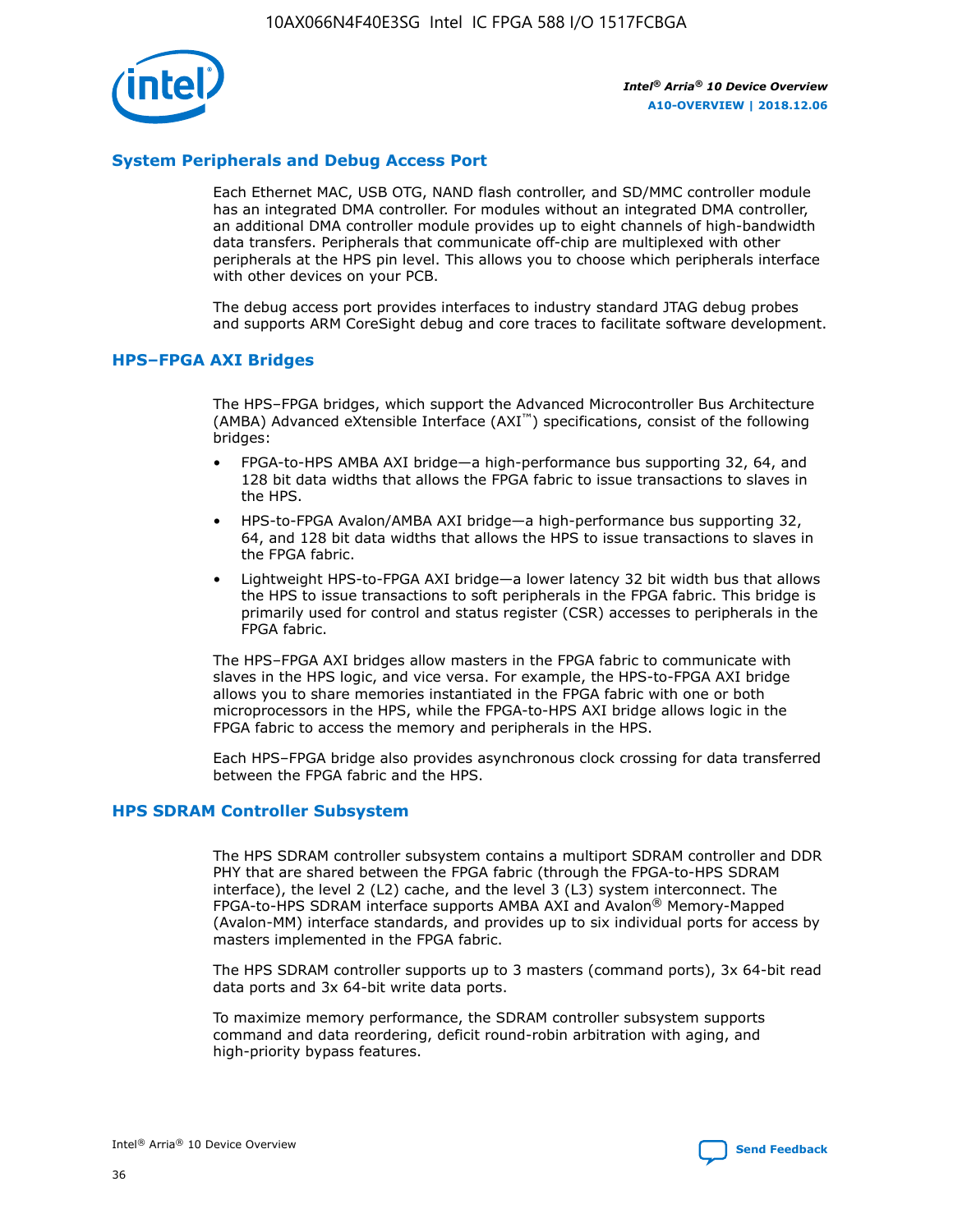## System Peripherals and Debug Access Port

Each Ethernet MAC, USB OTG, NAND flash controller, and SD/MMC controller module has an integrated DMA controller. For modules without an integrated DMA controller, an additional DMA controller module provides up to eight channels of high-bandwidth data transfers. Peripherals that communicate off-chip are multiplexed with other peripherals at the HPS pin level. This allows you to choose which peripherals interface with other devices on your PCB.

The debug access port provides interfaces to industry standard JTAG debug probes and supports ARM CoreSight debug and core traces to facilitate software development.

## HPS–FPGA AXI Bridges

The HPS–FPGA bridges, which support the Advanced Microcontroller Bus Architecture (AMBA) Advanced eXtensible Interface (AXI™) specifications, consist of the following bridges:

- FPGA-to-HPS AMBA AXI bridge—a high-performance bus supporting 32, 64, and 128 bit data widths that allows the FPGA fabric to issue transactions to slaves in the HPS.
- HPS-to-FPGA Avalon/AMBA AXI bridge—a high-performance bus supporting 32, 64, and 128 bit data widths that allows the HPS to issue transactions to slaves in the FPGA fabric.
- Lightweight HPS-to-FPGA AXI bridge—a lower latency 32 bit width bus that allows the HPS to issue transactions to soft peripherals in the FPGA fabric. This bridge is primarily used for control and status register (CSR) accesses to peripherals in the FPGA fabric.

The HPS–FPGA AXI bridges allow masters in the FPGA fabric to communicate with slaves in the HPS logic, and vice versa. For example, the HPS-to-FPGA AXI bridge allows you to share memories instantiated in the FPGA fabric with one or both microprocessors in the HPS, while the FPGA-to-HPS AXI bridge allows logic in the FPGA fabric to access the memory and peripherals in the HPS.

Each HPS–FPGA bridge also provides asynchronous clock crossing for data transferred between the FPGA fabric and the HPS.

## HPS SDRAM Controller Subsystem

The HPS SDRAM controller subsystem contains a multiport SDRAM controller and DDR PHY that are shared between the FPGA fabric (through the FPGA-to-HPS SDRAM interface), the level 2 (L2) cache, and the level 3 (L3) system interconnect. The FPGA-to-HPS SDRAM interface supports AMBA AXI and Avalon® Memory-Mapped (Avalon-MM) interface standards, and provides up to six individual ports for access by masters implemented in the FPGA fabric.

The HPS SDRAM controller supports up to 3 masters (command ports), 3x 64-bit read data ports and 3x 64-bit write data ports.

To maximize memory performance, the SDRAM controller subsystem supports command and data reordering, deficit round-robin arbitration with aging, and high-priority bypass features.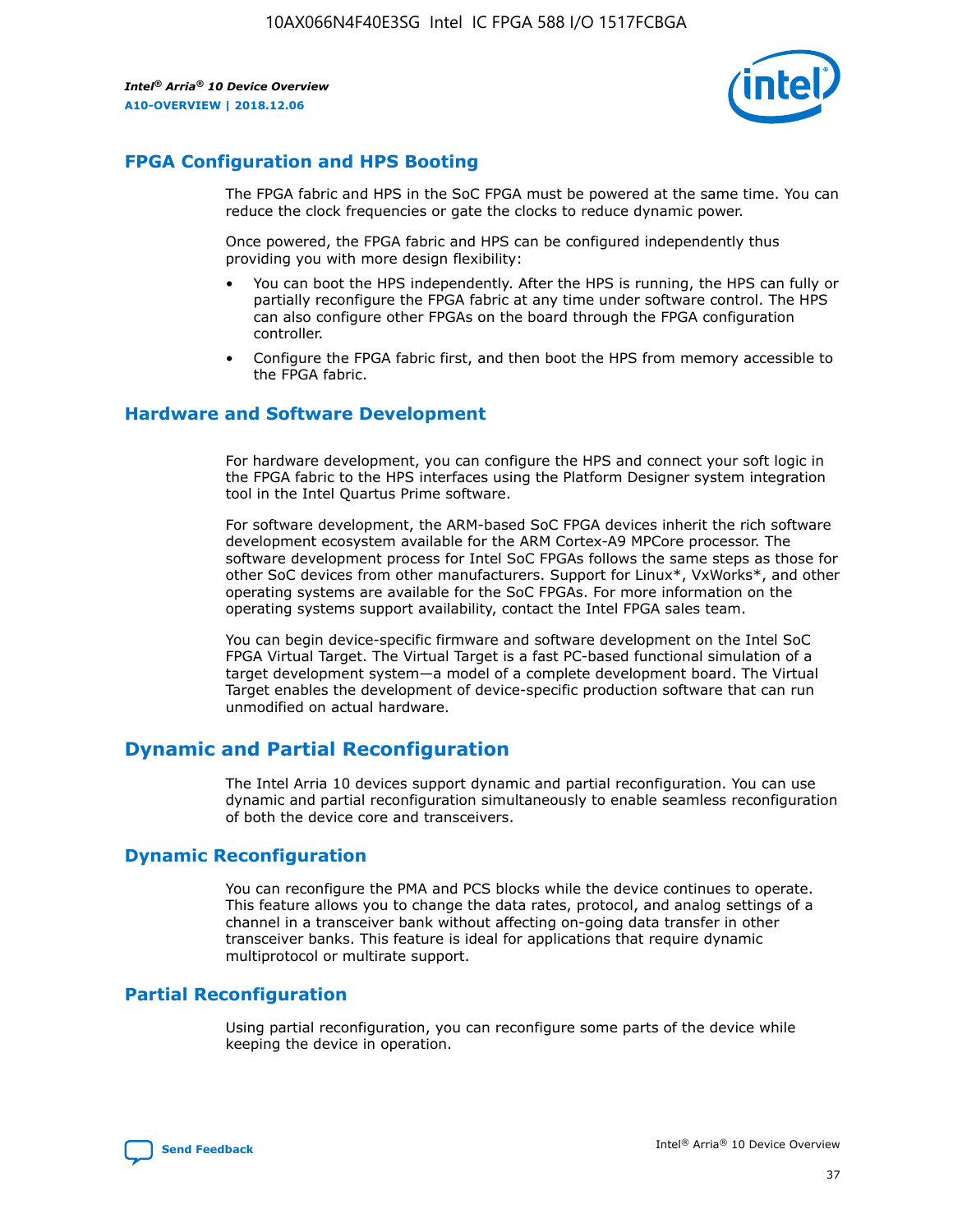## FPGA Configuration and HPS Booting

The FPGA fabric and HPS in the SoC FPGA must be powered at the same time. You can reduce the clock frequencies or gate the clocks to reduce dynamic power.

Once powered, the FPGA fabric and HPS can be configured independently thus providing you with more design flexibility:

- You can boot the HPS independently. After the HPS is running, the HPS can fully or partially reconfigure the FPGA fabric at any time under software control. The HPS can also configure other FPGAs on the board through the FPGA configuration controller.
- Configure the FPGA fabric first, and then boot the HPS from memory accessible to the FPGA fabric.

## Hardware and Software Development

For hardware development, you can configure the HPS and connect your soft logic in the FPGA fabric to the HPS interfaces using the Platform Designer system integration tool in the Intel Quartus Prime software.

For software development, the ARM-based SoC FPGA devices inherit the rich software development ecosystem available for the ARM Cortex-A9 MPCore processor. The software development process for Intel SoC FPGAs follows the same steps as those for other SoC devices from other manufacturers. Support for Linux*, VxWorks*, and other operating systems are available for the SoC FPGAs. For more information on the operating systems support availability, contact the Intel FPGA sales team.

You can begin device-specific firmware and software development on the Intel SoC FPGA Virtual Target. The Virtual Target is a fast PC-based functional simulation of a target development system—a model of a complete development board. The Virtual Target enables the development of device-specific production software that can run unmodified on actual hardware.

# Dynamic and Partial Reconfiguration

The Intel Arria 10 devices support dynamic and partial reconfiguration. You can use dynamic and partial reconfiguration simultaneously to enable seamless reconfiguration of both the device core and transceivers.

## Dynamic Reconfiguration

You can reconfigure the PMA and PCS blocks while the device continues to operate. This feature allows you to change the data rates, protocol, and analog settings of a channel in a transceiver bank without affecting on-going data transfer in other transceiver banks. This feature is ideal for applications that require dynamic multiprotocol or multirate support.

## Partial Reconfiguration

Using partial reconfiguration, you can reconfigure some parts of the device while keeping the device in operation.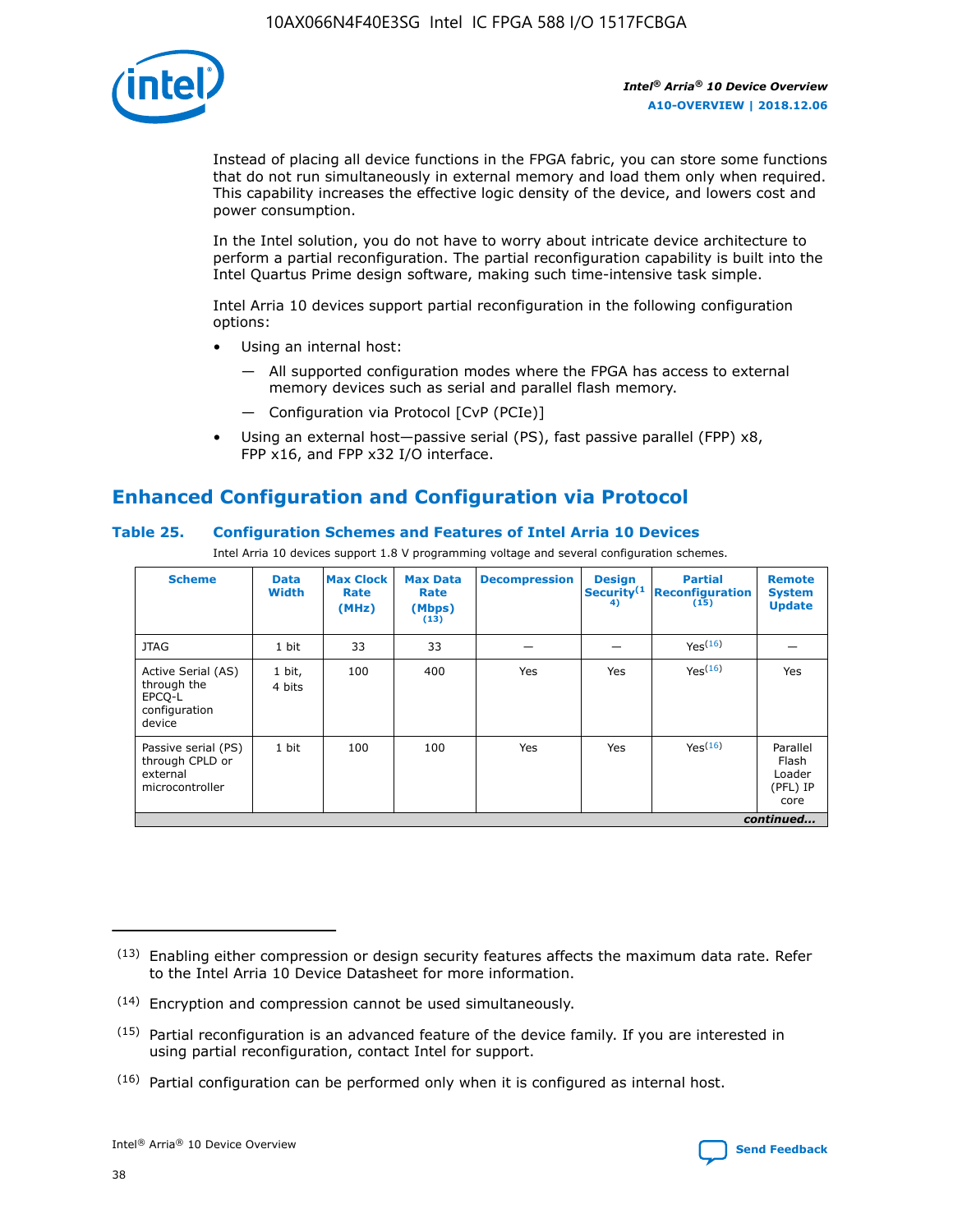Instead of placing all device functions in the FPGA fabric, you can store some functions that do not run simultaneously in external memory and load them only when required. This capability increases the effective logic density of the device, and lowers cost and power consumption.

In the Intel solution, you do not have to worry about intricate device architecture to perform a partial reconfiguration. The partial reconfiguration capability is built into the Intel Quartus Prime design software, making such time-intensive task simple.

Intel Arria 10 devices support partial reconfiguration in the following configuration options:

- Using an internal host:
  - — All supported configuration modes where the FPGA has access to external memory devices such as serial and parallel flash memory.
  - — Configuration via Protocol [CvP (PCIe)]
- Using an external host—passive serial (PS), fast passive parallel (FPP) x8, FPP x16, and FPP x32 I/O interface.

## Enhanced Configuration and Configuration via Protocol

### Table 25. Configuration Schemes and Features of Intel Arria 10 Devices

Intel Arria 10 devices support 1.8 V programming voltage and several configuration schemes.

| Scheme | Data Width | Max Clock Rate (MHz) | Max Data Rate (Mbps) (13) | Decompression | Design Security (14) | Partial Reconfiguration (15) | Remote System Update |
|---|---|---|---|---|---|---|---|
| JTAG | 1 bit | 33 | 33 | — | — | Yes (16) | — |
| Active Serial (AS) through the EPCQ-L configuration device | 1 bit, 4 bits | 100 | 400 | Yes | Yes | Yes (16) | Yes |
| Passive serial (PS) through CPLD or external microcontroller | 1 bit | 100 | 100 | Yes | Yes | Yes (16) | Parallel Flash Loader (PFL) IP core |

*continued...*

(13) Enabling either compression or design security features affects the maximum data rate. Refer to the Intel Arria 10 Device Datasheet for more information.

(14) Encryption and compression cannot be used simultaneously.

(15) Partial reconfiguration is an advanced feature of the device family. If you are interested in using partial reconfiguration, contact Intel for support.

(16) Partial configuration can be performed only when it is configured as internal host.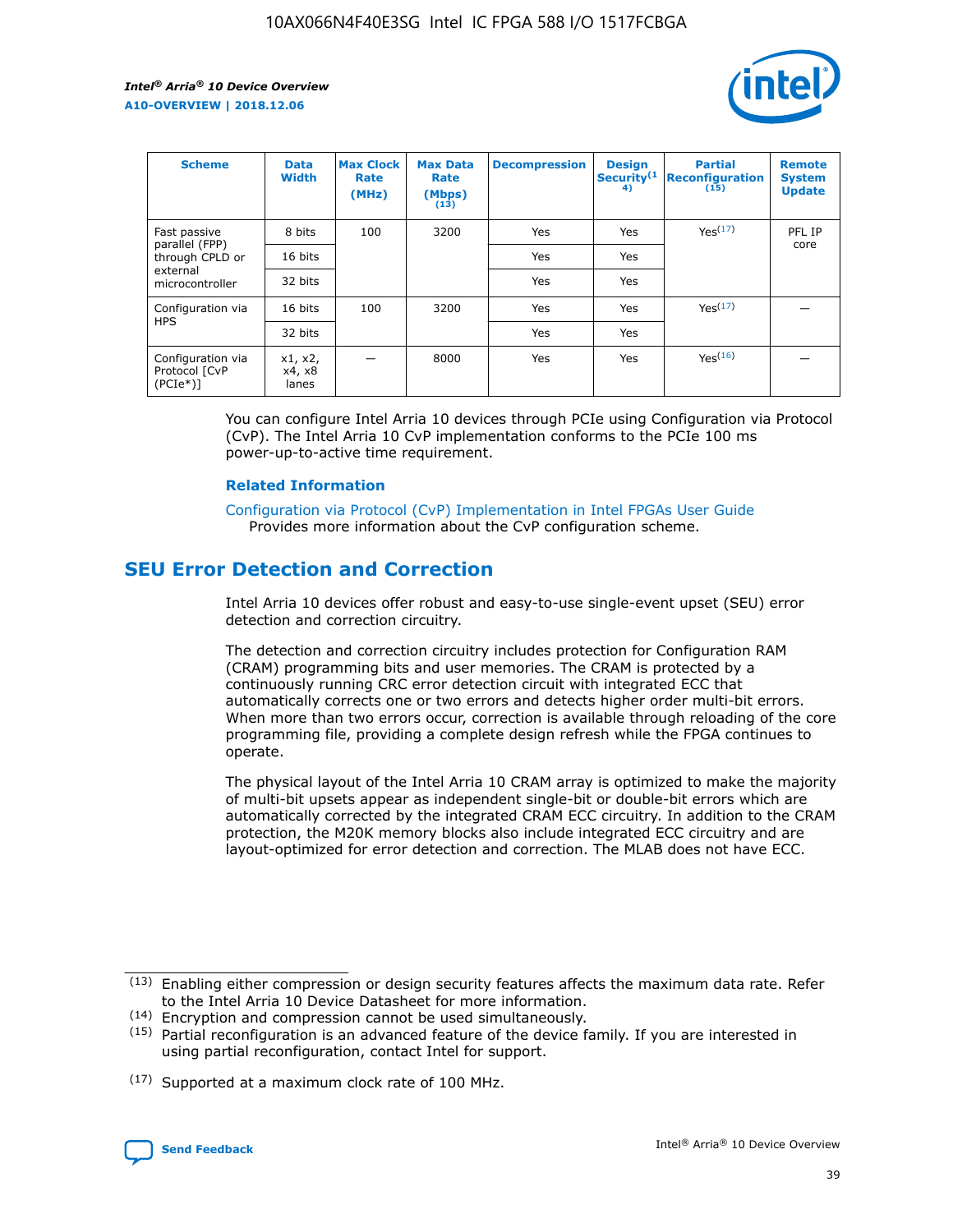| Scheme | Data Width | Max Clock Rate (MHz) | Max Data Rate (Mbps) (13) | Decompression | Design Security(14) | Partial Reconfiguration (15) | Remote System Update |
| --- | --- | --- | --- | --- | --- | --- | --- |
| Fast passive parallel (FPP) through CPLD or external microcontroller | 8 bits | 100 | 3200 | Yes | Yes | Yes(17) | PFL IP core |
| | 16 bits | | | Yes | Yes | | |
| | 32 bits | | | Yes | Yes | | |
| Configuration via HPS | 16 bits | 100 | 3200 | Yes | Yes | Yes(17) | — |
| | 32 bits | | | Yes | Yes | | |
| Configuration via Protocol [CvP (PCIe*)] | x1, x2, x4, x8 lanes | — | 8000 | Yes | Yes | Yes(16) | — |

You can configure Intel Arria 10 devices through PCIe using Configuration via Protocol (CvP). The Intel Arria 10 CvP implementation conforms to the PCIe 100 ms power-up-to-active time requirement.

**Related Information**

Configuration via Protocol (CvP) Implementation in Intel FPGAs User Guide
Provides more information about the CvP configuration scheme.

## SEU Error Detection and Correction

Intel Arria 10 devices offer robust and easy-to-use single-event upset (SEU) error detection and correction circuitry.

The detection and correction circuitry includes protection for Configuration RAM (CRAM) programming bits and user memories. The CRAM is protected by a continuously running CRC error detection circuit with integrated ECC that automatically corrects one or two errors and detects higher order multi-bit errors. When more than two errors occur, correction is available through reloading of the core programming file, providing a complete design refresh while the FPGA continues to operate.

The physical layout of the Intel Arria 10 CRAM array is optimized to make the majority of multi-bit upsets appear as independent single-bit or double-bit errors which are automatically corrected by the integrated CRAM ECC circuitry. In addition to the CRAM protection, the M20K memory blocks also include integrated ECC circuitry and are layout-optimized for error detection and correction. The MLAB does not have ECC.

(13) Enabling either compression or design security features affects the maximum data rate. Refer to the Intel Arria 10 Device Datasheet for more information.

(14) Encryption and compression cannot be used simultaneously.

(15) Partial reconfiguration is an advanced feature of the device family. If you are interested in using partial reconfiguration, contact Intel for support.

(17) Supported at a maximum clock rate of 100 MHz.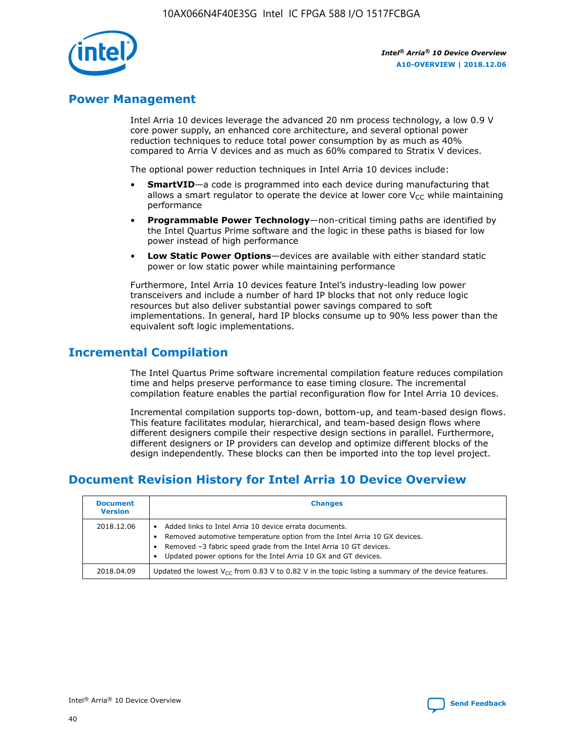## Power Management

Intel Arria 10 devices leverage the advanced 20 nm process technology, a low 0.9 V core power supply, an enhanced core architecture, and several optional power reduction techniques to reduce total power consumption by as much as 40% compared to Arria V devices and as much as 60% compared to Stratix V devices.

The optional power reduction techniques in Intel Arria 10 devices include:

- **SmartVID**—a code is programmed into each device during manufacturing that allows a smart regulator to operate the device at lower core $V_{CC}$ while maintaining performance
- **Programmable Power Technology**—non-critical timing paths are identified by the Intel Quartus Prime software and the logic in these paths is biased for low power instead of high performance
- **Low Static Power Options**—devices are available with either standard static power or low static power while maintaining performance

Furthermore, Intel Arria 10 devices feature Intel's industry-leading low power transceivers and include a number of hard IP blocks that not only reduce logic resources but also deliver substantial power savings compared to soft implementations. In general, hard IP blocks consume up to 90% less power than the equivalent soft logic implementations.

## Incremental Compilation

The Intel Quartus Prime software incremental compilation feature reduces compilation time and helps preserve performance to ease timing closure. The incremental compilation feature enables the partial reconfiguration flow for Intel Arria 10 devices.

Incremental compilation supports top-down, bottom-up, and team-based design flows. This feature facilitates modular, hierarchical, and team-based design flows where different designers compile their respective design sections in parallel. Furthermore, different designers or IP providers can develop and optimize different blocks of the design independently. These blocks can then be imported into the top level project.

## Document Revision History for Intel Arria 10 Device Overview

| Document Version | Changes |
| --- | --- |
| 2018.12.06 | • Added links to Intel Arria 10 device errata documents.<br>• Removed automotive temperature option from the Intel Arria 10 GX devices.<br>• Removed –3 fabric speed grade from the Intel Arria 10 GT devices.<br>• Updated power options for the Intel Arria 10 GX and GT devices. |
| 2018.04.09 | Updated the lowest $V_{CC}$ from 0.83 V to 0.82 V in the topic listing a summary of the device features. |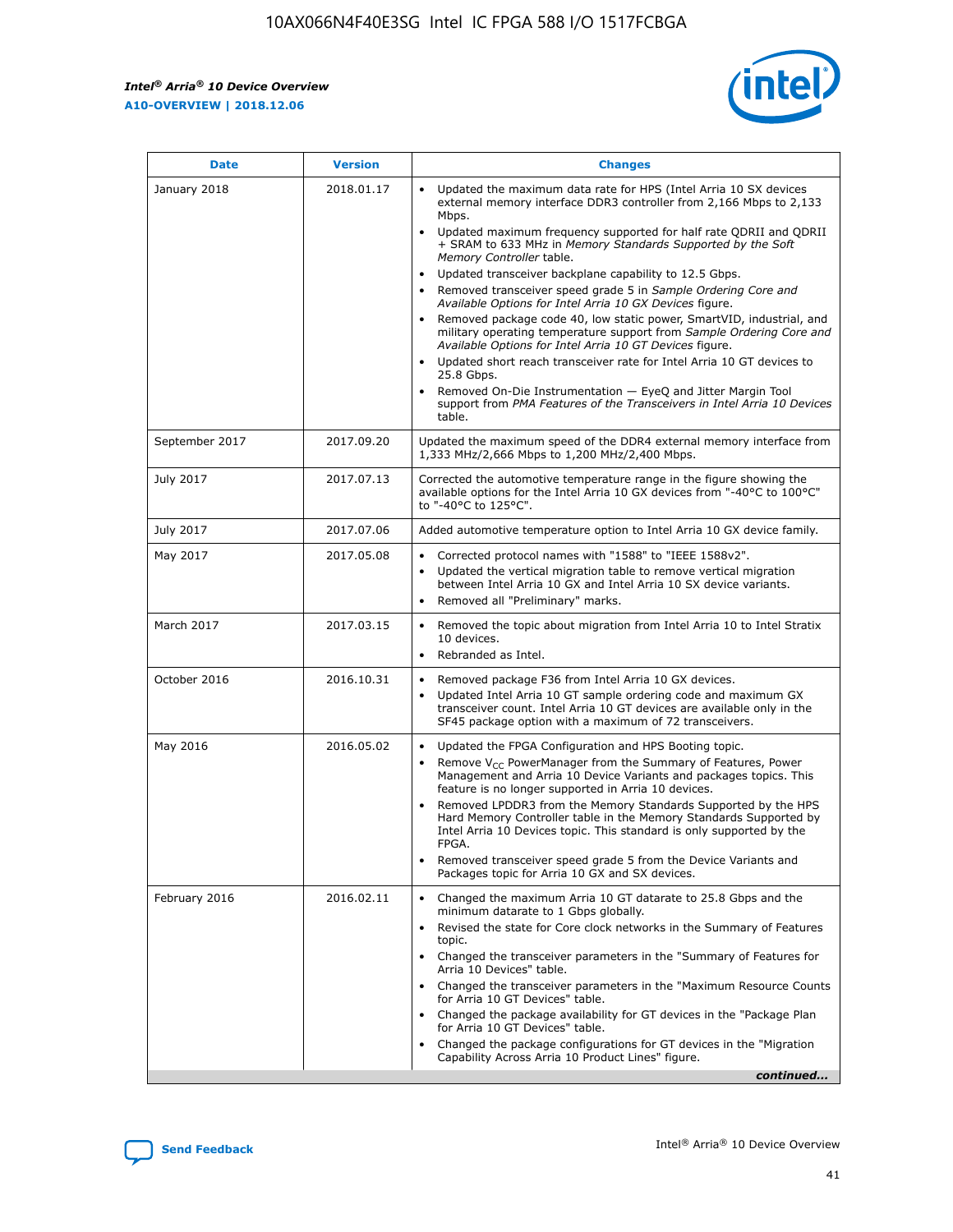| Date | Version | Changes |
| --- | --- | --- |
| January 2018 | 2018.01.17 | • Updated the maximum data rate for HPS (Intel Arria 10 SX devices external memory interface DDR3 controller from 2,166 Mbps to 2,133 Mbps.<br>• Updated maximum frequency supported for half rate QDRII and QDRII + SRAM to 633 MHz in *Memory Standards Supported by the Soft Memory Controller* table.<br>• Updated transceiver backplane capability to 12.5 Gbps.<br>• Removed transceiver speed grade 5 in *Sample Ordering Core and Available Options for Intel Arria 10 GX Devices* figure.<br>• Removed package code 40, low static power, SmartVID, industrial, and military operating temperature support from *Sample Ordering Core and Available Options for Intel Arria 10 GT Devices* figure.<br>• Updated short reach transceiver rate for Intel Arria 10 GT devices to 25.8 Gbps.<br>• Removed On-Die Instrumentation — EyeQ and Jitter Margin Tool support from *PMA Features of the Transceivers in Intel Arria 10 Devices* table. |
| September 2017 | 2017.09.20 | Updated the maximum speed of the DDR4 external memory interface from 1,333 MHz/2,666 Mbps to 1,200 MHz/2,400 Mbps. |
| July 2017 | 2017.07.13 | Corrected the automotive temperature range in the figure showing the available options for the Intel Arria 10 GX devices from "-40°C to 100°C" to "-40°C to 125°C". |
| July 2017 | 2017.07.06 | Added automotive temperature option to Intel Arria 10 GX device family. |
| May 2017 | 2017.05.08 | • Corrected protocol names with "1588" to "IEEE 1588v2".<br>• Updated the vertical migration table to remove vertical migration between Intel Arria 10 GX and Intel Arria 10 SX device variants.<br>• Removed all "Preliminary" marks. |
| March 2017 | 2017.03.15 | • Removed the topic about migration from Intel Arria 10 to Intel Stratix 10 devices.<br>• Rebranded as Intel. |
| October 2016 | 2016.10.31 | • Removed package F36 from Intel Arria 10 GX devices.<br>• Updated Intel Arria 10 GT sample ordering code and maximum GX transceiver count. Intel Arria 10 GT devices are available only in the SF45 package option with a maximum of 72 transceivers. |
| May 2016 | 2016.05.02 | • Updated the FPGA Configuration and HPS Booting topic.<br>• Remove $V_{CC}$ PowerManager from the Summary of Features, Power Management and Arria 10 Device Variants and packages topics. This feature is no longer supported in Arria 10 devices.<br>• Removed LPDDR3 from the Memory Standards Supported by the HPS Hard Memory Controller table in the Memory Standards Supported by Intel Arria 10 Devices topic. This standard is only supported by the FPGA.<br>• Removed transceiver speed grade 5 from the Device Variants and Packages topic for Arria 10 GX and SX devices. |
| February 2016 | 2016.02.11 | • Changed the maximum Arria 10 GT datarate to 25.8 Gbps and the minimum datarate to 1 Gbps globally.<br>• Revised the state for Core clock networks in the Summary of Features topic.<br>• Changed the transceiver parameters in the "Summary of Features for Arria 10 Devices" table.<br>• Changed the transceiver parameters in the "Maximum Resource Counts for Arria 10 GT Devices" table.<br>• Changed the package availability for GT devices in the "Package Plan for Arria 10 GT Devices" table.<br>• Changed the package configurations for GT devices in the "Migration Capability Across Arria 10 Product Lines" figure. |

*continued...*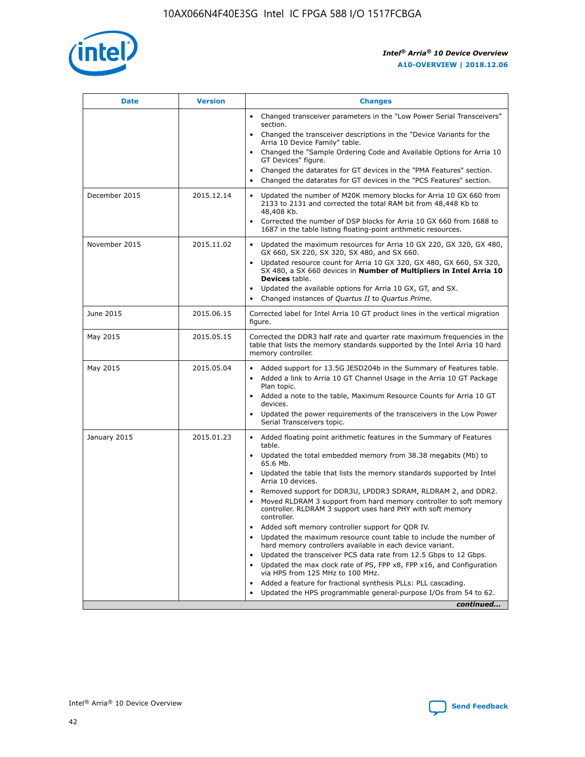| Date | Version | Changes |
| --- | --- | --- |
| | | • Changed transceiver parameters in the "Low Power Serial Transceivers" section.<br>• Changed the transceiver descriptions in the "Device Variants for the Arria 10 Device Family" table.<br>• Changed the "Sample Ordering Code and Available Options for Arria 10 GT Devices" figure.<br>• Changed the datarates for GT devices in the "PMA Features" section.<br>• Changed the datarates for GT devices in the "PCS Features" section. |
| December 2015 | 2015.12.14 | • Updated the number of M20K memory blocks for Arria 10 GX 660 from 2133 to 2131 and corrected the total RAM bit from 48,448 Kb to 48,408 Kb.<br>• Corrected the number of DSP blocks for Arria 10 GX 660 from 1688 to 1687 in the table listing floating-point arithmetic resources. |
| November 2015 | 2015.11.02 | • Updated the maximum resources for Arria 10 GX 220, GX 320, GX 480, GX 660, SX 220, SX 320, SX 480, and SX 660.<br>• Updated resource count for Arria 10 GX 320, GX 480, GX 660, SX 320, SX 480, a SX 660 devices in **Number of Multipliers in Intel Arria 10 Devices** table.<br>• Updated the available options for Arria 10 GX, GT, and SX.<br>• Changed instances of *Quartus II* to *Quartus Prime*. |
| June 2015 | 2015.06.15 | Corrected label for Intel Arria 10 GT product lines in the vertical migration figure. |
| May 2015 | 2015.05.15 | Corrected the DDR3 half rate and quarter rate maximum frequencies in the table that lists the memory standards supported by the Intel Arria 10 hard memory controller. |
| May 2015 | 2015.05.04 | • Added support for 13.5G JESD204b in the Summary of Features table.<br>• Added a link to Arria 10 GT Channel Usage in the Arria 10 GT Package Plan topic.<br>• Added a note to the table, Maximum Resource Counts for Arria 10 GT devices.<br>• Updated the power requirements of the transceivers in the Low Power Serial Transceivers topic. |
| January 2015 | 2015.01.23 | • Added floating point arithmetic features in the Summary of Features table.<br>• Updated the total embedded memory from 38.38 megabits (Mb) to 65.6 Mb.<br>• Updated the table that lists the memory standards supported by Intel Arria 10 devices.<br>• Removed support for DDR3U, LPDDR3 SDRAM, RLDRAM 2, and DDR2.<br>• Moved RLDRAM 3 support from hard memory controller to soft memory controller. RLDRAM 3 support uses hard PHY with soft memory controller.<br>• Added soft memory controller support for QDR IV.<br>• Updated the maximum resource count table to include the number of hard memory controllers available in each device variant.<br>• Updated the transceiver PCS data rate from 12.5 Gbps to 12 Gbps.<br>• Updated the max clock rate of PS, FPP x8, FPP x16, and Configuration via HPS from 125 MHz to 100 MHz.<br>• Added a feature for fractional synthesis PLLs: PLL cascading.<br>• Updated the HPS programmable general-purpose I/Os from 54 to 62. |

*continued...*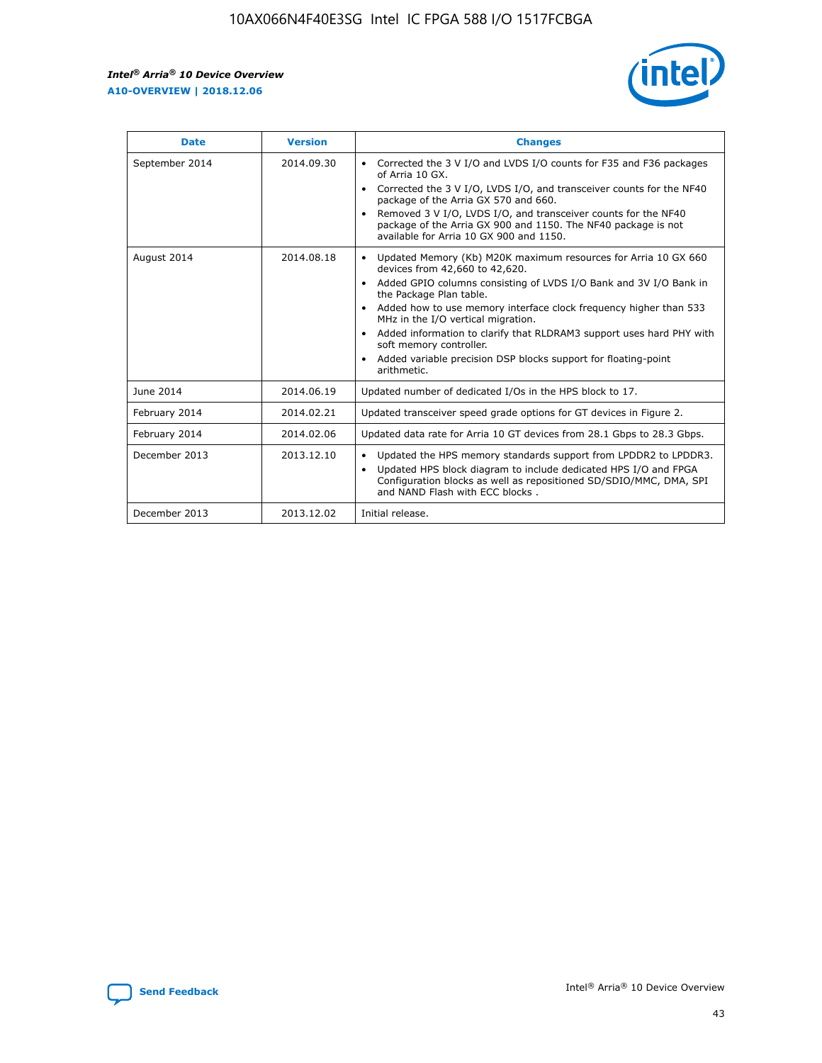| Date | Version | Changes |
| --- | --- | --- |
| September 2014 | 2014.09.30 | • Corrected the 3 V I/O and LVDS I/O counts for F35 and F36 packages of Arria 10 GX.<br>• Corrected the 3 V I/O, LVDS I/O, and transceiver counts for the NF40 package of the Arria GX 570 and 660.<br>• Removed 3 V I/O, LVDS I/O, and transceiver counts for the NF40 package of the Arria GX 900 and 1150. The NF40 package is not available for Arria 10 GX 900 and 1150. |
| August 2014 | 2014.08.18 | • Updated Memory (Kb) M20K maximum resources for Arria 10 GX 660 devices from 42,660 to 42,620.<br>• Added GPIO columns consisting of LVDS I/O Bank and 3V I/O Bank in the Package Plan table.<br>• Added how to use memory interface clock frequency higher than 533 MHz in the I/O vertical migration.<br>• Added information to clarify that RLDRAM3 support uses hard PHY with soft memory controller.<br>• Added variable precision DSP blocks support for floating-point arithmetic. |
| June 2014 | 2014.06.19 | Updated number of dedicated I/Os in the HPS block to 17. |
| February 2014 | 2014.02.21 | Updated transceiver speed grade options for GT devices in Figure 2. |
| February 2014 | 2014.02.06 | Updated data rate for Arria 10 GT devices from 28.1 Gbps to 28.3 Gbps. |
| December 2013 | 2013.12.10 | • Updated the HPS memory standards support from LPDDR2 to LPDDR3.<br>• Updated HPS block diagram to include dedicated HPS I/O and FPGA Configuration blocks as well as repositioned SD/SDIO/MMC, DMA, SPI and NAND Flash with ECC blocks . |
| December 2013 | 2013.12.02 | Initial release. |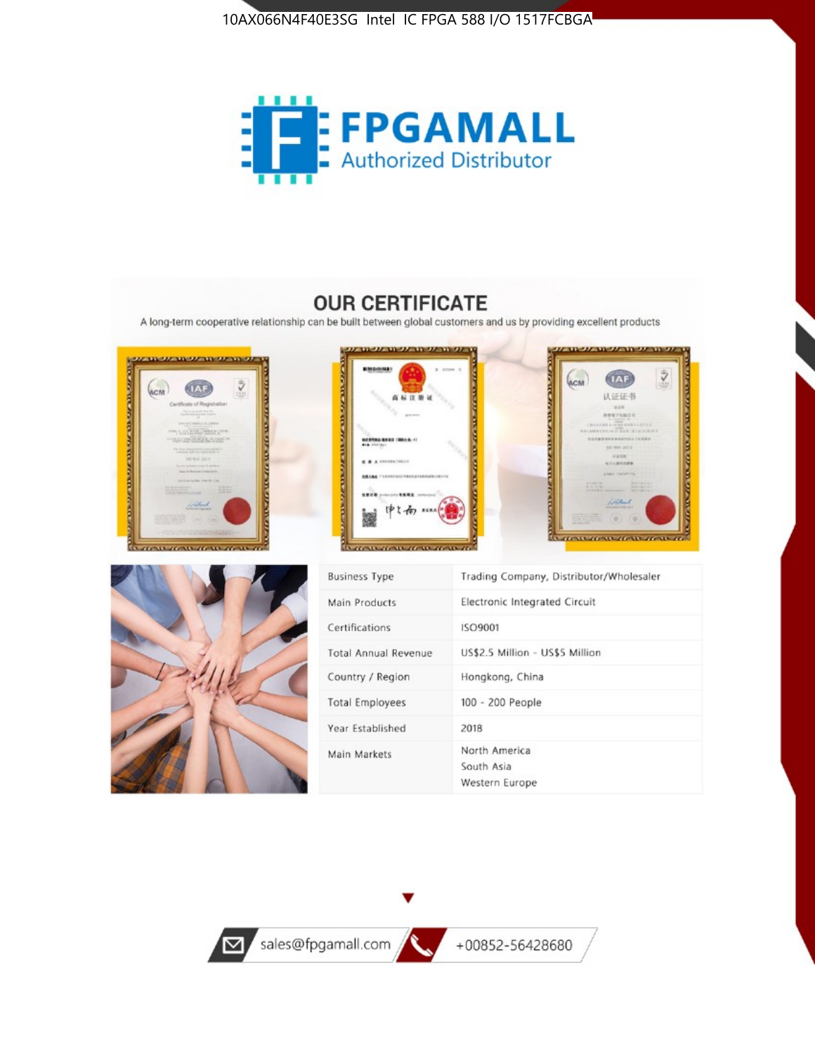FPGAMALL
Authorized Distributor

## OUR CERTIFICATE

A long-term cooperative relationship can be built between global customers and us by providing excellent products

| | |
|---|---|
| Business Type | Trading Company, Distributor/Wholesaler |
| Main Products | Electronic Integrated Circuit |
| Certifications | ISO9001 |
| Total Annual Revenue | US$2.5 Million - US$5 Million |
| Country / Region | Hongkong, China |
| Total Employees | 100 - 200 People |
| Year Established | 2018 |
| Main Markets | North America<br>South Asia<br>Western Europe |

sales@fpgamall.com

+00852-56428680